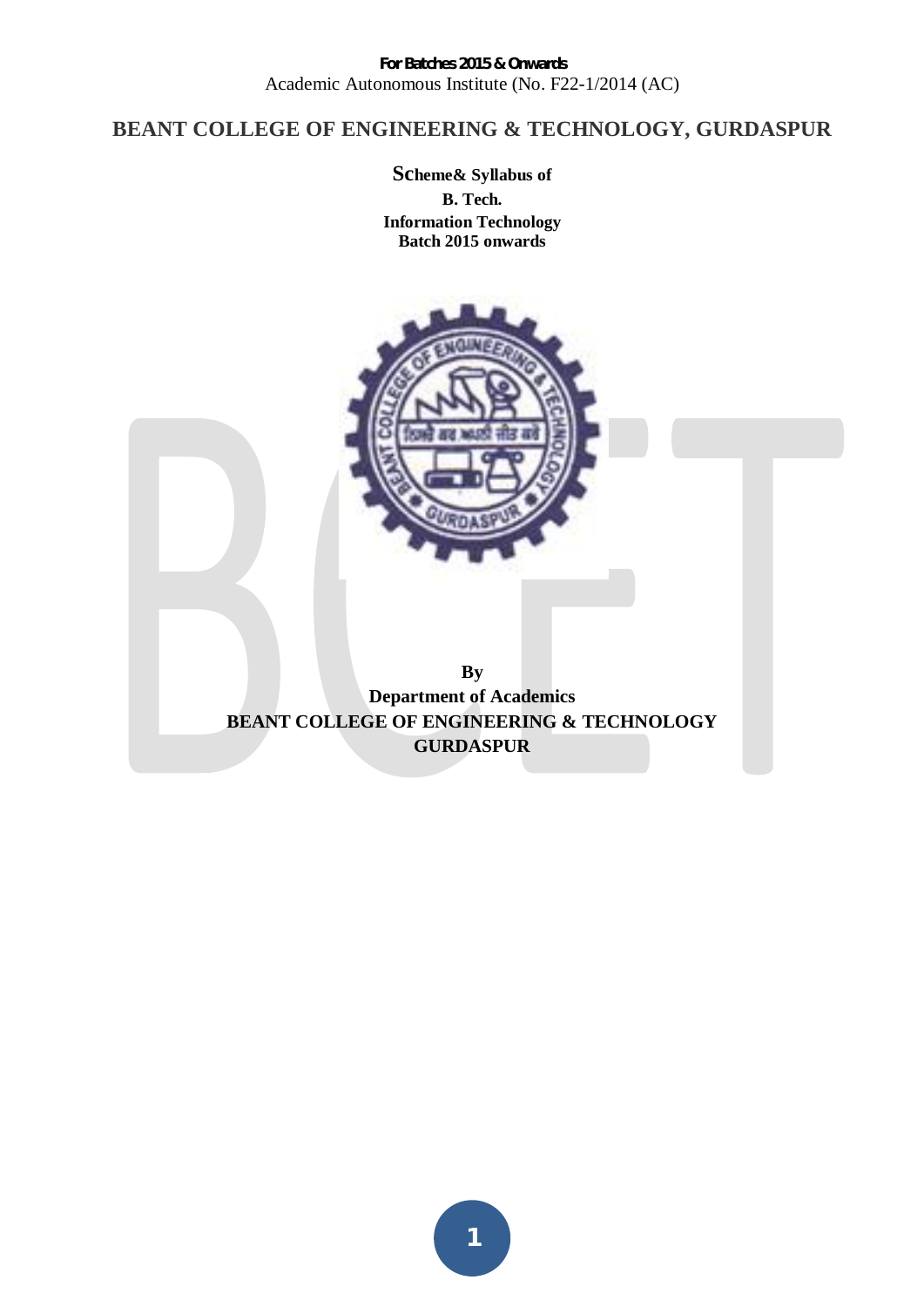**For Batches 2015 & Onwards**

Academic Autonomous Institute (No. F22-1/2014 (AC)

# BEANT COLLEGE OF ENGINEERING & TECHNOLOGY, GURDASPUR

**Scheme& Syllabus of**

**B. Tech.**

**Information Technology**

**Batch 2015 onwards**

**By**

**Department of Academics**

**BEANT COLLEGE OF ENGINEERING & TECHNOLOGY**

**GURDASPUR**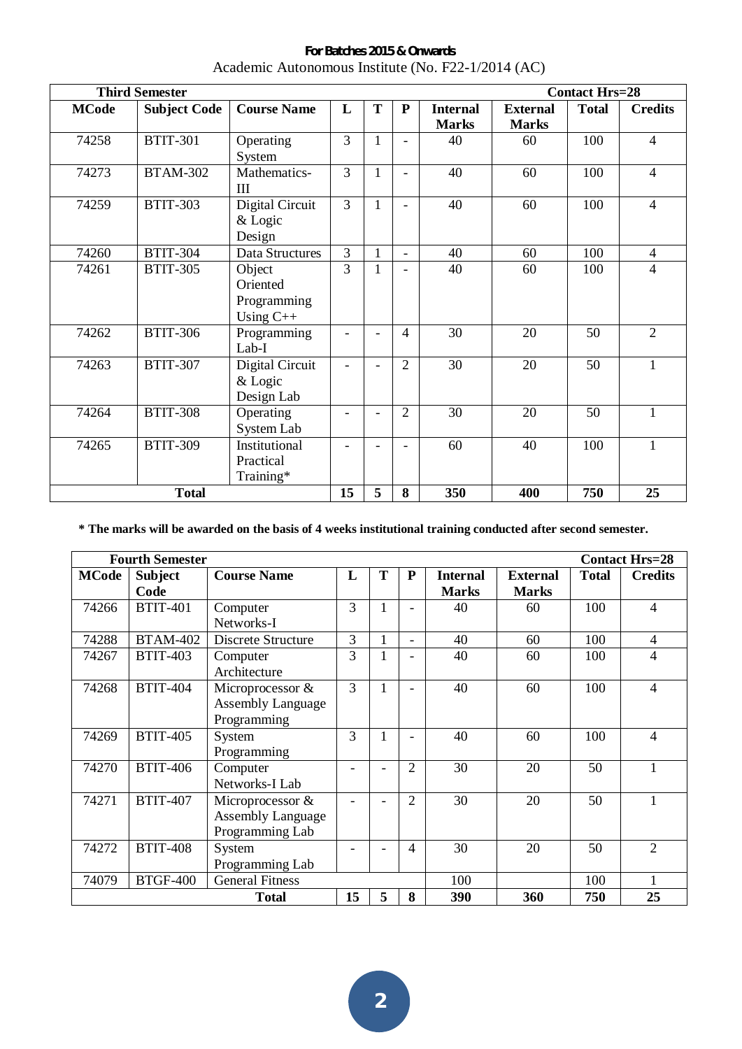**For Batches 2015 & Onwards**

Academic Autonomous Institute (No. F22-1/2014 (AC)

| **Third Semester** | | | | | | | | **Contact Hrs=28** | |
|---|---|---|---|---|---|---|---|---|---|
| **MCode** | **Subject Code** | **Course Name** | **L** | **T** | **P** | **Internal Marks** | **External Marks** | **Total** | **Credits** |
| 74258 | BTIT-301 | Operating System | 3 | 1 | - | 40 | 60 | 100 | 4 |
| 74273 | BTAM-302 | Mathematics-III | 3 | 1 | - | 40 | 60 | 100 | 4 |
| 74259 | BTIT-303 | Digital Circuit & Logic Design | 3 | 1 | - | 40 | 60 | 100 | 4 |
| 74260 | BTIT-304 | Data Structures | 3 | 1 | - | 40 | 60 | 100 | 4 |
| 74261 | BTIT-305 | Object Oriented Programming Using C++ | 3 | 1 | - | 40 | 60 | 100 | 4 |
| 74262 | BTIT-306 | Programming Lab-I | - | - | 4 | 30 | 20 | 50 | 2 |
| 74263 | BTIT-307 | Digital Circuit & Logic Design Lab | - | - | 2 | 30 | 20 | 50 | 1 |
| 74264 | BTIT-308 | Operating System Lab | - | - | 2 | 30 | 20 | 50 | 1 |
| 74265 | BTIT-309 | Institutional Practical Training* | - | - | - | 60 | 40 | 100 | 1 |
| **Total** | | | **15** | **5** | **8** | **350** | **400** | **750** | **25** |

**\* The marks will be awarded on the basis of 4 weeks institutional training conducted after second semester.**

| **Fourth Semester** | | | | | | | | **Contact Hrs=28** | |
|---|---|---|---|---|---|---|---|---|---|
| **MCode** | **Subject Code** | **Course Name** | **L** | **T** | **P** | **Internal Marks** | **External Marks** | **Total** | **Credits** |
| 74266 | BTIT-401 | Computer Networks-I | 3 | 1 | - | 40 | 60 | 100 | 4 |
| 74288 | BTAM-402 | Discrete Structure | 3 | 1 | - | 40 | 60 | 100 | 4 |
| 74267 | BTIT-403 | Computer Architecture | 3 | 1 | - | 40 | 60 | 100 | 4 |
| 74268 | BTIT-404 | Microprocessor & Assembly Language Programming | 3 | 1 | - | 40 | 60 | 100 | 4 |
| 74269 | BTIT-405 | System Programming | 3 | 1 | - | 40 | 60 | 100 | 4 |
| 74270 | BTIT-406 | Computer Networks-I Lab | - | - | 2 | 30 | 20 | 50 | 1 |
| 74271 | BTIT-407 | Microprocessor & Assembly Language Programming Lab | - | - | 2 | 30 | 20 | 50 | 1 |
| 74272 | BTIT-408 | System Programming Lab | - | - | 4 | 30 | 20 | 50 | 2 |
| 74079 | BTGF-400 | General Fitness | | | | 100 | | 100 | 1 |
| **Total** | | | **15** | **5** | **8** | **390** | **360** | **750** | **25** |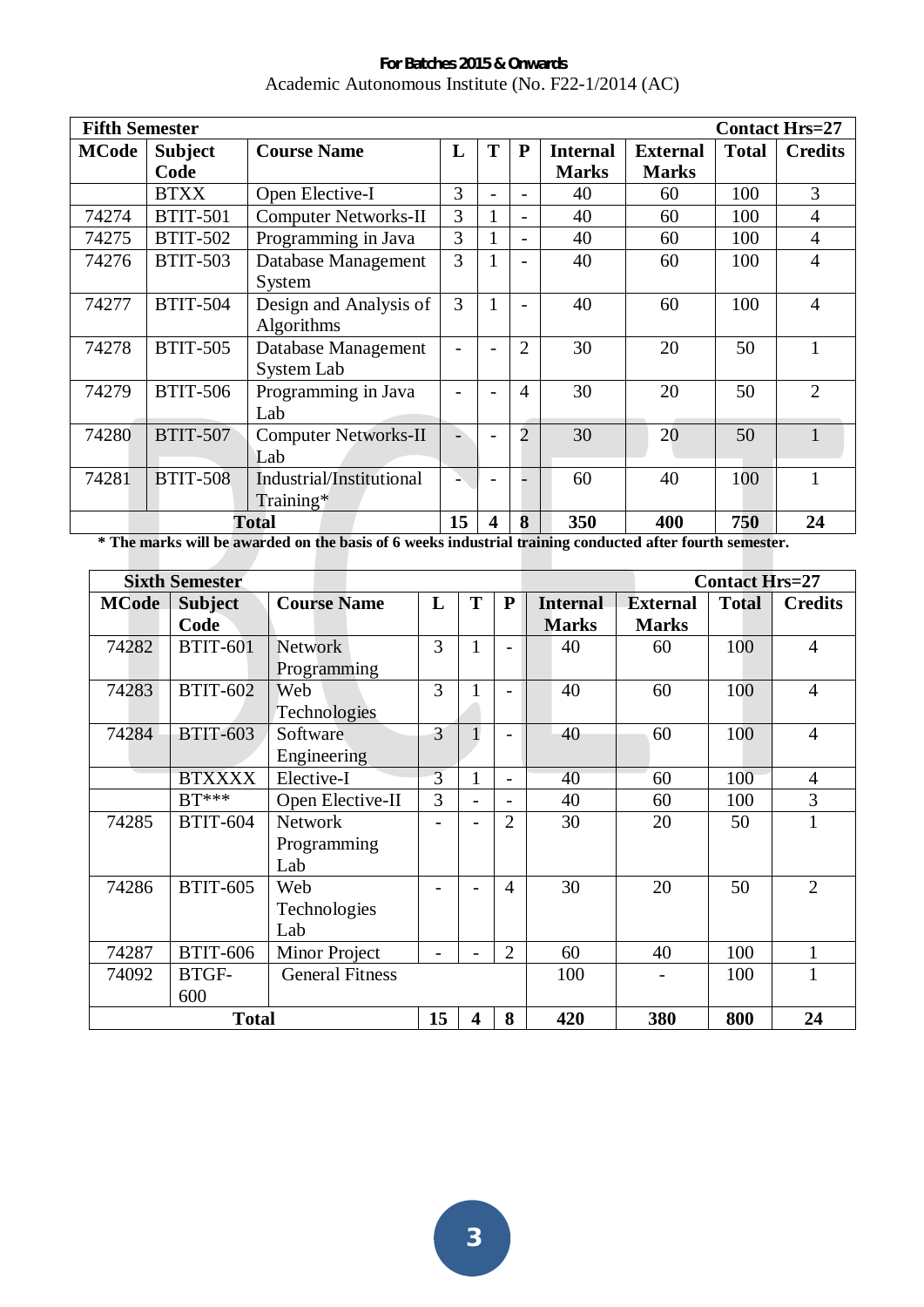**For Batches 2015 & Onwards**
Academic Autonomous Institute (No. F22-1/2014 (AC)

| **Fifth Semester** | | | | | | | | | **Contact Hrs=27** |
|---|---|---|---|---|---|---|---|---|---|
| **MCode** | **Subject Code** | **Course Name** | **L** | **T** | **P** | **Internal Marks** | **External Marks** | **Total** | **Credits** |
| | BTXX | Open Elective-I | 3 | - | - | 40 | 60 | 100 | 3 |
| 74274 | BTIT-501 | Computer Networks-II | 3 | 1 | - | 40 | 60 | 100 | 4 |
| 74275 | BTIT-502 | Programming in Java | 3 | 1 | - | 40 | 60 | 100 | 4 |
| 74276 | BTIT-503 | Database Management System | 3 | 1 | - | 40 | 60 | 100 | 4 |
| 74277 | BTIT-504 | Design and Analysis of Algorithms | 3 | 1 | - | 40 | 60 | 100 | 4 |
| 74278 | BTIT-505 | Database Management System Lab | - | - | 2 | 30 | 20 | 50 | 1 |
| 74279 | BTIT-506 | Programming in Java Lab | - | - | 4 | 30 | 20 | 50 | 2 |
| 74280 | BTIT-507 | Computer Networks-II Lab | - | - | 2 | 30 | 20 | 50 | 1 |
| 74281 | BTIT-508 | Industrial/Institutional Training* | - | - | - | 60 | 40 | 100 | 1 |
| | | **Total** | **15** | **4** | **8** | **350** | **400** | **750** | **24** |

**\* The marks will be awarded on the basis of 6 weeks industrial training conducted after fourth semester.**

| **Sixth Semester** | | | | | | | | | **Contact Hrs=27** |
|---|---|---|---|---|---|---|---|---|---|
| **MCode** | **Subject Code** | **Course Name** | **L** | **T** | **P** | **Internal Marks** | **External Marks** | **Total** | **Credits** |
| 74282 | BTIT-601 | Network Programming | 3 | 1 | - | 40 | 60 | 100 | 4 |
| 74283 | BTIT-602 | Web Technologies | 3 | 1 | - | 40 | 60 | 100 | 4 |
| 74284 | BTIT-603 | Software Engineering | 3 | 1 | - | 40 | 60 | 100 | 4 |
| | BTXXXX | Elective-I | 3 | 1 | - | 40 | 60 | 100 | 4 |
| | BT*** | Open Elective-II | 3 | - | - | 40 | 60 | 100 | 3 |
| 74285 | BTIT-604 | Network Programming Lab | - | - | 2 | 30 | 20 | 50 | 1 |
| 74286 | BTIT-605 | Web Technologies Lab | - | - | 4 | 30 | 20 | 50 | 2 |
| 74287 | BTIT-606 | Minor Project | - | - | 2 | 60 | 40 | 100 | 1 |
| 74092 | BTGF-600 | General Fitness | | | | 100 | - | 100 | 1 |
| | | **Total** | **15** | **4** | **8** | **420** | **380** | **800** | **24** |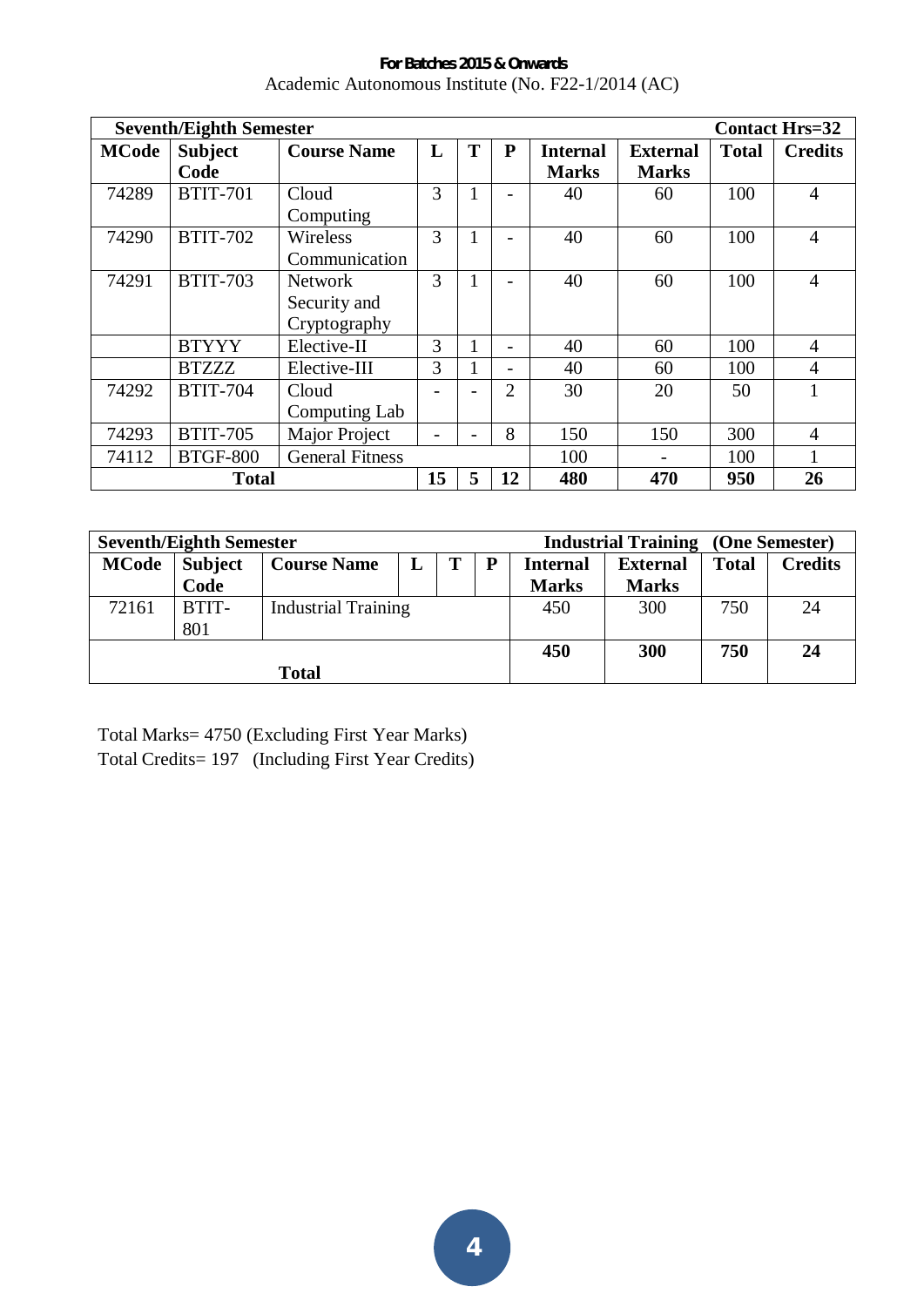**For Batches 2015 & Onwards**

Academic Autonomous Institute (No. F22-1/2014 (AC)

| Seventh/Eighth Semester | | | | | | | | | Contact Hrs=32 |
|---|---|---|---|---|---|---|---|---|---|
| **MCode** | **Subject Code** | **Course Name** | **L** | **T** | **P** | **Internal Marks** | **External Marks** | **Total** | **Credits** |
| 74289 | BTIT-701 | Cloud Computing | 3 | 1 | - | 40 | 60 | 100 | 4 |
| 74290 | BTIT-702 | Wireless Communication | 3 | 1 | - | 40 | 60 | 100 | 4 |
| 74291 | BTIT-703 | Network Security and Cryptography | 3 | 1 | - | 40 | 60 | 100 | 4 |
| | BTYYY | Elective-II | 3 | 1 | - | 40 | 60 | 100 | 4 |
| | BTZZZ | Elective-III | 3 | 1 | - | 40 | 60 | 100 | 4 |
| 74292 | BTIT-704 | Cloud Computing Lab | - | - | 2 | 30 | 20 | 50 | 1 |
| 74293 | BTIT-705 | Major Project | - | - | 8 | 150 | 150 | 300 | 4 |
| 74112 | BTGF-800 | General Fitness | | | | 100 | - | 100 | 1 |
| **Total** | | | **15** | **5** | **12** | **480** | **470** | **950** | **26** |

| Seventh/Eighth Semester | | | | | | Industrial Training | (One Semester) | | |
|---|---|---|---|---|---|---|---|---|---|
| **MCode** | **Subject Code** | **Course Name** | **L** | **T** | **P** | **Internal Marks** | **External Marks** | **Total** | **Credits** |
| 72161 | BTIT-801 | Industrial Training | | | | 450 | 300 | 750 | 24 |
| **Total** | | | | | | **450** | **300** | **750** | **24** |

Total Marks= 4750 (Excluding First Year Marks)

Total Credits= 197 (Including First Year Credits)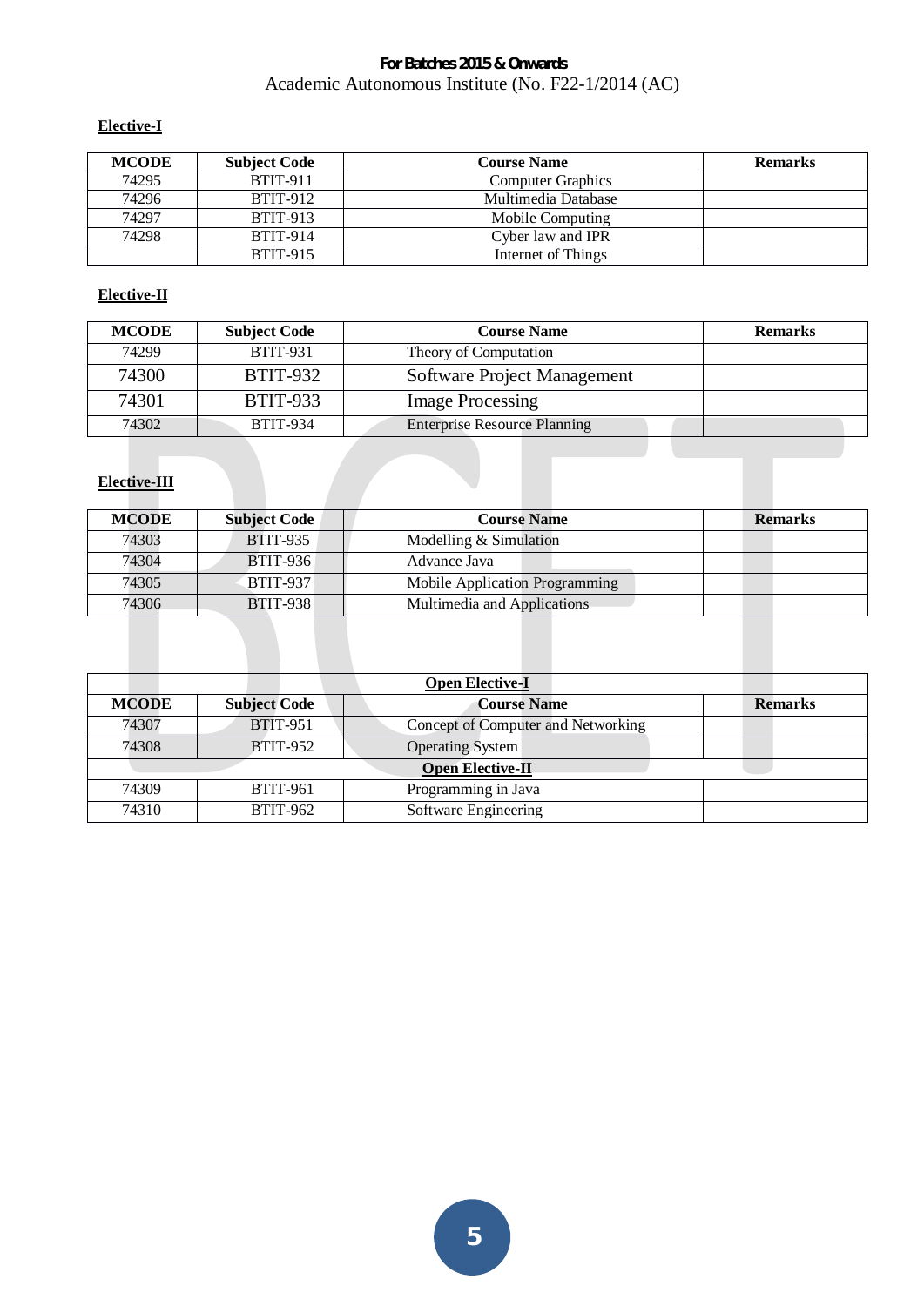**For Batches 2015 & Onwards**
Academic Autonomous Institute (No. F22-1/2014 (AC)

**Elective-I**

| MCODE | Subject Code | Course Name | Remarks |
|---|---|---|---|
| 74295 | BTIT-911 | Computer Graphics | |
| 74296 | BTIT-912 | Multimedia Database | |
| 74297 | BTIT-913 | Mobile Computing | |
| 74298 | BTIT-914 | Cyber law and IPR | |
| | BTIT-915 | Internet of Things | |

**Elective-II**

| MCODE | Subject Code | Course Name | Remarks |
|---|---|---|---|
| 74299 | BTIT-931 | Theory of Computation | |
| 74300 | BTIT-932 | Software Project Management | |
| 74301 | BTIT-933 | Image Processing | |
| 74302 | BTIT-934 | Enterprise Resource Planning | |

**Elective-III**

| MCODE | Subject Code | Course Name | Remarks |
|---|---|---|---|
| 74303 | BTIT-935 | Modelling & Simulation | |
| 74304 | BTIT-936 | Advance Java | |
| 74305 | BTIT-937 | Mobile Application Programming | |
| 74306 | BTIT-938 | Multimedia and Applications | |

| **Open Elective-I** | | | |
|---|---|---|---|
| **MCODE** | **Subject Code** | **Course Name** | **Remarks** |
| 74307 | BTIT-951 | Concept of Computer and Networking | |
| 74308 | BTIT-952 | Operating System | |
| **Open Elective-II** | | | |
| 74309 | BTIT-961 | Programming in Java | |
| 74310 | BTIT-962 | Software Engineering | |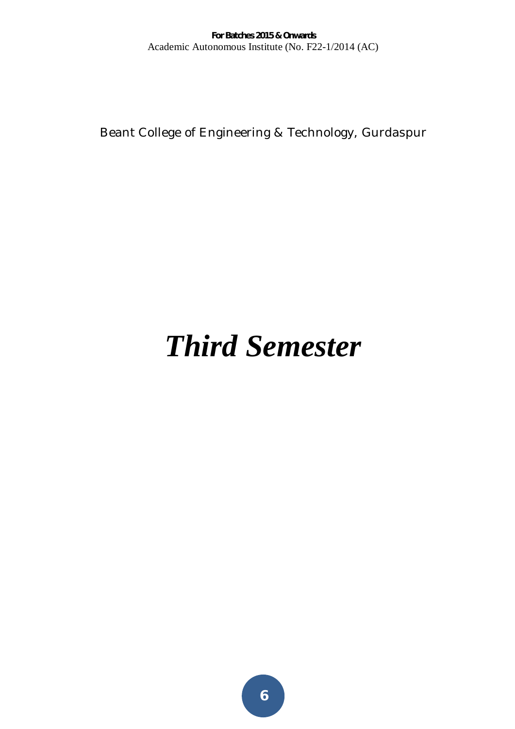# *Third Semester*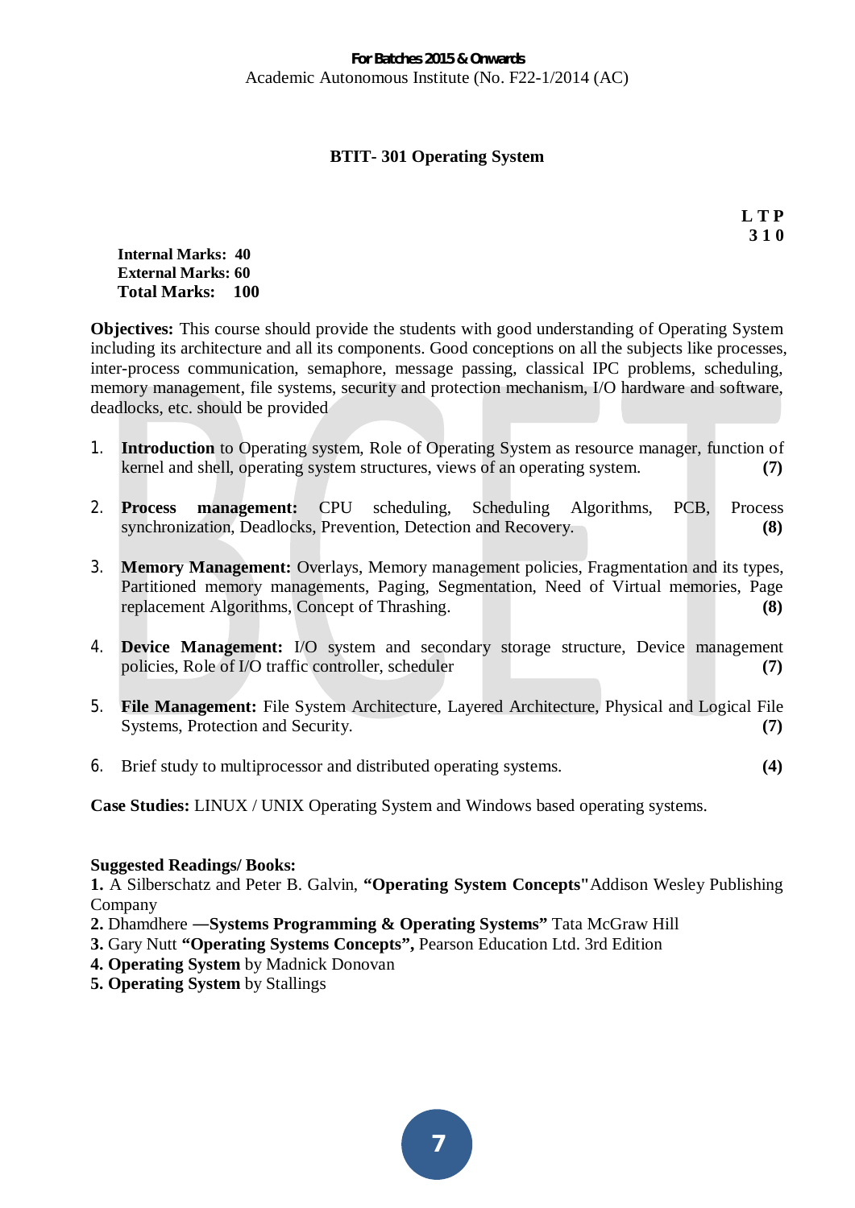**For Batches 2015 & Onwards**

Academic Autonomous Institute (No. F22-1/2014 (AC)

## BTIT- 301 Operating System

**L T P**
**3 1 0**

**Internal Marks: 40**
**External Marks: 60**
**Total Marks: 100**

**Objectives:** This course should provide the students with good understanding of Operating System including its architecture and all its components. Good conceptions on all the subjects like processes, inter-process communication, semaphore, message passing, classical IPC problems, scheduling, memory management, file systems, security and protection mechanism, I/O hardware and software, deadlocks, etc. should be provided

1. **Introduction** to Operating system, Role of Operating System as resource manager, function of kernel and shell, operating system structures, views of an operating system. **(7)**

2. **Process management:** CPU scheduling, Scheduling Algorithms, PCB, Process synchronization, Deadlocks, Prevention, Detection and Recovery. **(8)**

3. **Memory Management:** Overlays, Memory management policies, Fragmentation and its types, Partitioned memory managements, Paging, Segmentation, Need of Virtual memories, Page replacement Algorithms, Concept of Thrashing. **(8)**

4. **Device Management:** I/O system and secondary storage structure, Device management policies, Role of I/O traffic controller, scheduler **(7)**

5. **File Management:** File System Architecture, Layered Architecture, Physical and Logical File Systems, Protection and Security. **(7)**

6. Brief study to multiprocessor and distributed operating systems. **(4)**

**Case Studies:** LINUX / UNIX Operating System and Windows based operating systems.

**Suggested Readings/ Books:**

**1.** A Silberschatz and Peter B. Galvin, **"Operating System Concepts"** Addison Wesley Publishing Company
**2.** Dhamdhere **―Systems Programming & Operating Systems"** Tata McGraw Hill
**3.** Gary Nutt **"Operating Systems Concepts",** Pearson Education Ltd. 3rd Edition
**4. Operating System** by Madnick Donovan
**5. Operating System** by Stallings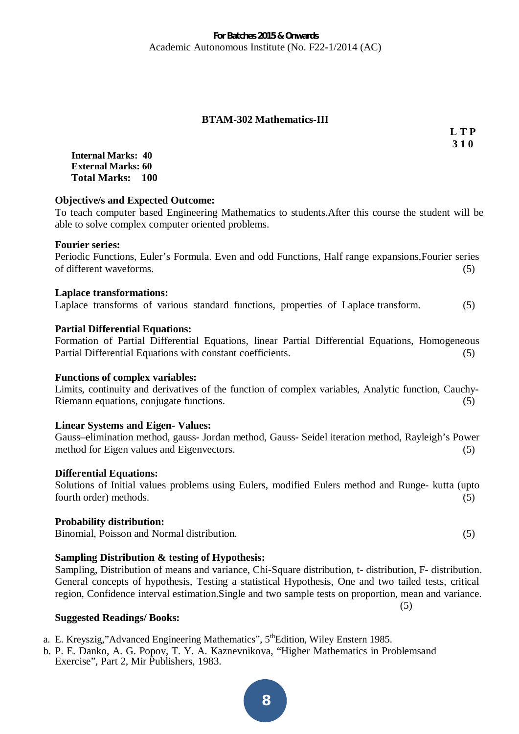## BTAM-302 Mathematics-III

**L T P**
**3 1 0**

**Internal Marks: 40**
**External Marks: 60**
**Total Marks: 100**

**Objective/s and Expected Outcome:**

To teach computer based Engineering Mathematics to students.After this course the student will be able to solve complex computer oriented problems.

**Fourier series:**

Periodic Functions, Euler's Formula. Even and odd Functions, Half range expansions,Fourier series of different waveforms. (5)

**Laplace transformations:**

Laplace transforms of various standard functions, properties of Laplace transform. (5)

**Partial Differential Equations:**

Formation of Partial Differential Equations, linear Partial Differential Equations, Homogeneous Partial Differential Equations with constant coefficients. (5)

**Functions of complex variables:**

Limits, continuity and derivatives of the function of complex variables, Analytic function, Cauchy-Riemann equations, conjugate functions. (5)

**Linear Systems and Eigen- Values:**

Gauss–elimination method, gauss- Jordan method, Gauss- Seidel iteration method, Rayleigh's Power method for Eigen values and Eigenvectors. (5)

**Differential Equations:**

Solutions of Initial values problems using Eulers, modified Eulers method and Runge- kutta (upto fourth order) methods. (5)

**Probability distribution:**

Binomial, Poisson and Normal distribution. (5)

**Sampling Distribution & testing of Hypothesis:**

Sampling, Distribution of means and variance, Chi-Square distribution, t- distribution, F- distribution. General concepts of hypothesis, Testing a statistical Hypothesis, One and two tailed tests, critical region, Confidence interval estimation.Single and two sample tests on proportion, mean and variance. (5)

**Suggested Readings/ Books:**

a. E. Kreyszig,"Advanced Engineering Mathematics", 5th Edition, Wiley Enstern 1985.
b. P. E. Danko, A. G. Popov, T. Y. A. Kaznevnikova, "Higher Mathematics in Problemsand Exercise", Part 2, Mir Publishers, 1983.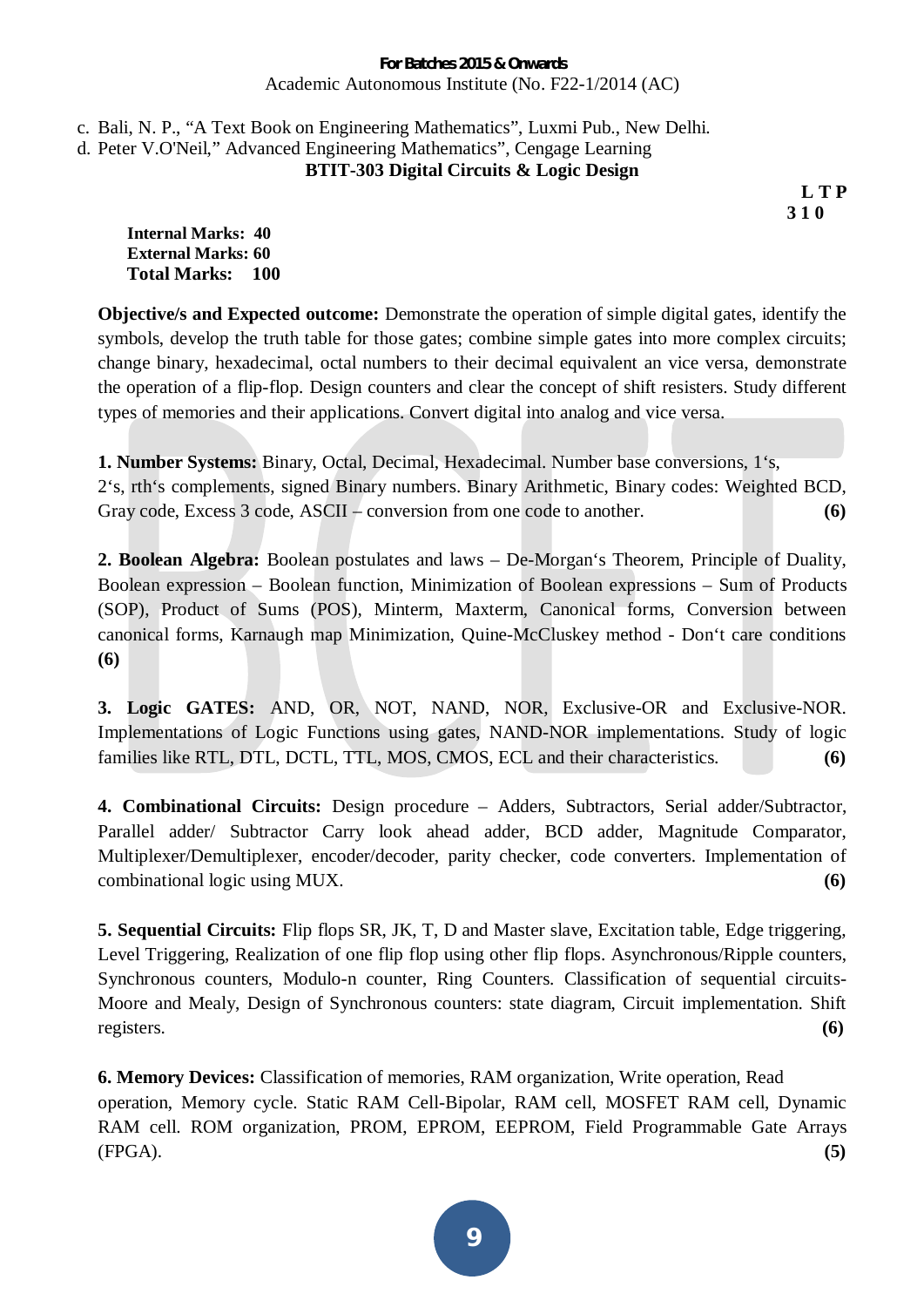c. Bali, N. P., “A Text Book on Engineering Mathematics”, Luxmi Pub., New Delhi.
d. Peter V.O'Neil,” Advanced Engineering Mathematics”, Cengage Learning

## BTIT-303 Digital Circuits & Logic Design

**L T P**
**3 1 0**

**Internal Marks: 40**
**External Marks: 60**
**Total Marks: 100**

**Objective/s and Expected outcome:** Demonstrate the operation of simple digital gates, identify the symbols, develop the truth table for those gates; combine simple gates into more complex circuits; change binary, hexadecimal, octal numbers to their decimal equivalent an vice versa, demonstrate the operation of a flip-flop. Design counters and clear the concept of shift resisters. Study different types of memories and their applications. Convert digital into analog and vice versa.

**1. Number Systems:** Binary, Octal, Decimal, Hexadecimal. Number base conversions, 1‘s, 2‘s, rth‘s complements, signed Binary numbers. Binary Arithmetic, Binary codes: Weighted BCD, Gray code, Excess 3 code, ASCII – conversion from one code to another. **(6)**

**2. Boolean Algebra:** Boolean postulates and laws – De-Morgan‘s Theorem, Principle of Duality, Boolean expression – Boolean function, Minimization of Boolean expressions – Sum of Products (SOP), Product of Sums (POS), Minterm, Maxterm, Canonical forms, Conversion between canonical forms, Karnaugh map Minimization, Quine-McCluskey method - Don‘t care conditions **(6)**

**3. Logic GATES:** AND, OR, NOT, NAND, NOR, Exclusive-OR and Exclusive-NOR. Implementations of Logic Functions using gates, NAND-NOR implementations. Study of logic families like RTL, DTL, DCTL, TTL, MOS, CMOS, ECL and their characteristics. **(6)**

**4. Combinational Circuits:** Design procedure – Adders, Subtractors, Serial adder/Subtractor, Parallel adder/ Subtractor Carry look ahead adder, BCD adder, Magnitude Comparator, Multiplexer/Demultiplexer, encoder/decoder, parity checker, code converters. Implementation of combinational logic using MUX. **(6)**

**5. Sequential Circuits:** Flip flops SR, JK, T, D and Master slave, Excitation table, Edge triggering, Level Triggering, Realization of one flip flop using other flip flops. Asynchronous/Ripple counters, Synchronous counters, Modulo-n counter, Ring Counters. Classification of sequential circuits-Moore and Mealy, Design of Synchronous counters: state diagram, Circuit implementation. Shift registers. **(6)**

**6. Memory Devices:** Classification of memories, RAM organization, Write operation, Read operation, Memory cycle. Static RAM Cell-Bipolar, RAM cell, MOSFET RAM cell, Dynamic RAM cell. ROM organization, PROM, EPROM, EEPROM, Field Programmable Gate Arrays (FPGA). **(5)**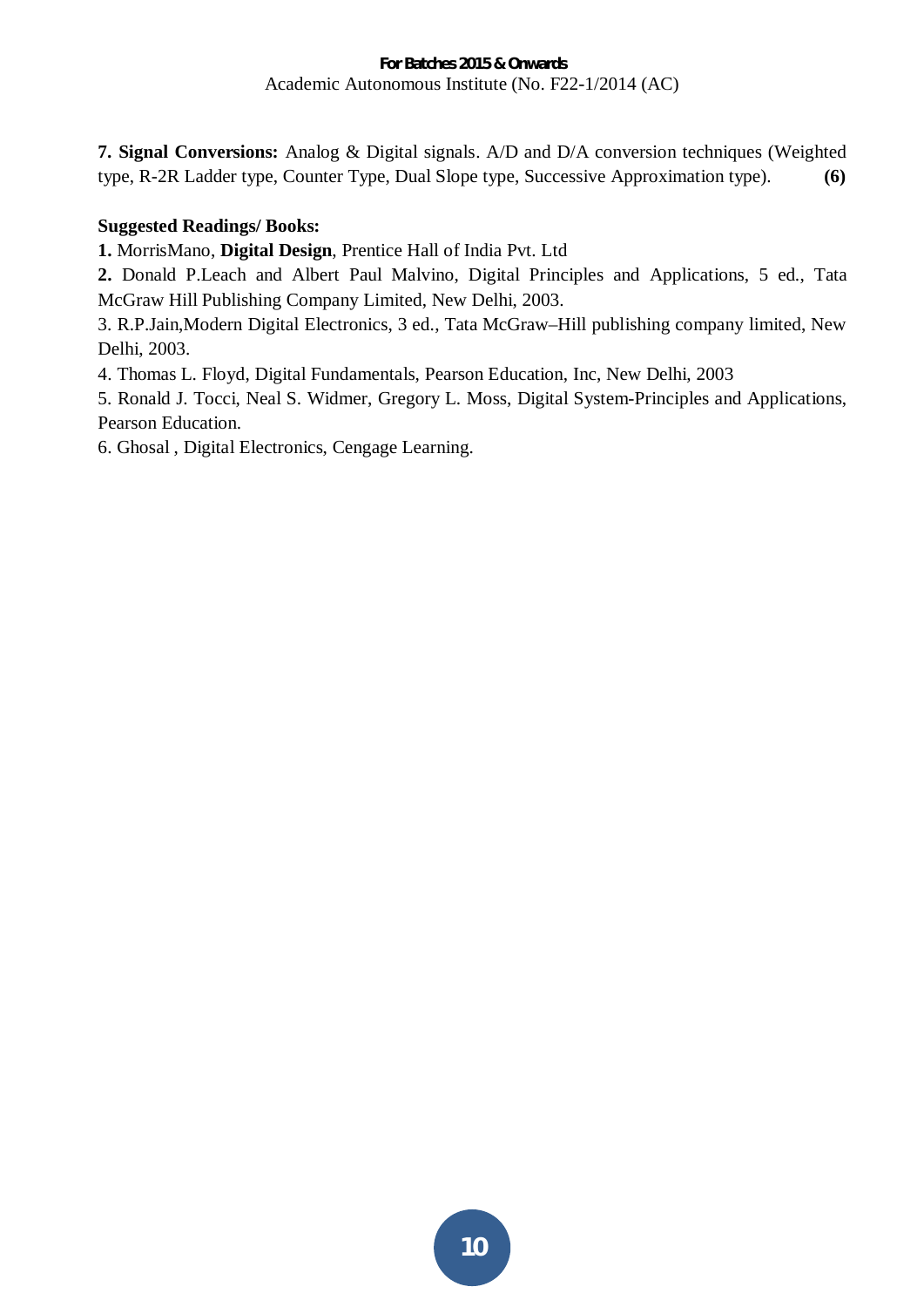**7. Signal Conversions:** Analog & Digital signals. A/D and D/A conversion techniques (Weighted type, R-2R Ladder type, Counter Type, Dual Slope type, Successive Approximation type). **(6)**

**Suggested Readings/ Books:**

**1.** MorrisMano, **Digital Design**, Prentice Hall of India Pvt. Ltd

**2.** Donald P.Leach and Albert Paul Malvino, Digital Principles and Applications, 5 ed., Tata McGraw Hill Publishing Company Limited, New Delhi, 2003.

3. R.P.Jain,Modern Digital Electronics, 3 ed., Tata McGraw–Hill publishing company limited, New Delhi, 2003.

4. Thomas L. Floyd, Digital Fundamentals, Pearson Education, Inc, New Delhi, 2003

5. Ronald J. Tocci, Neal S. Widmer, Gregory L. Moss, Digital System-Principles and Applications, Pearson Education.

6. Ghosal , Digital Electronics, Cengage Learning.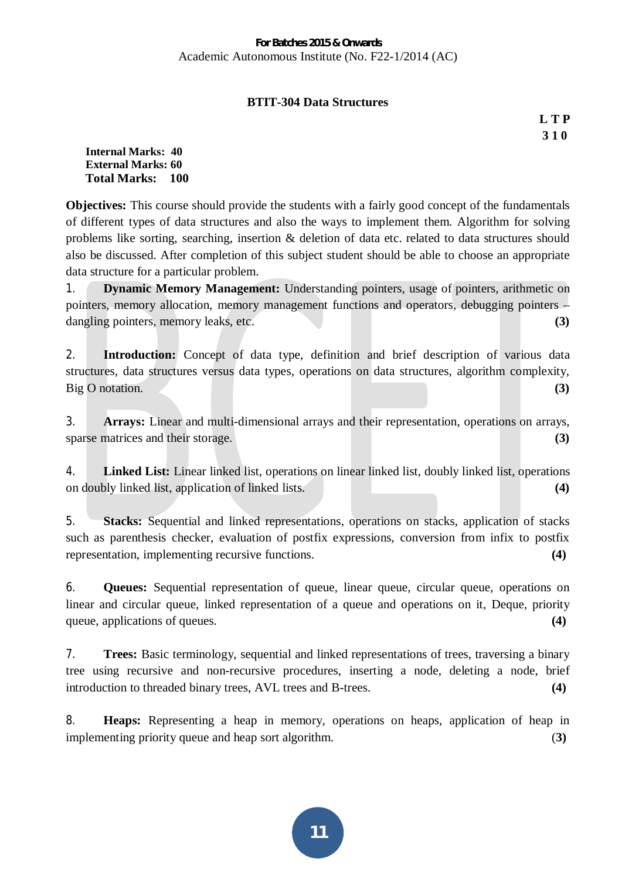For Batches 2015 & Onwards
Academic Autonomous Institute (No. F22-1/2014 (AC)

## BTIT-304 Data Structures

**L T P**
**3 1 0**

**Internal Marks: 40**
**External Marks: 60**
**Total Marks: 100**

**Objectives:** This course should provide the students with a fairly good concept of the fundamentals of different types of data structures and also the ways to implement them. Algorithm for solving problems like sorting, searching, insertion & deletion of data etc. related to data structures should also be discussed. After completion of this subject student should be able to choose an appropriate data structure for a particular problem.

1. **Dynamic Memory Management:** Understanding pointers, usage of pointers, arithmetic on pointers, memory allocation, memory management functions and operators, debugging pointers – dangling pointers, memory leaks, etc. **(3)**

2. **Introduction:** Concept of data type, definition and brief description of various data structures, data structures versus data types, operations on data structures, algorithm complexity, Big O notation. **(3)**

3. **Arrays:** Linear and multi-dimensional arrays and their representation, operations on arrays, sparse matrices and their storage. **(3)**

4. **Linked List:** Linear linked list, operations on linear linked list, doubly linked list, operations on doubly linked list, application of linked lists. **(4)**

5. **Stacks:** Sequential and linked representations, operations on stacks, application of stacks such as parenthesis checker, evaluation of postfix expressions, conversion from infix to postfix representation, implementing recursive functions. **(4)**

6. **Queues:** Sequential representation of queue, linear queue, circular queue, operations on linear and circular queue, linked representation of a queue and operations on it, Deque, priority queue, applications of queues. **(4)**

7. **Trees:** Basic terminology, sequential and linked representations of trees, traversing a binary tree using recursive and non-recursive procedures, inserting a node, deleting a node, brief introduction to threaded binary trees, AVL trees and B-trees. **(4)**

8. **Heaps:** Representing a heap in memory, operations on heaps, application of heap in implementing priority queue and heap sort algorithm. (**3)**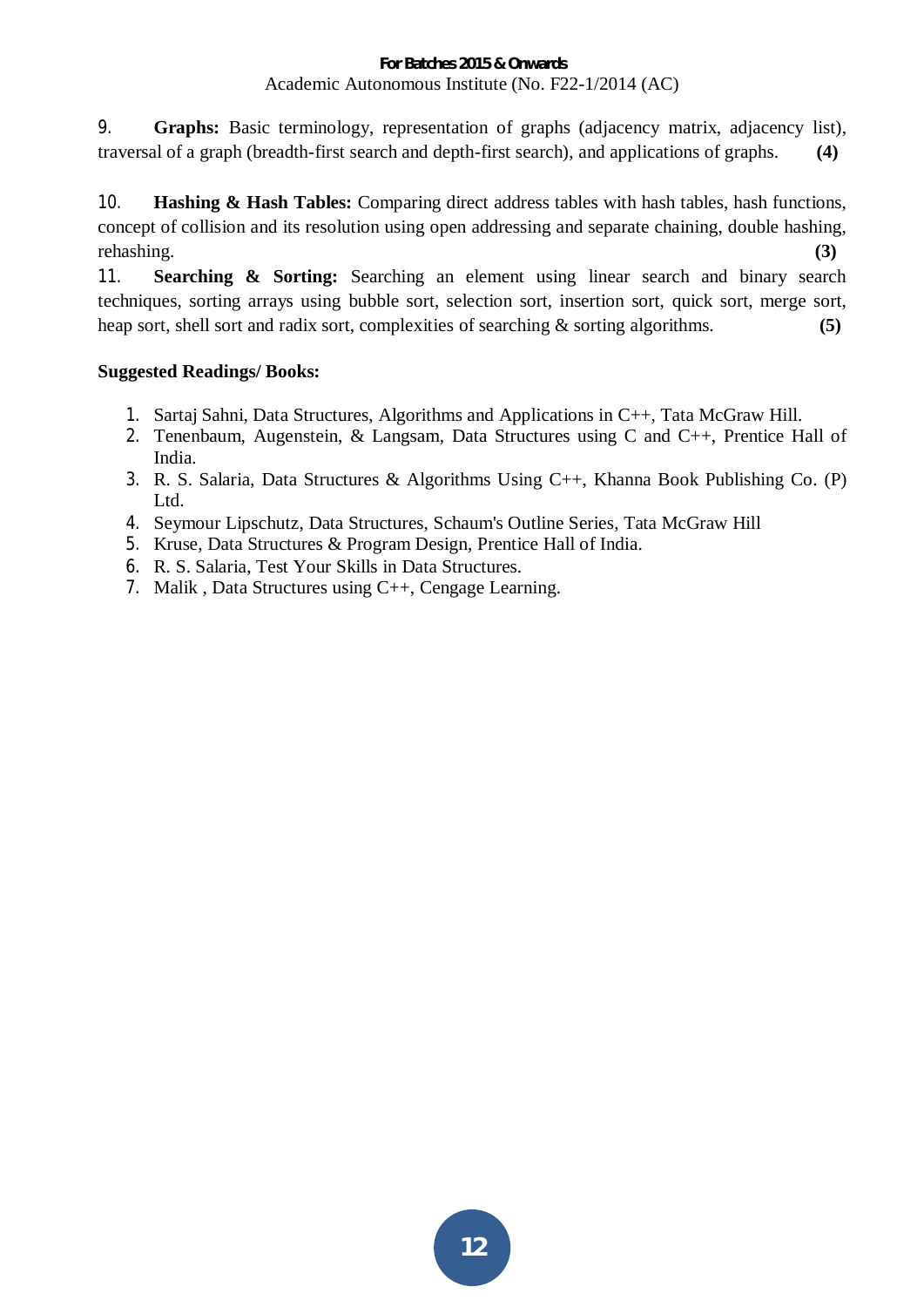9. **Graphs:** Basic terminology, representation of graphs (adjacency matrix, adjacency list), traversal of a graph (breadth-first search and depth-first search), and applications of graphs. **(4)**

10. **Hashing & Hash Tables:** Comparing direct address tables with hash tables, hash functions, concept of collision and its resolution using open addressing and separate chaining, double hashing, rehashing. **(3)**

11. **Searching & Sorting:** Searching an element using linear search and binary search techniques, sorting arrays using bubble sort, selection sort, insertion sort, quick sort, merge sort, heap sort, shell sort and radix sort, complexities of searching & sorting algorithms. **(5)**

**Suggested Readings/ Books:**

1. Sartaj Sahni, Data Structures, Algorithms and Applications in C++, Tata McGraw Hill.
2. Tenenbaum, Augenstein, & Langsam, Data Structures using C and C++, Prentice Hall of India.
3. R. S. Salaria, Data Structures & Algorithms Using C++, Khanna Book Publishing Co. (P) Ltd.
4. Seymour Lipschutz, Data Structures, Schaum's Outline Series, Tata McGraw Hill
5. Kruse, Data Structures & Program Design, Prentice Hall of India.
6. R. S. Salaria, Test Your Skills in Data Structures.
7. Malik , Data Structures using C++, Cengage Learning.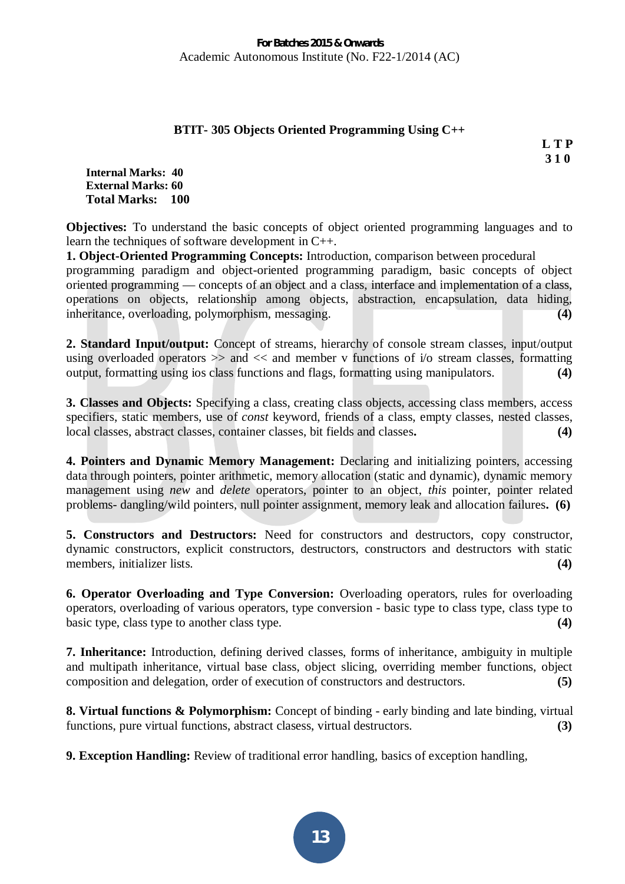## BTIT- 305 Objects Oriented Programming Using C++

**L T P**
**3 1 0**

**Internal Marks: 40**
**External Marks: 60**
**Total Marks: 100**

**Objectives:** To understand the basic concepts of object oriented programming languages and to learn the techniques of software development in C++.

**1. Object-Oriented Programming Concepts:** Introduction, comparison between procedural programming paradigm and object-oriented programming paradigm, basic concepts of object oriented programming — concepts of an object and a class, interface and implementation of a class, operations on objects, relationship among objects, abstraction, encapsulation, data hiding, inheritance, overloading, polymorphism, messaging. **(4)**

**2. Standard Input/output:** Concept of streams, hierarchy of console stream classes, input/output using overloaded operators >> and << and member v functions of i/o stream classes, formatting output, formatting using ios class functions and flags, formatting using manipulators. **(4)**

**3. Classes and Objects:** Specifying a class, creating class objects, accessing class members, access specifiers, static members, use of *const* keyword, friends of a class, empty classes, nested classes, local classes, abstract classes, container classes, bit fields and classes**.** **(4)**

**4. Pointers and Dynamic Memory Management:** Declaring and initializing pointers, accessing data through pointers, pointer arithmetic, memory allocation (static and dynamic), dynamic memory management using *new* and *delete* operators, pointer to an object, *this* pointer, pointer related problems- dangling/wild pointers, null pointer assignment, memory leak and allocation failures**. (6)**

**5. Constructors and Destructors:** Need for constructors and destructors, copy constructor, dynamic constructors, explicit constructors, destructors, constructors and destructors with static members, initializer lists. **(4)**

**6. Operator Overloading and Type Conversion:** Overloading operators, rules for overloading operators, overloading of various operators, type conversion - basic type to class type, class type to basic type, class type to another class type. **(4)**

**7. Inheritance:** Introduction, defining derived classes, forms of inheritance, ambiguity in multiple and multipath inheritance, virtual base class, object slicing, overriding member functions, object composition and delegation, order of execution of constructors and destructors. **(5)**

**8. Virtual functions & Polymorphism:** Concept of binding - early binding and late binding, virtual functions, pure virtual functions, abstract clasess, virtual destructors. **(3)**

**9. Exception Handling:** Review of traditional error handling, basics of exception handling,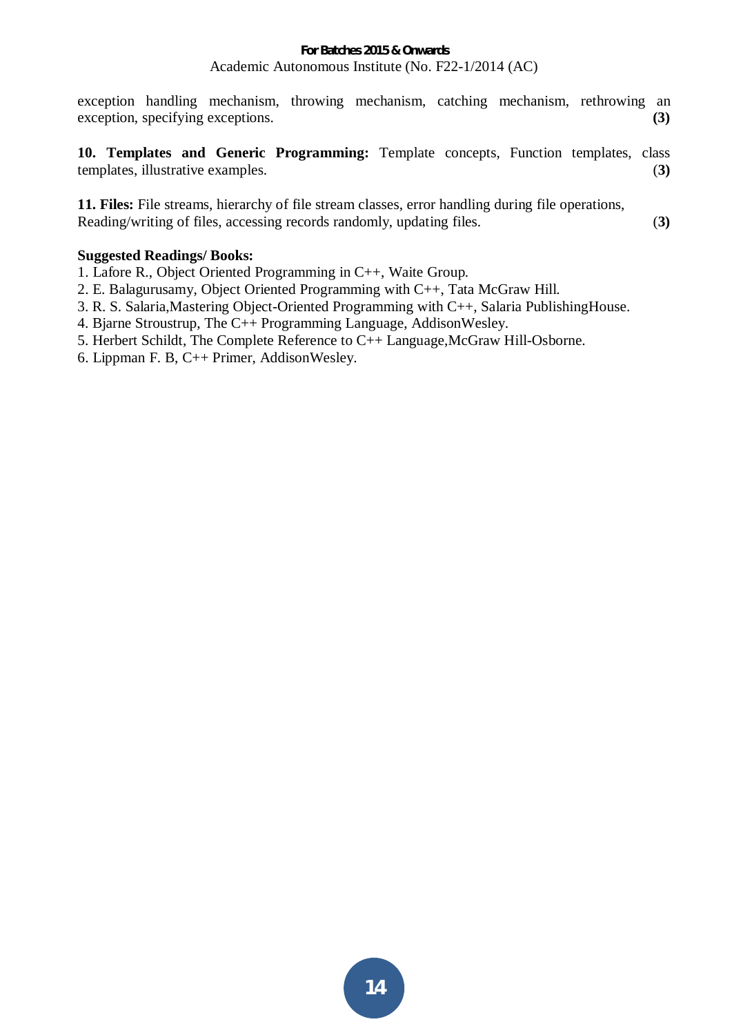exception handling mechanism, throwing mechanism, catching mechanism, rethrowing an exception, specifying exceptions. **(3)**

**10. Templates and Generic Programming:** Template concepts, Function templates, class templates, illustrative examples. (**3**)

**11. Files:** File streams, hierarchy of file stream classes, error handling during file operations, Reading/writing of files, accessing records randomly, updating files. (**3**)

**Suggested Readings/ Books:**

1. Lafore R., Object Oriented Programming in C++, Waite Group.
2. E. Balagurusamy, Object Oriented Programming with C++, Tata McGraw Hill.
3. R. S. Salaria,Mastering Object-Oriented Programming with C++, Salaria PublishingHouse.
4. Bjarne Stroustrup, The C++ Programming Language, AddisonWesley.
5. Herbert Schildt, The Complete Reference to C++ Language,McGraw Hill-Osborne.
6. Lippman F. B, C++ Primer, AddisonWesley.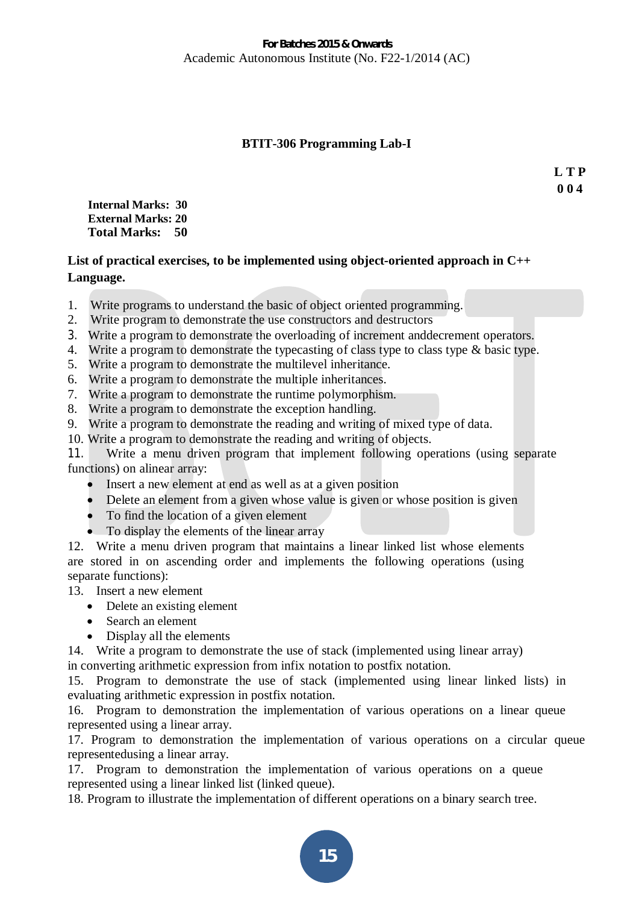**For Batches 2015 & Onwards**

Academic Autonomous Institute (No. F22-1/2014 (AC)

## BTIT-306 Programming Lab-I

**L T P**
**0 0 4**

**Internal Marks: 30**
**External Marks: 20**
**Total Marks: 50**

**List of practical exercises, to be implemented using object-oriented approach in C++ Language.**

1. Write programs to understand the basic of object oriented programming.
2. Write program to demonstrate the use constructors and destructors
3. Write a program to demonstrate the overloading of increment anddecrement operators.
4. Write a program to demonstrate the typecasting of class type to class type & basic type.
5. Write a program to demonstrate the multilevel inheritance.
6. Write a program to demonstrate the multiple inheritances.
7. Write a program to demonstrate the runtime polymorphism.
8. Write a program to demonstrate the exception handling.
9. Write a program to demonstrate the reading and writing of mixed type of data.
10. Write a program to demonstrate the reading and writing of objects.
11. Write a menu driven program that implement following operations (using separate functions) on alinear array:
    - Insert a new element at end as well as at a given position
    - Delete an element from a given whose value is given or whose position is given
    - To find the location of a given element
    - To display the elements of the linear array
12. Write a menu driven program that maintains a linear linked list whose elements are stored in on ascending order and implements the following operations (using separate functions):
13. Insert a new element
    - Delete an existing element
    - Search an element
    - Display all the elements
14. Write a program to demonstrate the use of stack (implemented using linear array) in converting arithmetic expression from infix notation to postfix notation.
15. Program to demonstrate the use of stack (implemented using linear linked lists) in evaluating arithmetic expression in postfix notation.
16. Program to demonstration the implementation of various operations on a linear queue represented using a linear array.
17. Program to demonstration the implementation of various operations on a circular queue representedusing a linear array.
17. Program to demonstration the implementation of various operations on a queue represented using a linear linked list (linked queue).
18. Program to illustrate the implementation of different operations on a binary search tree.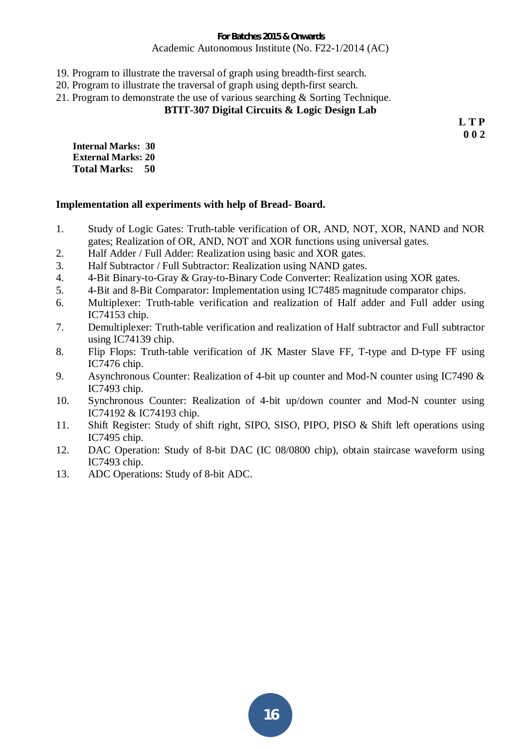19. Program to illustrate the traversal of graph using breadth-first search.
20. Program to illustrate the traversal of graph using depth-first search.
21. Program to demonstrate the use of various searching & Sorting Technique.

## BTIT-307 Digital Circuits & Logic Design Lab

**L T P**
**0 0 2**

**Internal Marks: 30**
**External Marks: 20**
**Total Marks: 50**

**Implementation all experiments with help of Bread- Board.**

1. Study of Logic Gates: Truth-table verification of OR, AND, NOT, XOR, NAND and NOR gates; Realization of OR, AND, NOT and XOR functions using universal gates.
2. Half Adder / Full Adder: Realization using basic and XOR gates.
3. Half Subtractor / Full Subtractor: Realization using NAND gates.
4. 4-Bit Binary-to-Gray & Gray-to-Binary Code Converter: Realization using XOR gates.
5. 4-Bit and 8-Bit Comparator: Implementation using IC7485 magnitude comparator chips.
6. Multiplexer: Truth-table verification and realization of Half adder and Full adder using IC74153 chip.
7. Demultiplexer: Truth-table verification and realization of Half subtractor and Full subtractor using IC74139 chip.
8. Flip Flops: Truth-table verification of JK Master Slave FF, T-type and D-type FF using IC7476 chip.
9. Asynchronous Counter: Realization of 4-bit up counter and Mod-N counter using IC7490 & IC7493 chip.
10. Synchronous Counter: Realization of 4-bit up/down counter and Mod-N counter using IC74192 & IC74193 chip.
11. Shift Register: Study of shift right, SIPO, SISO, PIPO, PISO & Shift left operations using IC7495 chip.
12. DAC Operation: Study of 8-bit DAC (IC 08/0800 chip), obtain staircase waveform using IC7493 chip.
13. ADC Operations: Study of 8-bit ADC.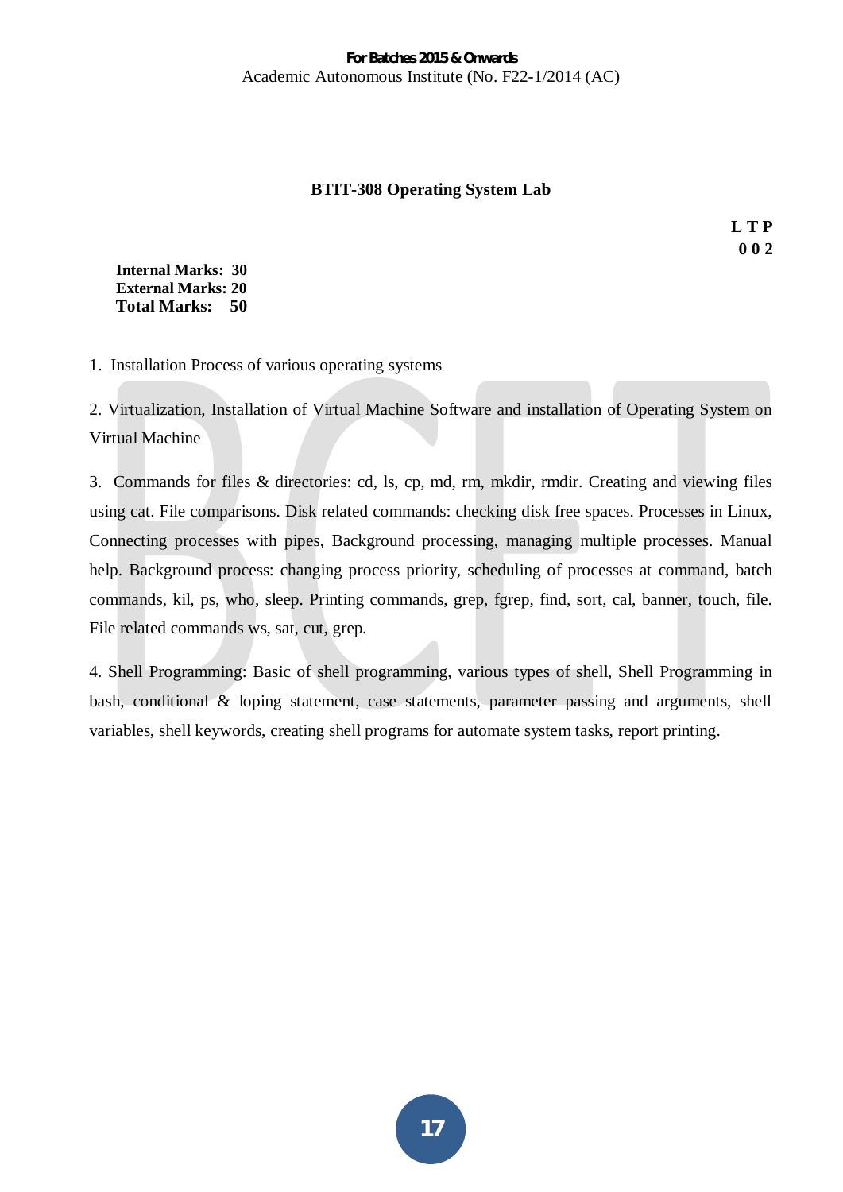## BTIT-308 Operating System Lab

**L T P**
**0 0 2**

**Internal Marks: 30**
**External Marks: 20**
**Total Marks: 50**

1. Installation Process of various operating systems

2. Virtualization, Installation of Virtual Machine Software and installation of Operating System on Virtual Machine

3. Commands for files & directories: cd, ls, cp, md, rm, mkdir, rmdir. Creating and viewing files using cat. File comparisons. Disk related commands: checking disk free spaces. Processes in Linux, Connecting processes with pipes, Background processing, managing multiple processes. Manual help. Background process: changing process priority, scheduling of processes at command, batch commands, kil, ps, who, sleep. Printing commands, grep, fgrep, find, sort, cal, banner, touch, file. File related commands ws, sat, cut, grep.

4. Shell Programming: Basic of shell programming, various types of shell, Shell Programming in bash, conditional & loping statement, case statements, parameter passing and arguments, shell variables, shell keywords, creating shell programs for automate system tasks, report printing.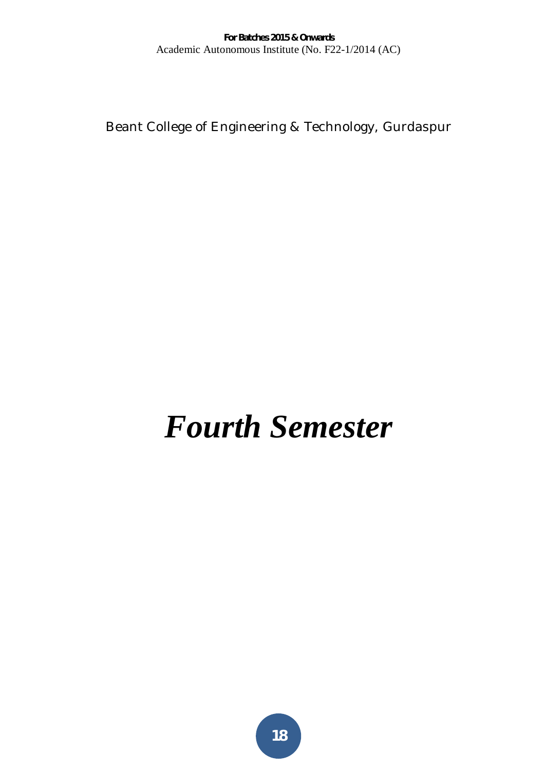# *Fourth Semester*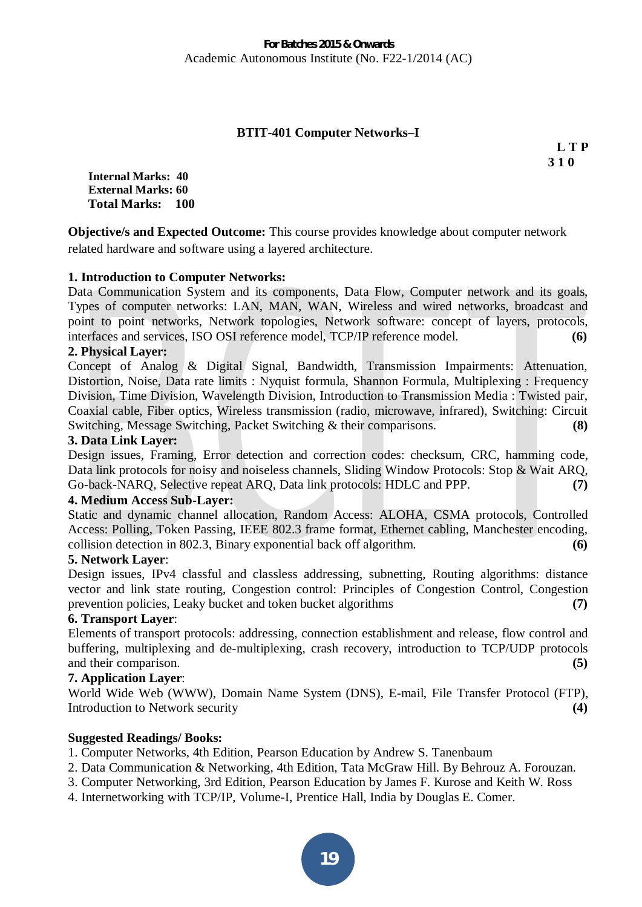## BTIT-401 Computer Networks–I

**L T P**
**3 1 0**

**Internal Marks: 40**
**External Marks: 60**
**Total Marks: 100**

**Objective/s and Expected Outcome:** This course provides knowledge about computer network related hardware and software using a layered architecture.

**1. Introduction to Computer Networks:**
Data Communication System and its components, Data Flow, Computer network and its goals, Types of computer networks: LAN, MAN, WAN, Wireless and wired networks, broadcast and point to point networks, Network topologies, Network software: concept of layers, protocols, interfaces and services, ISO OSI reference model, TCP/IP reference model. **(6)**

**2. Physical Layer:**
Concept of Analog & Digital Signal, Bandwidth, Transmission Impairments: Attenuation, Distortion, Noise, Data rate limits : Nyquist formula, Shannon Formula, Multiplexing : Frequency Division, Time Division, Wavelength Division, Introduction to Transmission Media : Twisted pair, Coaxial cable, Fiber optics, Wireless transmission (radio, microwave, infrared), Switching: Circuit Switching, Message Switching, Packet Switching & their comparisons. **(8)**

**3. Data Link Layer:**
Design issues, Framing, Error detection and correction codes: checksum, CRC, hamming code, Data link protocols for noisy and noiseless channels, Sliding Window Protocols: Stop & Wait ARQ, Go-back-NARQ, Selective repeat ARQ, Data link protocols: HDLC and PPP. **(7)**

**4. Medium Access Sub-Layer:**
Static and dynamic channel allocation, Random Access: ALOHA, CSMA protocols, Controlled Access: Polling, Token Passing, IEEE 802.3 frame format, Ethernet cabling, Manchester encoding, collision detection in 802.3, Binary exponential back off algorithm. **(6)**

**5. Network Layer**:
Design issues, IPv4 classful and classless addressing, subnetting, Routing algorithms: distance vector and link state routing, Congestion control: Principles of Congestion Control, Congestion prevention policies, Leaky bucket and token bucket algorithms **(7)**

**6. Transport Layer**:
Elements of transport protocols: addressing, connection establishment and release, flow control and buffering, multiplexing and de-multiplexing, crash recovery, introduction to TCP/UDP protocols and their comparison. **(5)**

**7. Application Layer**:
World Wide Web (WWW), Domain Name System (DNS), E-mail, File Transfer Protocol (FTP), Introduction to Network security **(4)**

**Suggested Readings/ Books:**

1. Computer Networks, 4th Edition, Pearson Education by Andrew S. Tanenbaum
2. Data Communication & Networking, 4th Edition, Tata McGraw Hill. By Behrouz A. Forouzan.
3. Computer Networking, 3rd Edition, Pearson Education by James F. Kurose and Keith W. Ross
4. Internetworking with TCP/IP, Volume-I, Prentice Hall, India by Douglas E. Comer.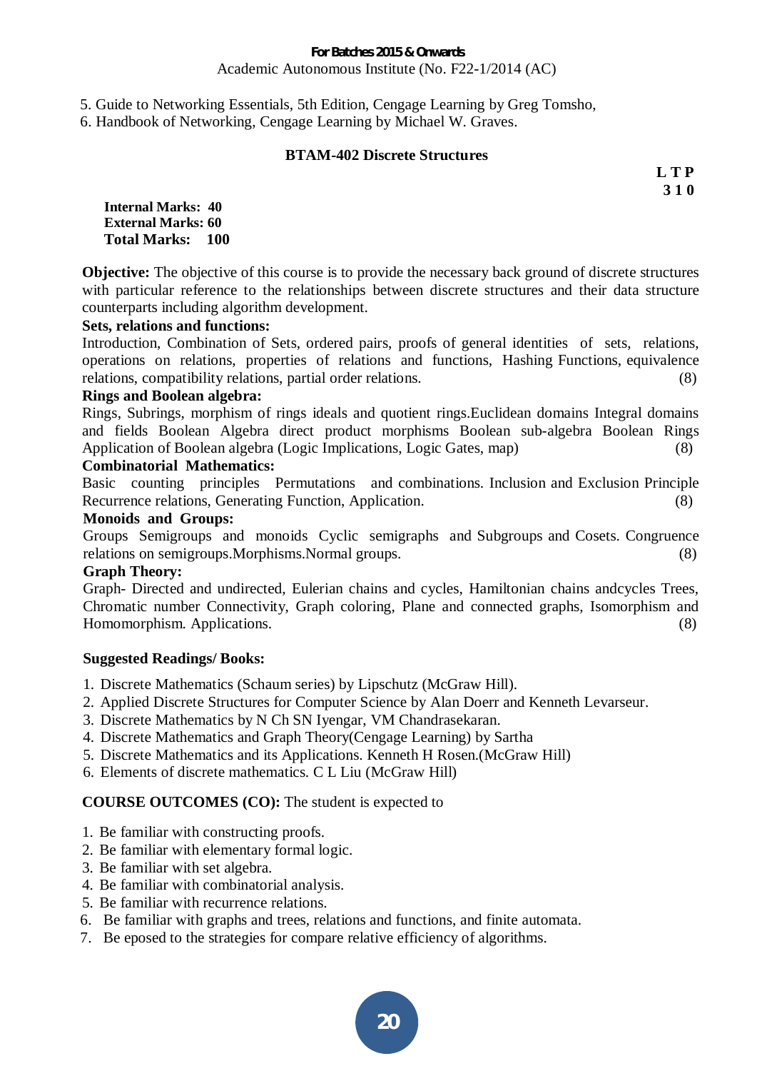5. Guide to Networking Essentials, 5th Edition, Cengage Learning by Greg Tomsho,
6. Handbook of Networking, Cengage Learning by Michael W. Graves.

## BTAM-402 Discrete Structures

**L T P**
**3 1 0**

**Internal Marks: 40**
**External Marks: 60**
**Total Marks: 100**

**Objective:** The objective of this course is to provide the necessary back ground of discrete structures with particular reference to the relationships between discrete structures and their data structure counterparts including algorithm development.

**Sets, relations and functions:**

Introduction, Combination of Sets, ordered pairs, proofs of general identities of sets, relations, operations on relations, properties of relations and functions, Hashing Functions, equivalence relations, compatibility relations, partial order relations. (8)

**Rings and Boolean algebra:**

Rings, Subrings, morphism of rings ideals and quotient rings.Euclidean domains Integral domains and fields Boolean Algebra direct product morphisms Boolean sub-algebra Boolean Rings Application of Boolean algebra (Logic Implications, Logic Gates, map) (8)

**Combinatorial Mathematics:**

Basic counting principles Permutations and combinations. Inclusion and Exclusion Principle Recurrence relations, Generating Function, Application. (8)

**Monoids and Groups:**

Groups Semigroups and monoids Cyclic semigraphs and Subgroups and Cosets. Congruence relations on semigroups.Morphisms.Normal groups. (8)

**Graph Theory:**

Graph- Directed and undirected, Eulerian chains and cycles, Hamiltonian chains andcycles Trees, Chromatic number Connectivity, Graph coloring, Plane and connected graphs, Isomorphism and Homomorphism. Applications. (8)

**Suggested Readings/ Books:**

1. Discrete Mathematics (Schaum series) by Lipschutz (McGraw Hill).
2. Applied Discrete Structures for Computer Science by Alan Doerr and Kenneth Levarseur.
3. Discrete Mathematics by N Ch SN Iyengar, VM Chandrasekaran.
4. Discrete Mathematics and Graph Theory(Cengage Learning) by Sartha
5. Discrete Mathematics and its Applications. Kenneth H Rosen.(McGraw Hill)
6. Elements of discrete mathematics. C L Liu (McGraw Hill)

**COURSE OUTCOMES (CO):** The student is expected to

1. Be familiar with constructing proofs.
2. Be familiar with elementary formal logic.
3. Be familiar with set algebra.
4. Be familiar with combinatorial analysis.
5. Be familiar with recurrence relations.
6. Be familiar with graphs and trees, relations and functions, and finite automata.
7. Be eposed to the strategies for compare relative efficiency of algorithms.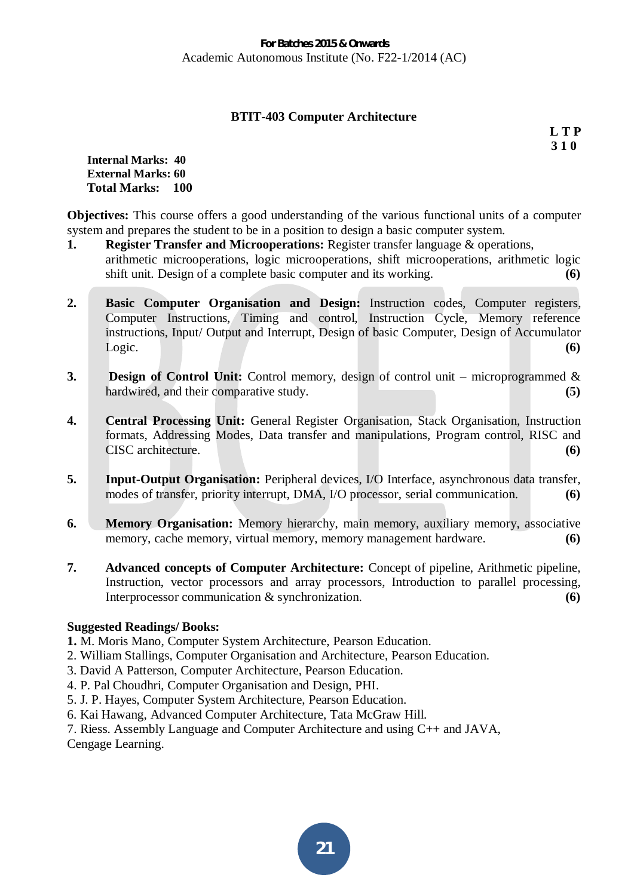## BTIT-403 Computer Architecture

**L T P**
**3 1 0**

**Internal Marks: 40**
**External Marks: 60**
**Total Marks: 100**

**Objectives:** This course offers a good understanding of the various functional units of a computer system and prepares the student to be in a position to design a basic computer system.

1. **Register Transfer and Microoperations:** Register transfer language & operations, arithmetic microoperations, logic microoperations, shift microoperations, arithmetic logic shift unit. Design of a complete basic computer and its working. **(6)**

2. **Basic Computer Organisation and Design:** Instruction codes, Computer registers, Computer Instructions, Timing and control, Instruction Cycle, Memory reference instructions, Input/ Output and Interrupt, Design of basic Computer, Design of Accumulator Logic. **(6)**

3. **Design of Control Unit:** Control memory, design of control unit – microprogrammed & hardwired, and their comparative study. **(5)**

4. **Central Processing Unit:** General Register Organisation, Stack Organisation, Instruction formats, Addressing Modes, Data transfer and manipulations, Program control, RISC and CISC architecture. **(6)**

5. **Input-Output Organisation:** Peripheral devices, I/O Interface, asynchronous data transfer, modes of transfer, priority interrupt, DMA, I/O processor, serial communication. **(6)**

6. **Memory Organisation:** Memory hierarchy, main memory, auxiliary memory, associative memory, cache memory, virtual memory, memory management hardware. **(6)**

7. **Advanced concepts of Computer Architecture:** Concept of pipeline, Arithmetic pipeline, Instruction, vector processors and array processors, Introduction to parallel processing, Interprocessor communication & synchronization. **(6)**

**Suggested Readings/ Books:**

1. M. Moris Mano, Computer System Architecture, Pearson Education.
2. William Stallings, Computer Organisation and Architecture, Pearson Education.
3. David A Patterson, Computer Architecture, Pearson Education.
4. P. Pal Choudhri, Computer Organisation and Design, PHI.
5. J. P. Hayes, Computer System Architecture, Pearson Education.
6. Kai Hawang, Advanced Computer Architecture, Tata McGraw Hill.
7. Riess. Assembly Language and Computer Architecture and using C++ and JAVA, Cengage Learning.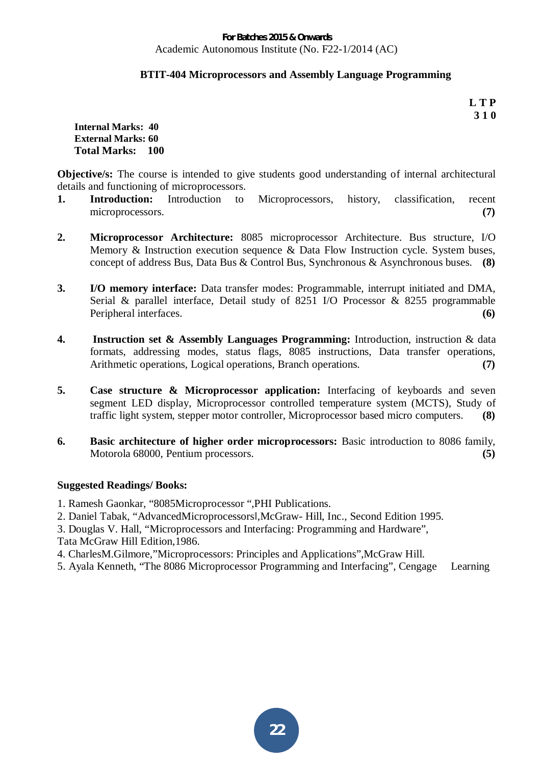## BTIT-404 Microprocessors and Assembly Language Programming

| L | T | P |
|---|---|---|
| 3 | 1 | 0 |

**Internal Marks: 40**
**External Marks: 60**
**Total Marks: 100**

**Objective/s:** The course is intended to give students good understanding of internal architectural details and functioning of microprocessors.

1. **Introduction:** Introduction to Microprocessors, history, classification, recent microprocessors. **(7)**

2. **Microprocessor Architecture:** 8085 microprocessor Architecture. Bus structure, I/O Memory & Instruction execution sequence & Data Flow Instruction cycle. System buses, concept of address Bus, Data Bus & Control Bus, Synchronous & Asynchronous buses. **(8)**

3. **I/O memory interface:** Data transfer modes: Programmable, interrupt initiated and DMA, Serial & parallel interface, Detail study of 8251 I/O Processor & 8255 programmable Peripheral interfaces. **(6)**

4. **Instruction set & Assembly Languages Programming:** Introduction, instruction & data formats, addressing modes, status flags, 8085 instructions, Data transfer operations, Arithmetic operations, Logical operations, Branch operations. **(7)**

5. **Case structure & Microprocessor application:** Interfacing of keyboards and seven segment LED display, Microprocessor controlled temperature system (MCTS), Study of traffic light system, stepper motor controller, Microprocessor based micro computers. **(8)**

6. **Basic architecture of higher order microprocessors:** Basic introduction to 8086 family, Motorola 68000, Pentium processors. **(5)**

**Suggested Readings/ Books:**

1. Ramesh Gaonkar, "8085Microprocessor ",PHI Publications.
2. Daniel Tabak, "AdvancedMicroprocessors‖,McGraw- Hill, Inc., Second Edition 1995.
3. Douglas V. Hall, "Microprocessors and Interfacing: Programming and Hardware", Tata McGraw Hill Edition,1986.
4. CharlesM.Gilmore,"Microprocessors: Principles and Applications",McGraw Hill.
5. Ayala Kenneth, "The 8086 Microprocessor Programming and Interfacing", Cengage Learning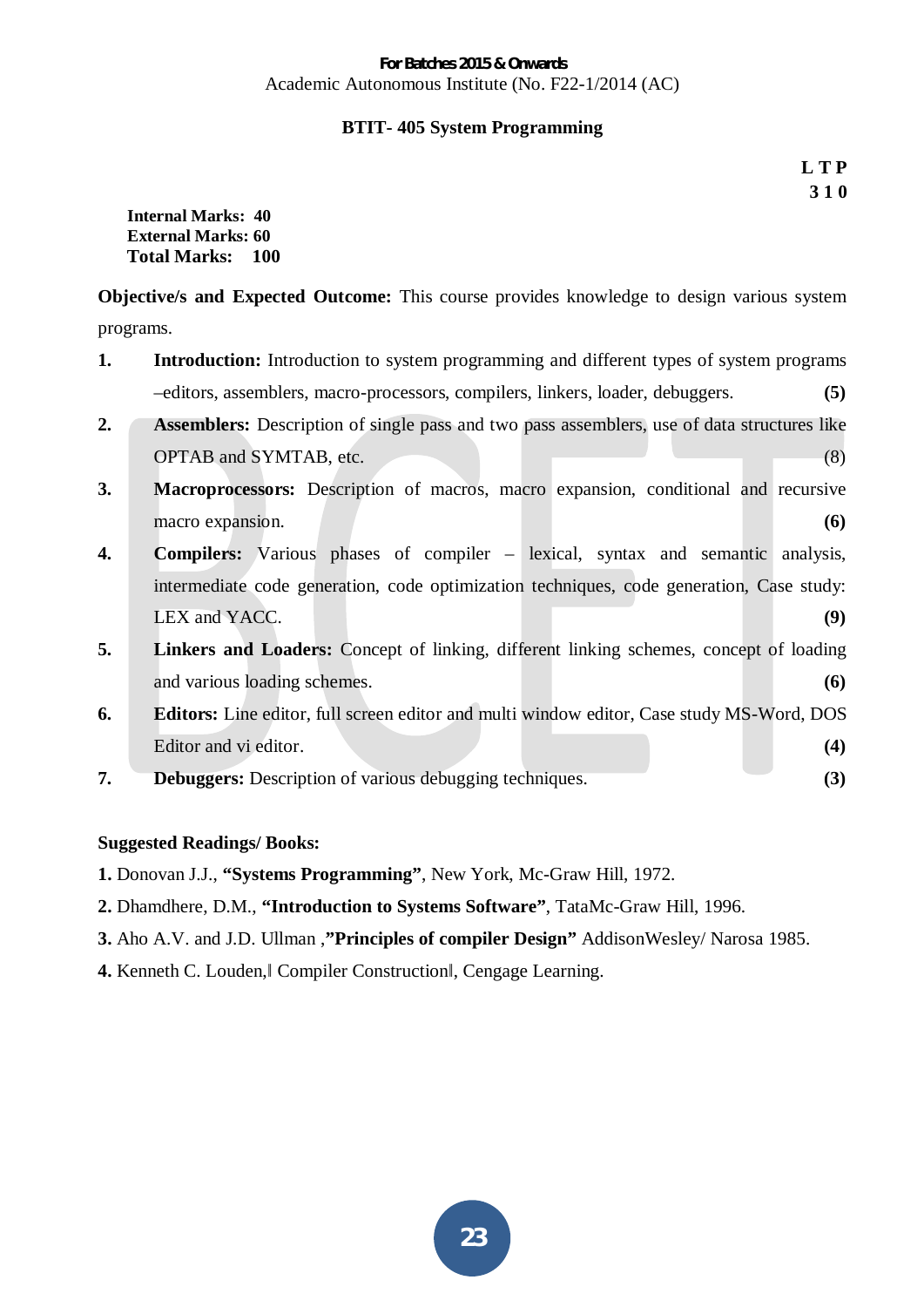For Batches 2015 & Onwards
Academic Autonomous Institute (No. F22-1/2014 (AC)

## BTIT- 405 System Programming

**L T P**
**3 1 0**

**Internal Marks: 40**
**External Marks: 60**
**Total Marks: 100**

**Objective/s and Expected Outcome:** This course provides knowledge to design various system programs.

1. **Introduction:** Introduction to system programming and different types of system programs –editors, assemblers, macro-processors, compilers, linkers, loader, debuggers. **(5)**
2. **Assemblers:** Description of single pass and two pass assemblers, use of data structures like OPTAB and SYMTAB, etc. (8)
3. **Macroprocessors:** Description of macros, macro expansion, conditional and recursive macro expansion. **(6)**
4. **Compilers:** Various phases of compiler – lexical, syntax and semantic analysis, intermediate code generation, code optimization techniques, code generation, Case study: LEX and YACC. **(9)**
5. **Linkers and Loaders:** Concept of linking, different linking schemes, concept of loading and various loading schemes. **(6)**
6. **Editors:** Line editor, full screen editor and multi window editor, Case study MS-Word, DOS Editor and vi editor. **(4)**
7. **Debuggers:** Description of various debugging techniques. **(3)**

**Suggested Readings/ Books:**

**1.** Donovan J.J., **"Systems Programming"**, New York, Mc-Graw Hill, 1972.

**2.** Dhamdhere, D.M., **"Introduction to Systems Software"**, TataMc-Graw Hill, 1996.

**3.** Aho A.V. and J.D. Ullman ,**"Principles of compiler Design"** AddisonWesley/ Narosa 1985.

**4.** Kenneth C. Louden,‖ Compiler Construction‖, Cengage Learning.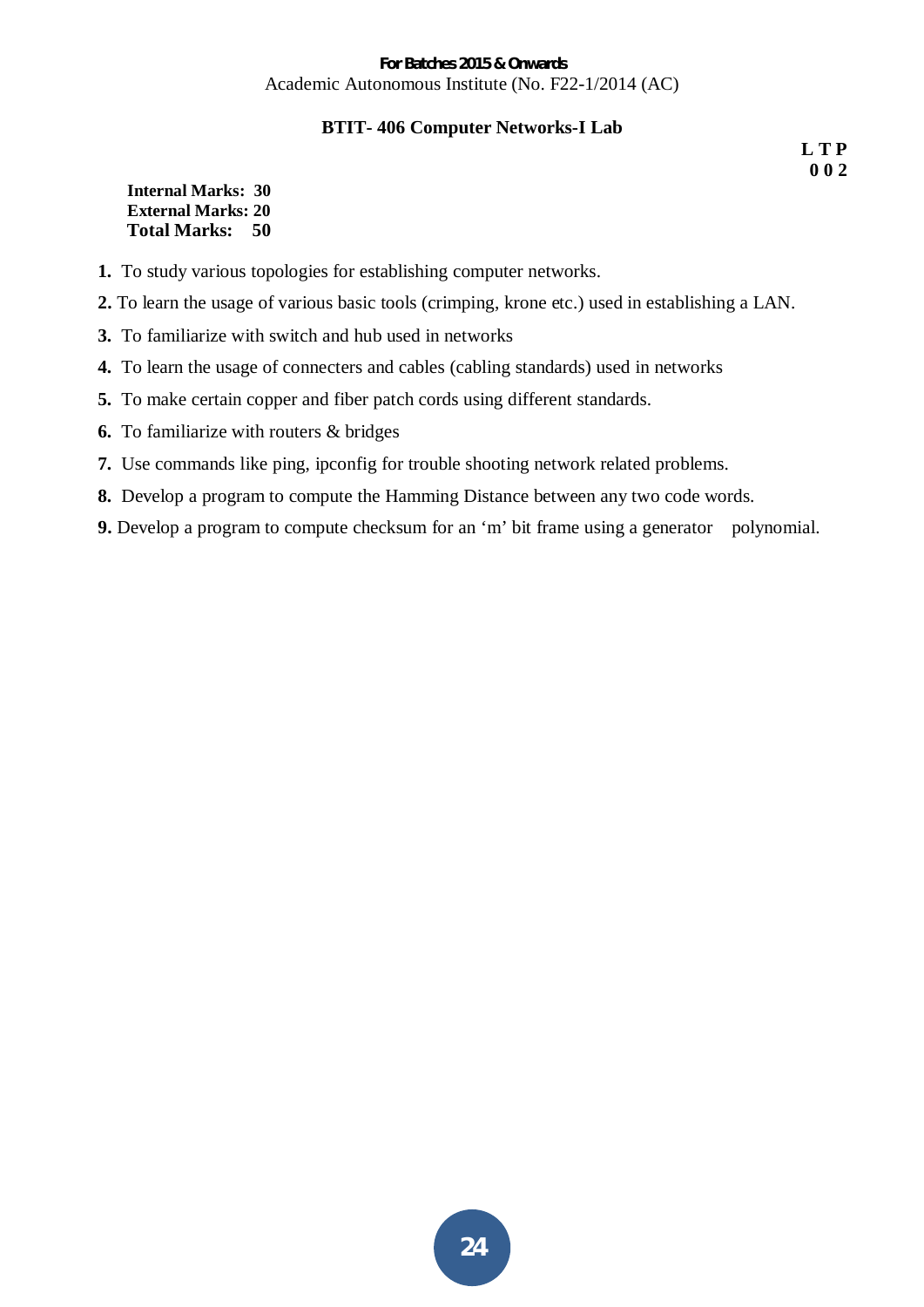For Batches 2015 & Onwards

Academic Autonomous Institute (No. F22-1/2014 (AC)

## BTIT- 406 Computer Networks-I Lab

**L T P**
**0 0 2**

**Internal Marks: 30**
**External Marks: 20**
**Total Marks: 50**

1. To study various topologies for establishing computer networks.
2. To learn the usage of various basic tools (crimping, krone etc.) used in establishing a LAN.
3. To familiarize with switch and hub used in networks
4. To learn the usage of connecters and cables (cabling standards) used in networks
5. To make certain copper and fiber patch cords using different standards.
6. To familiarize with routers & bridges
7. Use commands like ping, ipconfig for trouble shooting network related problems.
8. Develop a program to compute the Hamming Distance between any two code words.
9. Develop a program to compute checksum for an ‘m’ bit frame using a generator polynomial.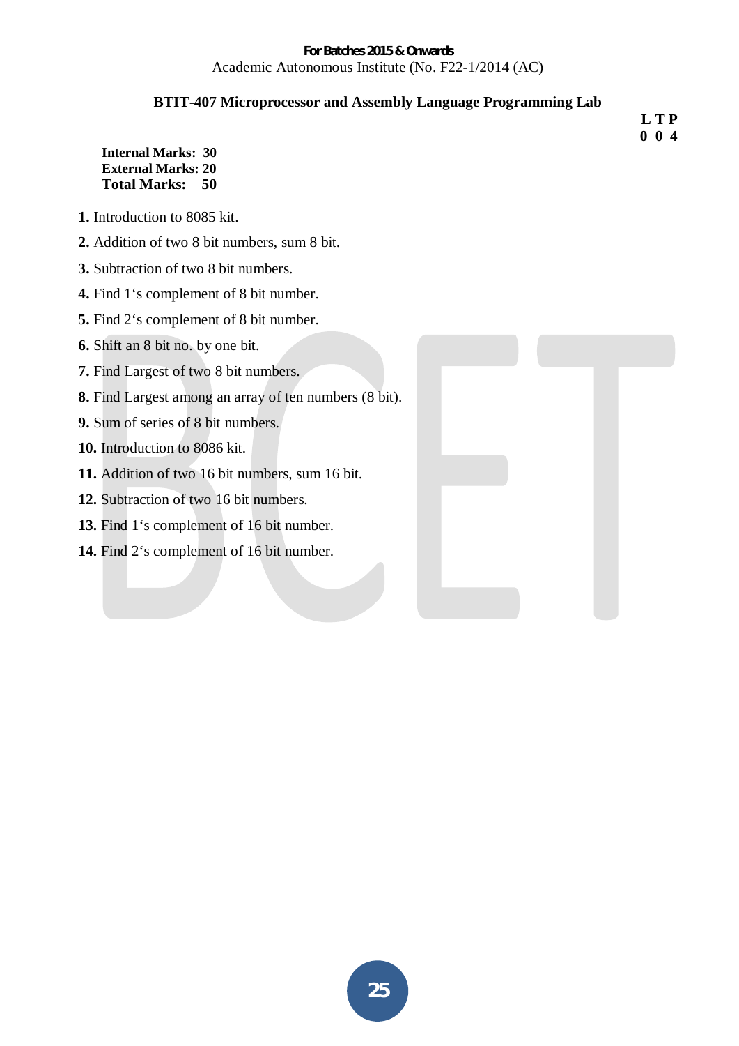## BTIT-407 Microprocessor and Assembly Language Programming Lab

**L T P**
**0 0 4**

**Internal Marks: 30**
**External Marks: 20**
**Total Marks: 50**

**1.** Introduction to 8085 kit.

**2.** Addition of two 8 bit numbers, sum 8 bit.

**3.** Subtraction of two 8 bit numbers.

**4.** Find 1's complement of 8 bit number.

**5.** Find 2's complement of 8 bit number.

**6.** Shift an 8 bit no. by one bit.

**7.** Find Largest of two 8 bit numbers.

**8.** Find Largest among an array of ten numbers (8 bit).

**9.** Sum of series of 8 bit numbers.

**10.** Introduction to 8086 kit.

**11.** Addition of two 16 bit numbers, sum 16 bit.

**12.** Subtraction of two 16 bit numbers.

**13.** Find 1's complement of 16 bit number.

**14.** Find 2's complement of 16 bit number.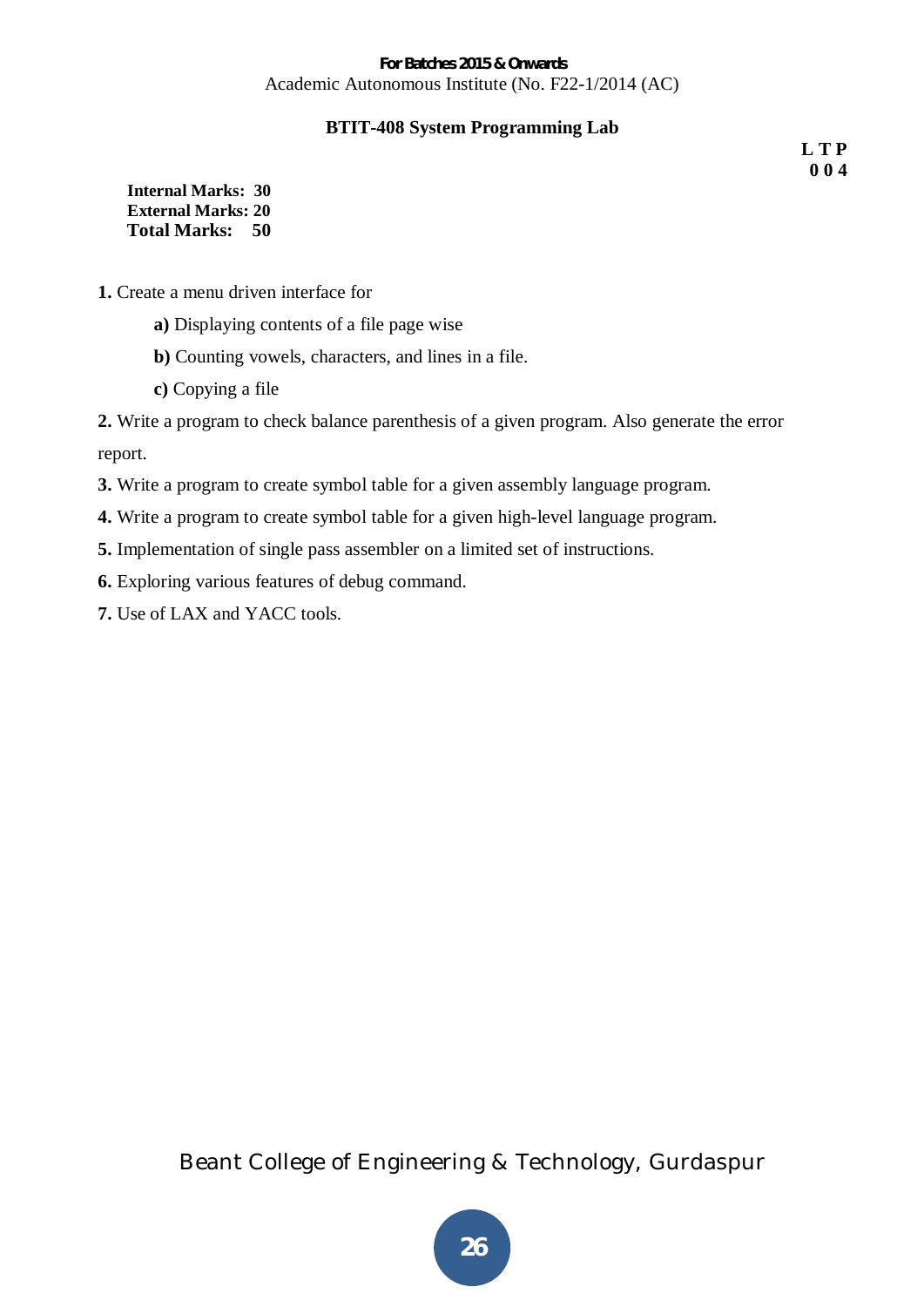## BTIT-408 System Programming Lab

**L T P**
**0 0 4**

**Internal Marks: 30**
**External Marks: 20**
**Total Marks: 50**

**1.** Create a menu driven interface for

- **a)** Displaying contents of a file page wise
- **b)** Counting vowels, characters, and lines in a file.
- **c)** Copying a file

**2.** Write a program to check balance parenthesis of a given program. Also generate the error report.

**3.** Write a program to create symbol table for a given assembly language program.

**4.** Write a program to create symbol table for a given high-level language program.

**5.** Implementation of single pass assembler on a limited set of instructions.

**6.** Exploring various features of debug command.

**7.** Use of LAX and YACC tools.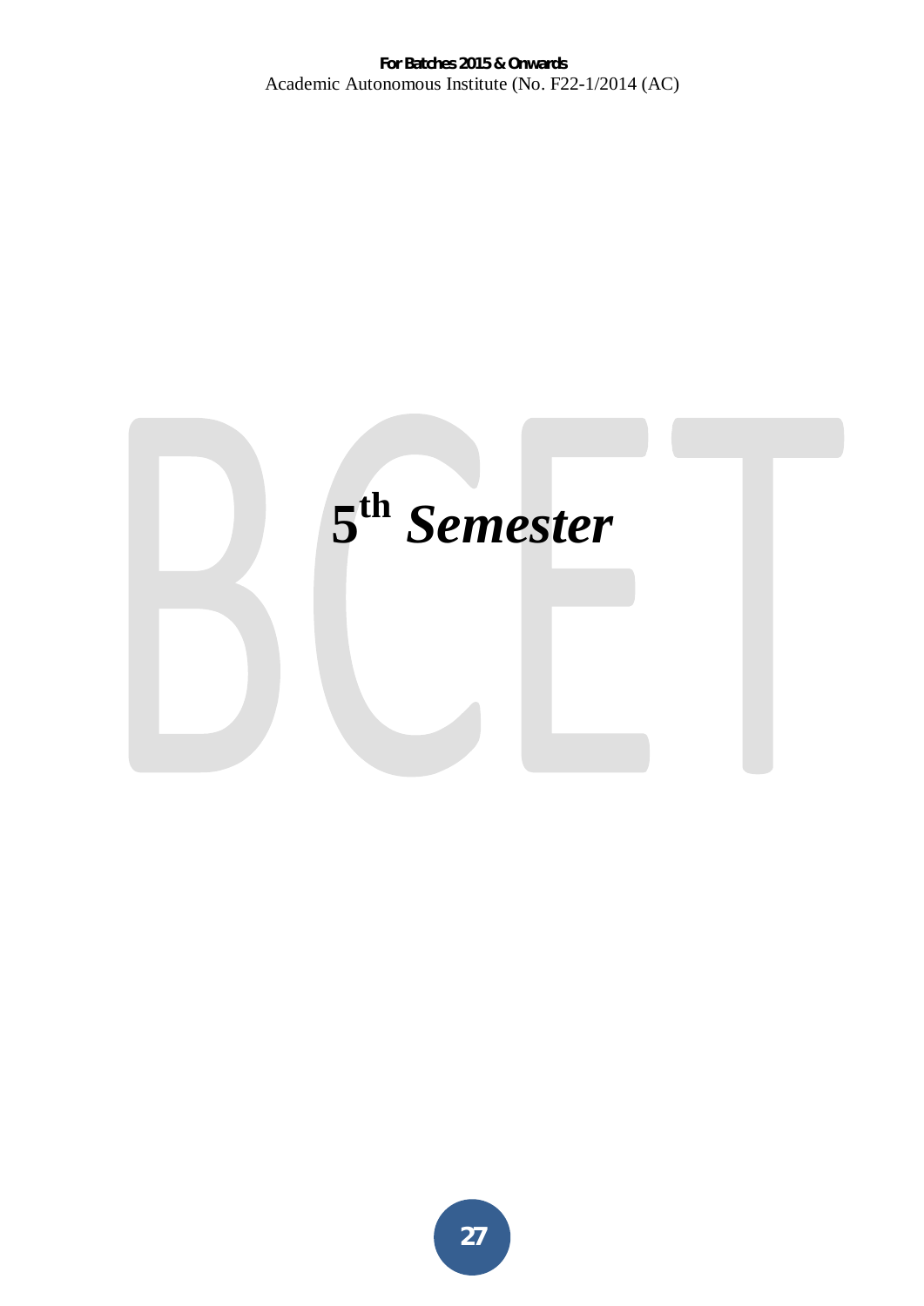# 5th *Semester*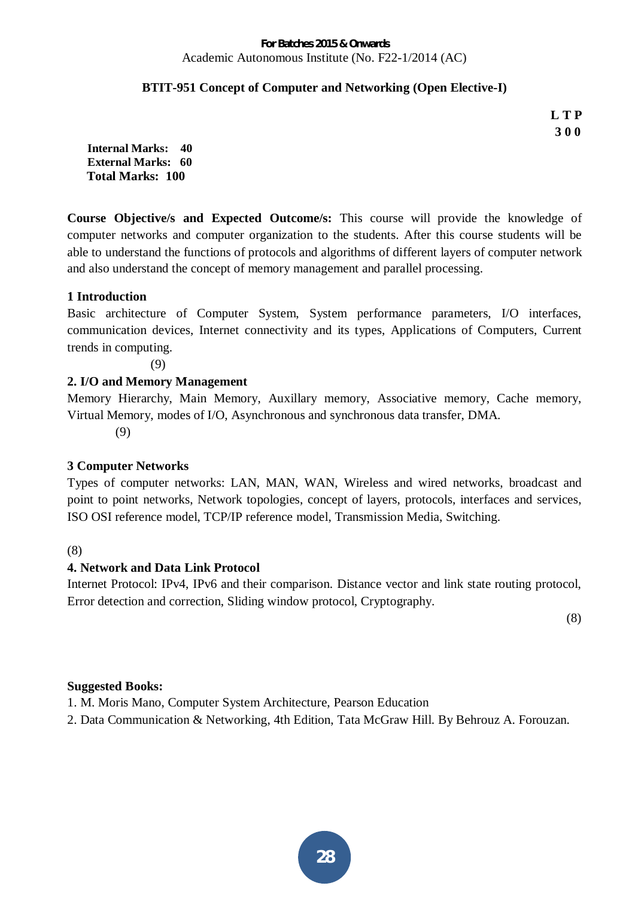**For Batches 2015 & Onwards**

Academic Autonomous Institute (No. F22-1/2014 (AC)

## BTIT-951 Concept of Computer and Networking (Open Elective-I)

**L T P**
**3 0 0**

**Internal Marks: 40**
**External Marks: 60**
**Total Marks: 100**

**Course Objective/s and Expected Outcome/s:** This course will provide the knowledge of computer networks and computer organization to the students. After this course students will be able to understand the functions of protocols and algorithms of different layers of computer network and also understand the concept of memory management and parallel processing.

### 1 Introduction

Basic architecture of Computer System, System performance parameters, I/O interfaces, communication devices, Internet connectivity and its types, Applications of Computers, Current trends in computing.

(9)

### 2. I/O and Memory Management

Memory Hierarchy, Main Memory, Auxillary memory, Associative memory, Cache memory, Virtual Memory, modes of I/O, Asynchronous and synchronous data transfer, DMA.

(9)

### 3 Computer Networks

Types of computer networks: LAN, MAN, WAN, Wireless and wired networks, broadcast and point to point networks, Network topologies, concept of layers, protocols, interfaces and services, ISO OSI reference model, TCP/IP reference model, Transmission Media, Switching.

(8)

### 4. Network and Data Link Protocol

Internet Protocol: IPv4, IPv6 and their comparison. Distance vector and link state routing protocol, Error detection and correction, Sliding window protocol, Cryptography.

(8)

**Suggested Books:**

1. M. Moris Mano, Computer System Architecture, Pearson Education
2. Data Communication & Networking, 4th Edition, Tata McGraw Hill. By Behrouz A. Forouzan.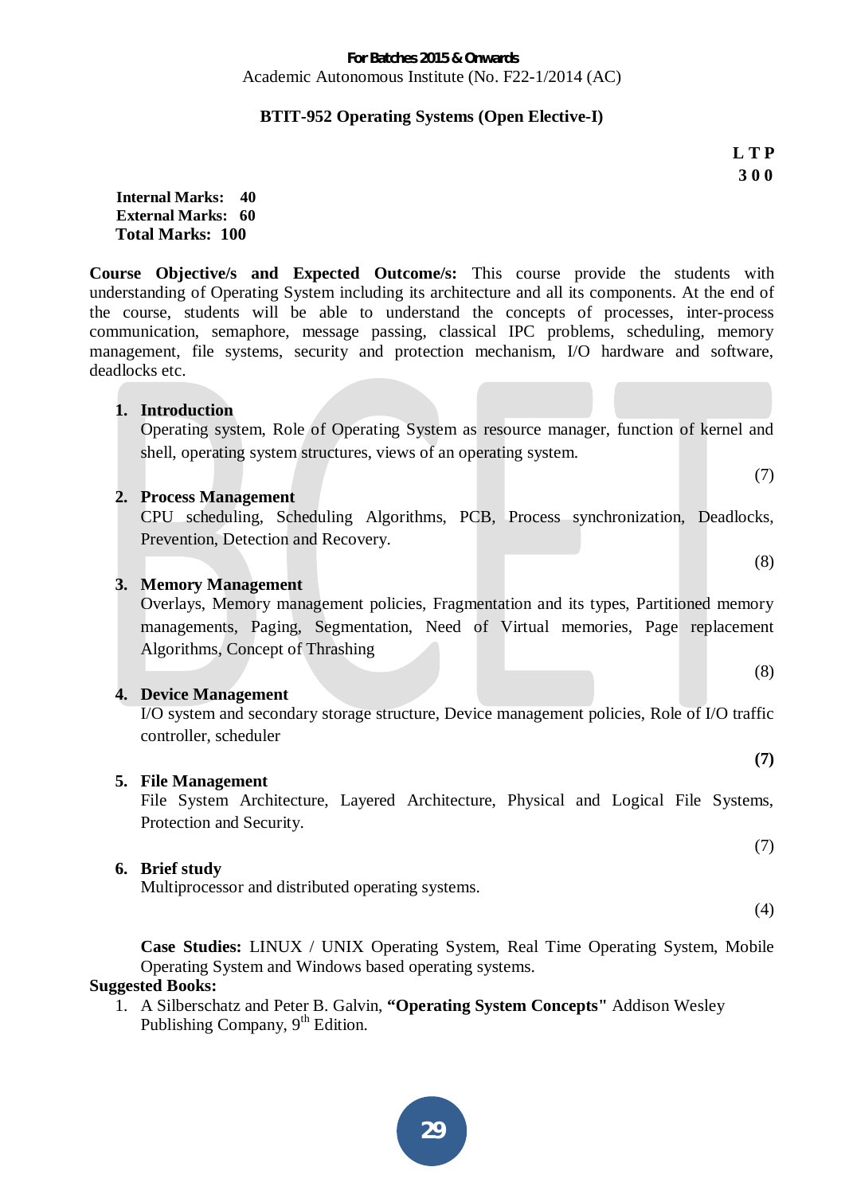For Batches 2015 & Onwards
Academic Autonomous Institute (No. F22-1/2014 (AC)

## BTIT-952 Operating Systems (Open Elective-I)

**L T P**
**3 0 0**

**Internal Marks: 40**
**External Marks: 60**
**Total Marks: 100**

**Course Objective/s and Expected Outcome/s:** This course provide the students with understanding of Operating System including its architecture and all its components. At the end of the course, students will be able to understand the concepts of processes, inter-process communication, semaphore, message passing, classical IPC problems, scheduling, memory management, file systems, security and protection mechanism, I/O hardware and software, deadlocks etc.

1. **Introduction**
   Operating system, Role of Operating System as resource manager, function of kernel and shell, operating system structures, views of an operating system.
   (7)

2. **Process Management**
   CPU scheduling, Scheduling Algorithms, PCB, Process synchronization, Deadlocks, Prevention, Detection and Recovery.
   (8)

3. **Memory Management**
   Overlays, Memory management policies, Fragmentation and its types, Partitioned memory managements, Paging, Segmentation, Need of Virtual memories, Page replacement Algorithms, Concept of Thrashing
   (8)

4. **Device Management**
   I/O system and secondary storage structure, Device management policies, Role of I/O traffic controller, scheduler
   **(7)**

5. **File Management**
   File System Architecture, Layered Architecture, Physical and Logical File Systems, Protection and Security.
   (7)

6. **Brief study**
   Multiprocessor and distributed operating systems.
   (4)

**Case Studies:** LINUX / UNIX Operating System, Real Time Operating System, Mobile Operating System and Windows based operating systems.

**Suggested Books:**

1. A Silberschatz and Peter B. Galvin, **"Operating System Concepts"** Addison Wesley Publishing Company, 9th Edition.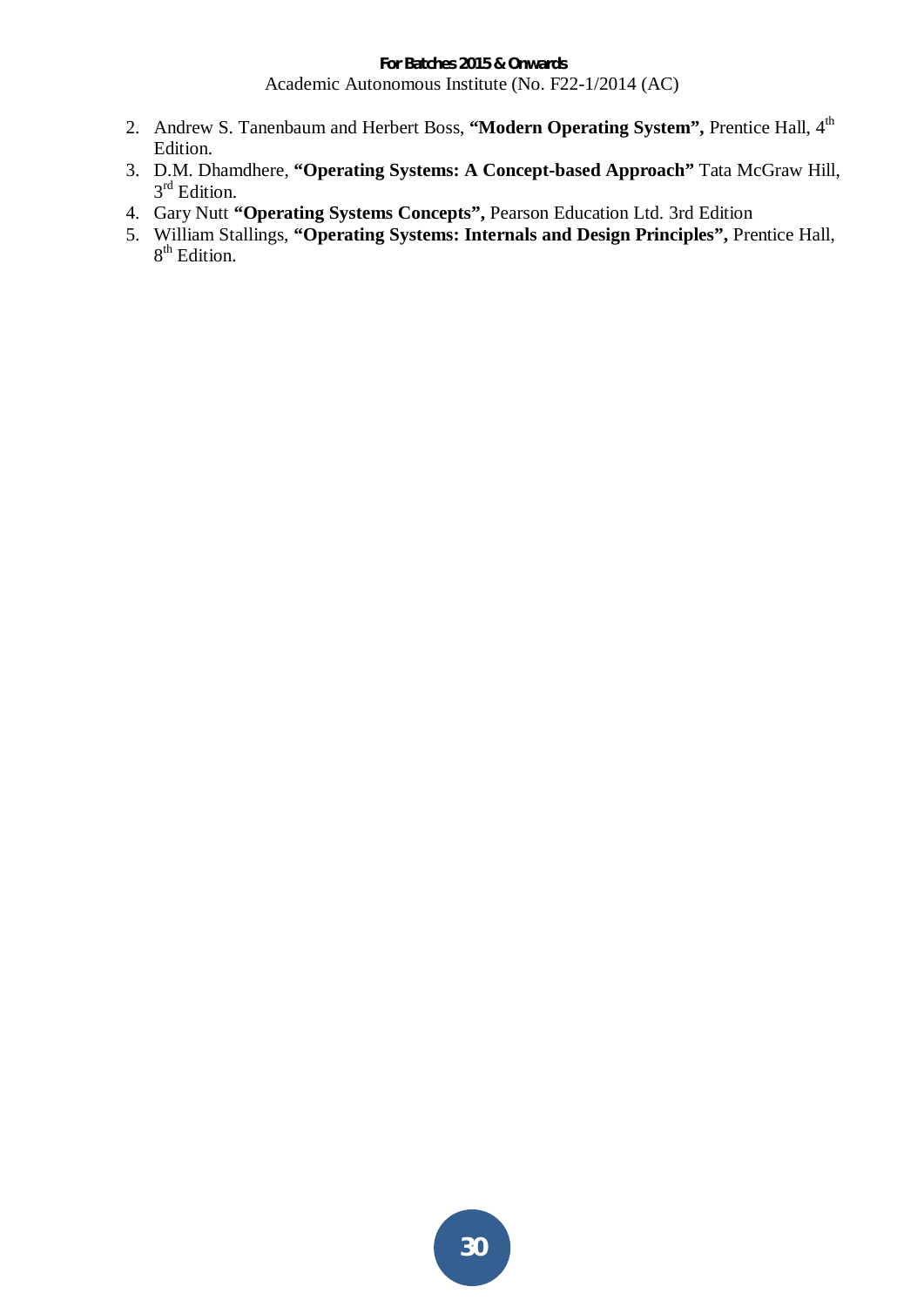2. Andrew S. Tanenbaum and Herbert Boss, **"Modern Operating System",** Prentice Hall, 4th Edition.
3. D.M. Dhamdhere, **"Operating Systems: A Concept-based Approach"** Tata McGraw Hill, 3rd Edition.
4. Gary Nutt **"Operating Systems Concepts",** Pearson Education Ltd. 3rd Edition
5. William Stallings, **"Operating Systems: Internals and Design Principles",** Prentice Hall, 8th Edition.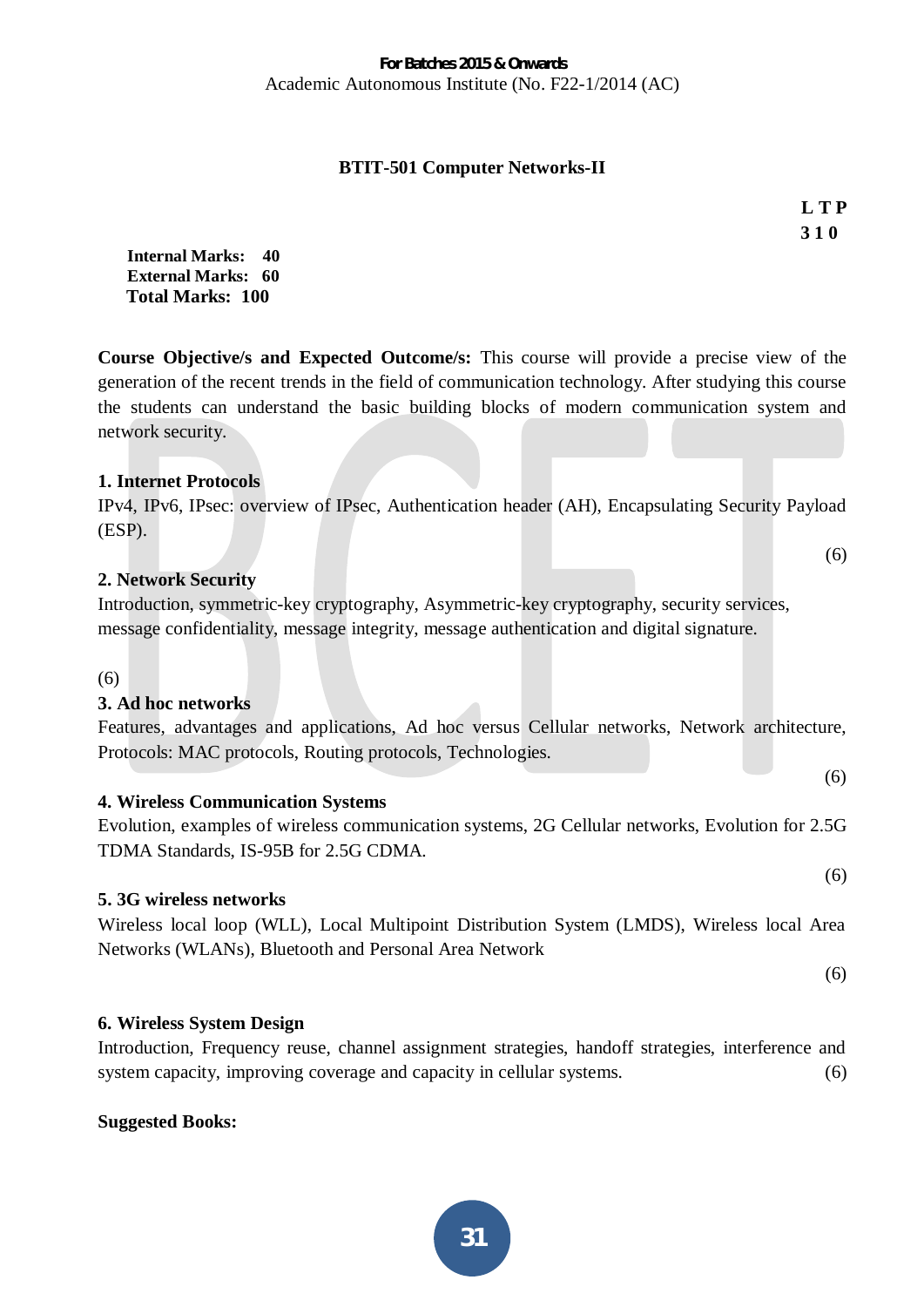**For Batches 2015 & Onwards**
Academic Autonomous Institute (No. F22-1/2014 (AC)

## BTIT-501 Computer Networks-II

| L | T | P |
|---|---|---|
| 3 | 1 | 0 |

**Internal Marks: 40**
**External Marks: 60**
**Total Marks: 100**

**Course Objective/s and Expected Outcome/s:** This course will provide a precise view of the generation of the recent trends in the field of communication technology. After studying this course the students can understand the basic building blocks of modern communication system and network security.

**1. Internet Protocols**
IPv4, IPv6, IPsec: overview of IPsec, Authentication header (AH), Encapsulating Security Payload (ESP).
(6)

**2. Network Security**
Introduction, symmetric-key cryptography, Asymmetric-key cryptography, security services, message confidentiality, message integrity, message authentication and digital signature.

(6)

**3. Ad hoc networks**
Features, advantages and applications, Ad hoc versus Cellular networks, Network architecture, Protocols: MAC protocols, Routing protocols, Technologies.
(6)

**4. Wireless Communication Systems**
Evolution, examples of wireless communication systems, 2G Cellular networks, Evolution for 2.5G TDMA Standards, IS-95B for 2.5G CDMA.
(6)

**5. 3G wireless networks**
Wireless local loop (WLL), Local Multipoint Distribution System (LMDS), Wireless local Area Networks (WLANs), Bluetooth and Personal Area Network
(6)

**6. Wireless System Design**
Introduction, Frequency reuse, channel assignment strategies, handoff strategies, interference and system capacity, improving coverage and capacity in cellular systems. (6)

**Suggested Books:**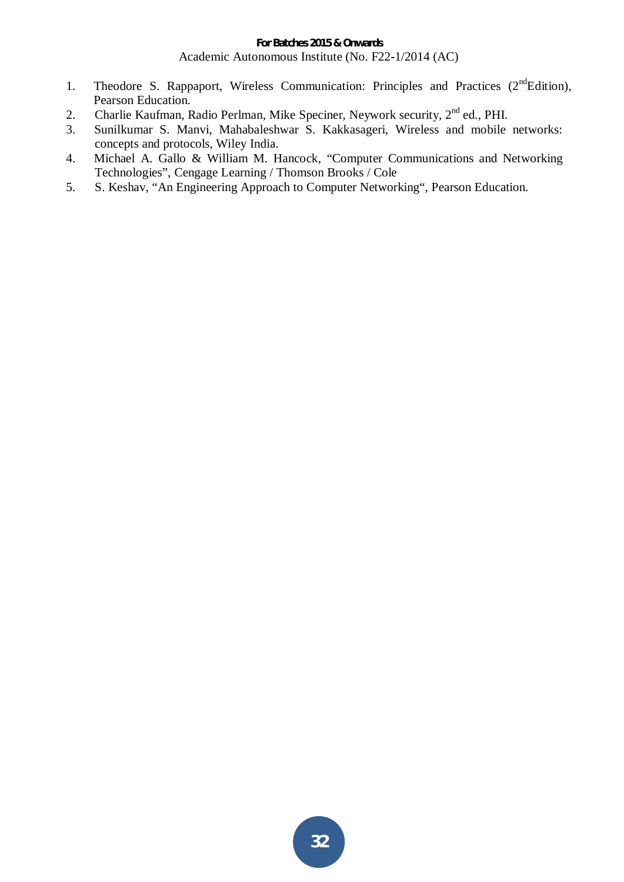1. Theodore S. Rappaport, Wireless Communication: Principles and Practices (2nd Edition), Pearson Education.
2. Charlie Kaufman, Radio Perlman, Mike Speciner, Neywork security, 2nd ed., PHI.
3. Sunilkumar S. Manvi, Mahabaleshwar S. Kakkasageri, Wireless and mobile networks: concepts and protocols, Wiley India.
4. Michael A. Gallo & William M. Hancock, "Computer Communications and Networking Technologies", Cengage Learning / Thomson Brooks / Cole
5. S. Keshav, "An Engineering Approach to Computer Networking", Pearson Education.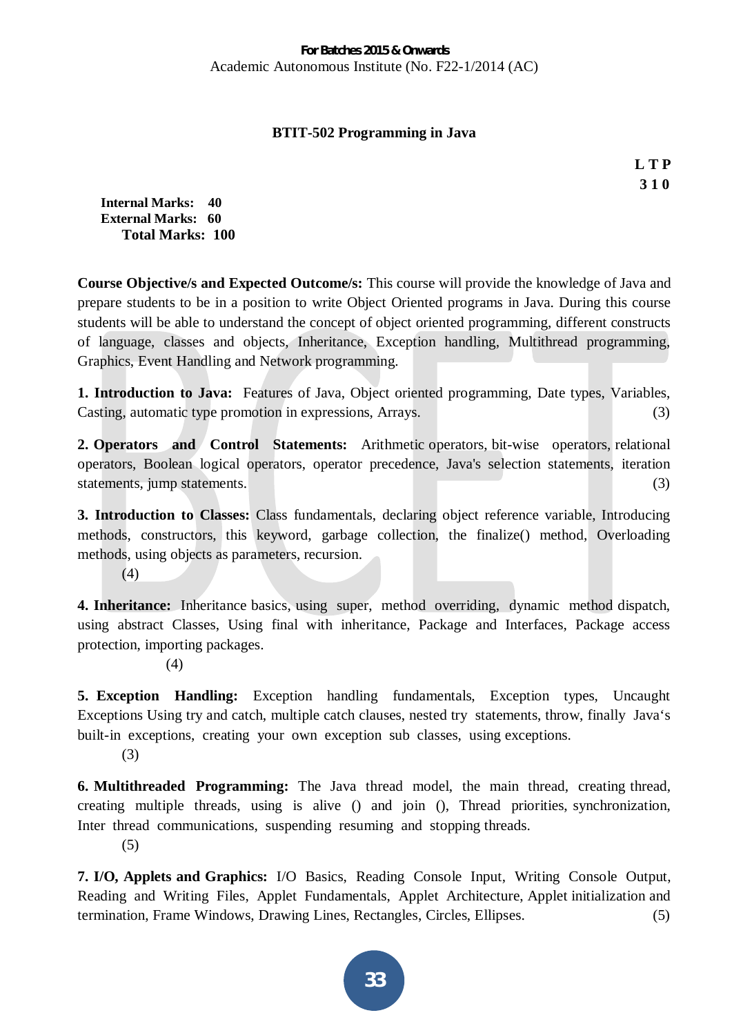For Batches 2015 & Onwards

Academic Autonomous Institute (No. F22-1/2014 (AC)

## BTIT-502 Programming in Java

**L T P**
**3 1 0**

**Internal Marks: 40**
**External Marks: 60**
**Total Marks: 100**

**Course Objective/s and Expected Outcome/s:** This course will provide the knowledge of Java and prepare students to be in a position to write Object Oriented programs in Java. During this course students will be able to understand the concept of object oriented programming, different constructs of language, classes and objects, Inheritance, Exception handling, Multithread programming, Graphics, Event Handling and Network programming.

**1. Introduction to Java:** Features of Java, Object oriented programming, Date types, Variables, Casting, automatic type promotion in expressions, Arrays. (3)

**2. Operators and Control Statements:** Arithmetic operators, bit-wise operators, relational operators, Boolean logical operators, operator precedence, Java's selection statements, iteration statements, jump statements. (3)

**3. Introduction to Classes:** Class fundamentals, declaring object reference variable, Introducing methods, constructors, this keyword, garbage collection, the finalize() method, Overloading methods, using objects as parameters, recursion. (4)

**4. Inheritance:** Inheritance basics, using super, method overriding, dynamic method dispatch, using abstract Classes, Using final with inheritance, Package and Interfaces, Package access protection, importing packages. (4)

**5. Exception Handling:** Exception handling fundamentals, Exception types, Uncaught Exceptions Using try and catch, multiple catch clauses, nested try statements, throw, finally Java's built-in exceptions, creating your own exception sub classes, using exceptions. (3)

**6. Multithreaded Programming:** The Java thread model, the main thread, creating thread, creating multiple threads, using is alive () and join (), Thread priorities, synchronization, Inter thread communications, suspending resuming and stopping threads. (5)

**7. I/O, Applets and Graphics:** I/O Basics, Reading Console Input, Writing Console Output, Reading and Writing Files, Applet Fundamentals, Applet Architecture, Applet initialization and termination, Frame Windows, Drawing Lines, Rectangles, Circles, Ellipses. (5)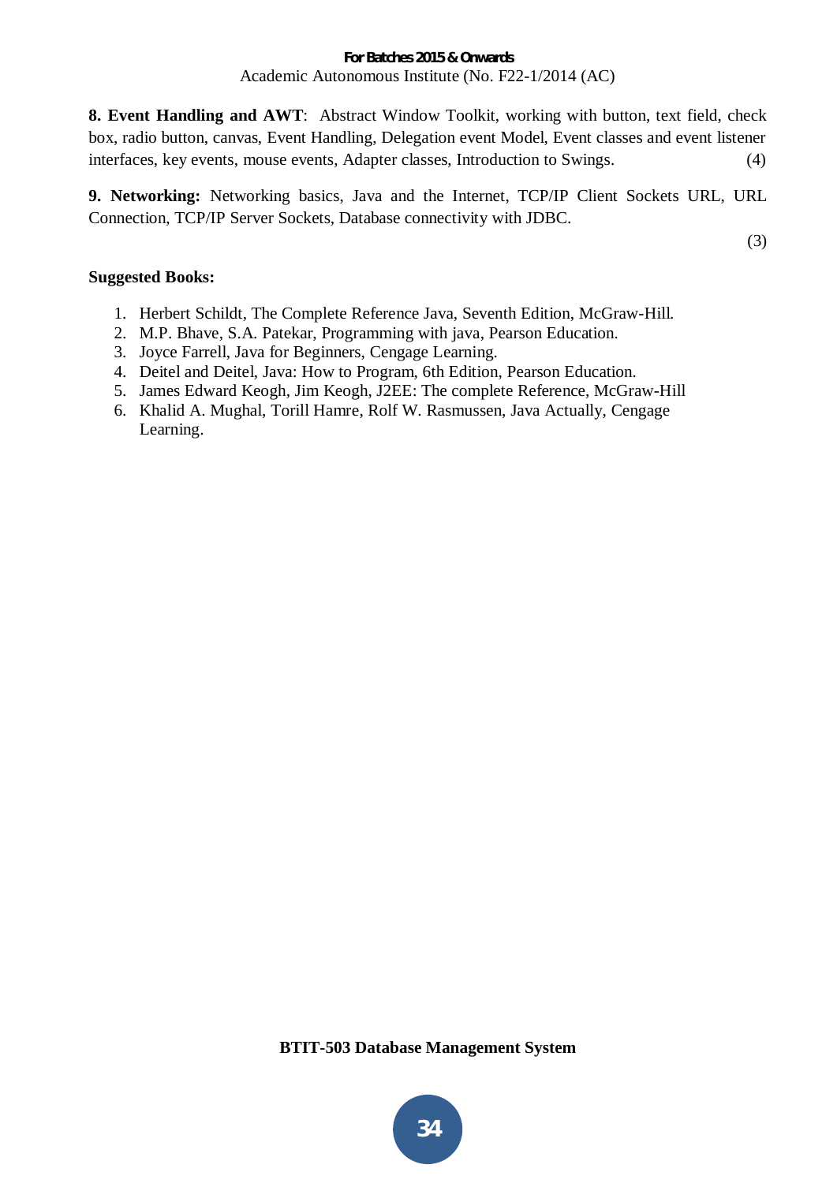**8. Event Handling and AWT**: Abstract Window Toolkit, working with button, text field, check box, radio button, canvas, Event Handling, Delegation event Model, Event classes and event listener interfaces, key events, mouse events, Adapter classes, Introduction to Swings. (4)

**9. Networking:** Networking basics, Java and the Internet, TCP/IP Client Sockets URL, URL Connection, TCP/IP Server Sockets, Database connectivity with JDBC.

(3)

**Suggested Books:**

1. Herbert Schildt, The Complete Reference Java, Seventh Edition, McGraw-Hill.
2. M.P. Bhave, S.A. Patekar, Programming with java, Pearson Education.
3. Joyce Farrell, Java for Beginners, Cengage Learning.
4. Deitel and Deitel, Java: How to Program, 6th Edition, Pearson Education.
5. James Edward Keogh, Jim Keogh, J2EE: The complete Reference, McGraw-Hill
6. Khalid A. Mughal, Torill Hamre, Rolf W. Rasmussen, Java Actually, Cengage Learning.

## BTIT-503 Database Management System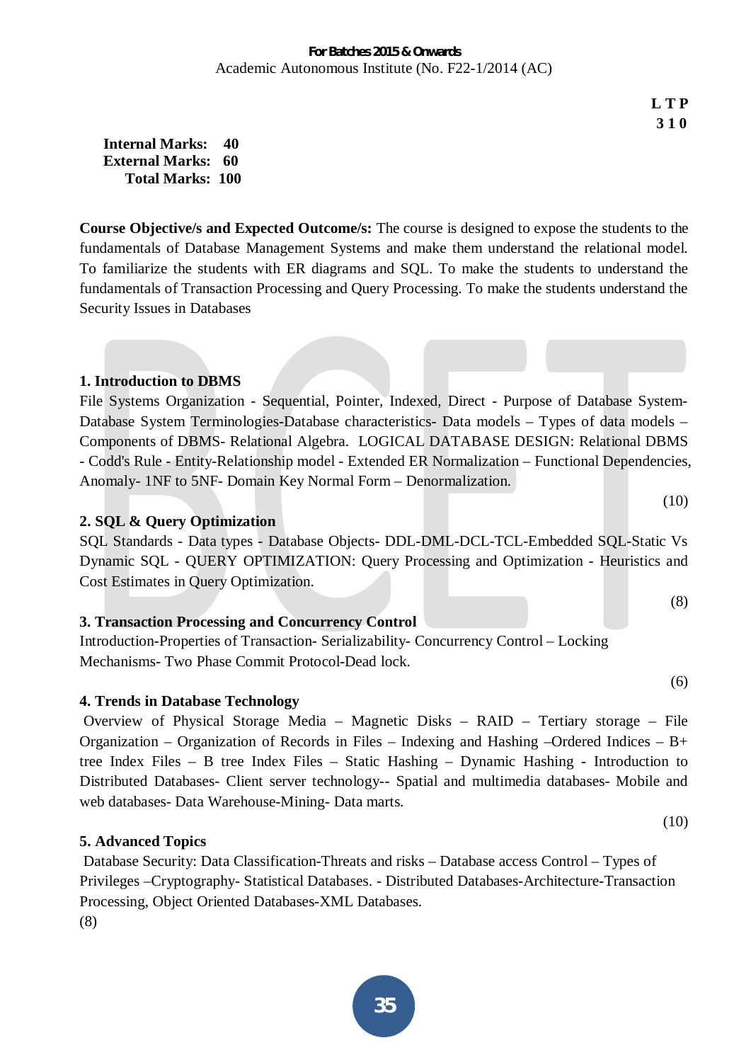**L T P**
**3 1 0**

**Internal Marks: 40**
**External Marks: 60**
**Total Marks: 100**

**Course Objective/s and Expected Outcome/s:** The course is designed to expose the students to the fundamentals of Database Management Systems and make them understand the relational model. To familiarize the students with ER diagrams and SQL. To make the students to understand the fundamentals of Transaction Processing and Query Processing. To make the students understand the Security Issues in Databases

**1. Introduction to DBMS**

File Systems Organization - Sequential, Pointer, Indexed, Direct - Purpose of Database System- Database System Terminologies-Database characteristics- Data models – Types of data models – Components of DBMS- Relational Algebra. LOGICAL DATABASE DESIGN: Relational DBMS - Codd's Rule - Entity-Relationship model - Extended ER Normalization – Functional Dependencies, Anomaly- 1NF to 5NF- Domain Key Normal Form – Denormalization.

(10)

**2. SQL & Query Optimization**

SQL Standards - Data types - Database Objects- DDL-DML-DCL-TCL-Embedded SQL-Static Vs Dynamic SQL - QUERY OPTIMIZATION: Query Processing and Optimization - Heuristics and Cost Estimates in Query Optimization.

(8)

**3. Transaction Processing and Concurrency Control**

Introduction-Properties of Transaction- Serializability- Concurrency Control – Locking Mechanisms- Two Phase Commit Protocol-Dead lock.

(6)

**4. Trends in Database Technology**

Overview of Physical Storage Media – Magnetic Disks – RAID – Tertiary storage – File Organization – Organization of Records in Files – Indexing and Hashing –Ordered Indices – B+ tree Index Files – B tree Index Files – Static Hashing – Dynamic Hashing - Introduction to Distributed Databases- Client server technology-- Spatial and multimedia databases- Mobile and web databases- Data Warehouse-Mining- Data marts.

(10)

**5. Advanced Topics**

Database Security: Data Classification-Threats and risks – Database access Control – Types of Privileges –Cryptography- Statistical Databases. - Distributed Databases-Architecture-Transaction Processing, Object Oriented Databases-XML Databases.

(8)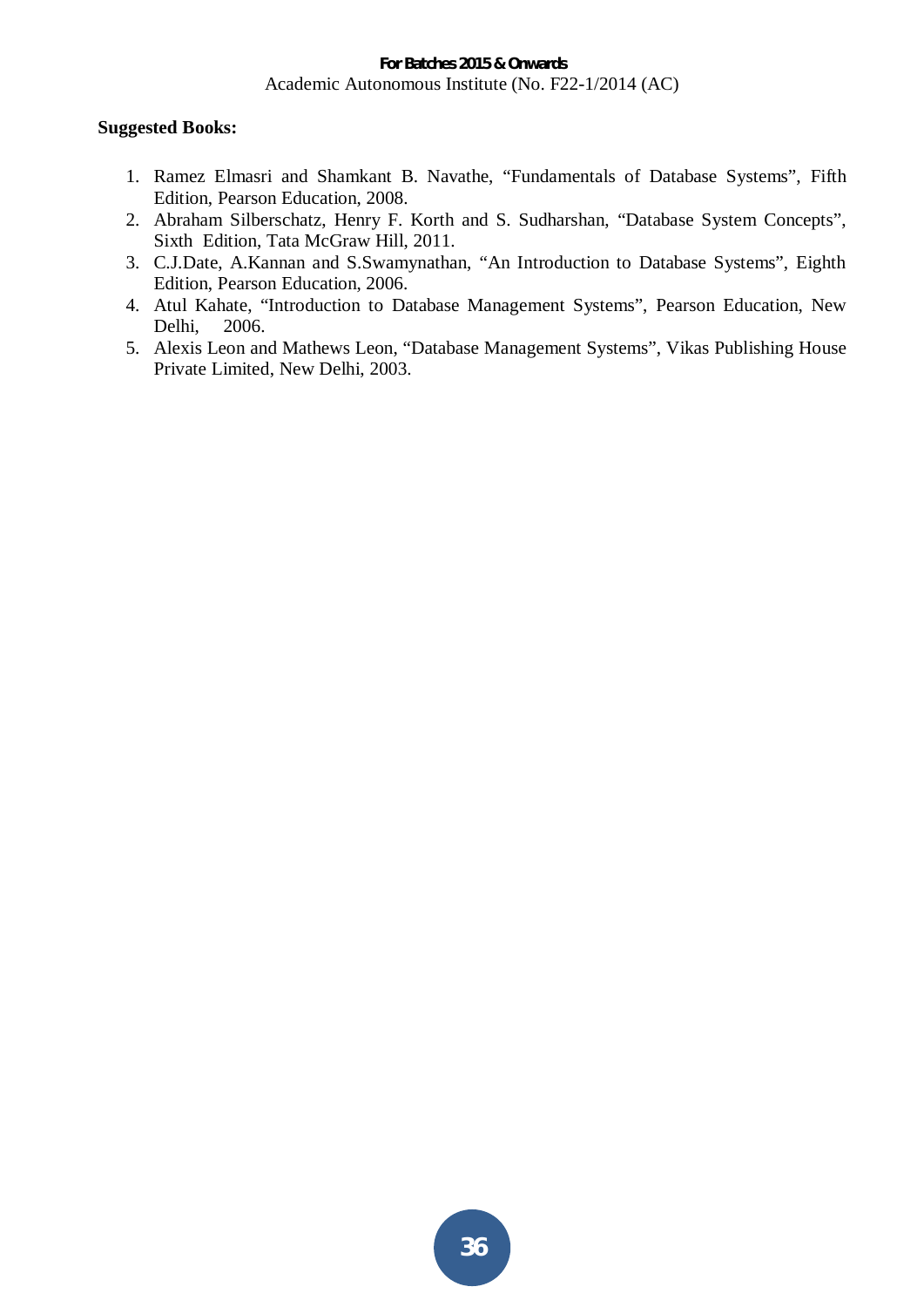**Suggested Books:**

1. Ramez Elmasri and Shamkant B. Navathe, “Fundamentals of Database Systems”, Fifth Edition, Pearson Education, 2008.
2. Abraham Silberschatz, Henry F. Korth and S. Sudharshan, “Database System Concepts”, Sixth Edition, Tata McGraw Hill, 2011.
3. C.J.Date, A.Kannan and S.Swamynathan, “An Introduction to Database Systems”, Eighth Edition, Pearson Education, 2006.
4. Atul Kahate, “Introduction to Database Management Systems”, Pearson Education, New Delhi, 2006.
5. Alexis Leon and Mathews Leon, “Database Management Systems”, Vikas Publishing House Private Limited, New Delhi, 2003.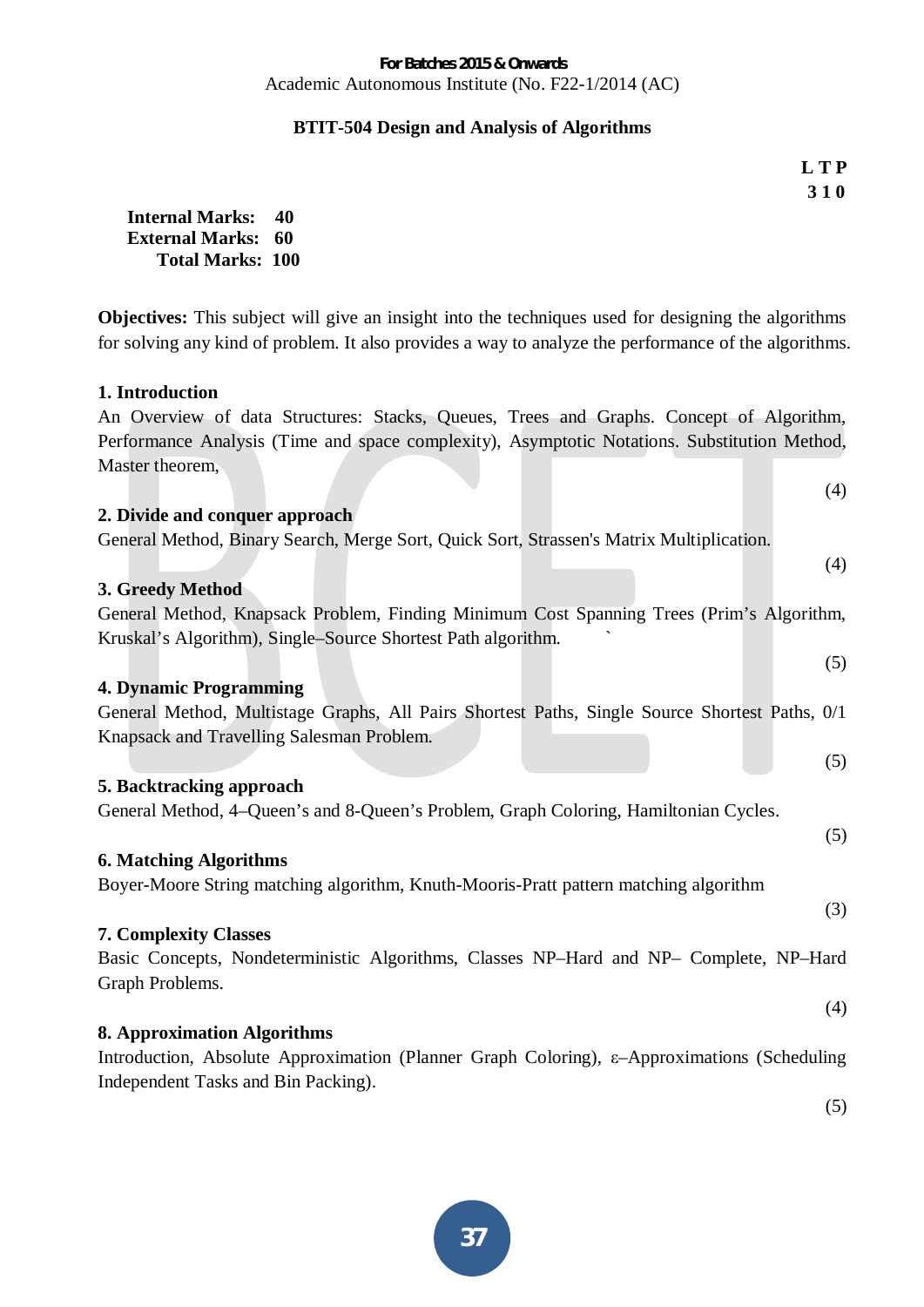**For Batches 2015 & Onwards**
Academic Autonomous Institute (No. F22-1/2014 (AC)

## BTIT-504 Design and Analysis of Algorithms

**L T P**
**3 1 0**

**Internal Marks: 40**
**External Marks: 60**
**Total Marks: 100**

**Objectives:** This subject will give an insight into the techniques used for designing the algorithms for solving any kind of problem. It also provides a way to analyze the performance of the algorithms.

### 1. Introduction

An Overview of data Structures: Stacks, Queues, Trees and Graphs. Concept of Algorithm, Performance Analysis (Time and space complexity), Asymptotic Notations. Substitution Method, Master theorem,

(4)

### 2. Divide and conquer approach

General Method, Binary Search, Merge Sort, Quick Sort, Strassen's Matrix Multiplication.

(4)

### 3. Greedy Method

General Method, Knapsack Problem, Finding Minimum Cost Spanning Trees (Prim's Algorithm, Kruskal's Algorithm), Single–Source Shortest Path algorithm. `

(5)

### 4. Dynamic Programming

General Method, Multistage Graphs, All Pairs Shortest Paths, Single Source Shortest Paths, 0/1 Knapsack and Travelling Salesman Problem.

(5)

### 5. Backtracking approach

General Method, 4–Queen's and 8-Queen's Problem, Graph Coloring, Hamiltonian Cycles.

(5)

### 6. Matching Algorithms

Boyer-Moore String matching algorithm, Knuth-Mooris-Pratt pattern matching algorithm

(3)

### 7. Complexity Classes

Basic Concepts, Nondeterministic Algorithms, Classes NP–Hard and NP– Complete, NP–Hard Graph Problems.

(4)

### 8. Approximation Algorithms

Introduction, Absolute Approximation (Planner Graph Coloring), $\varepsilon$–Approximations (Scheduling Independent Tasks and Bin Packing).

(5)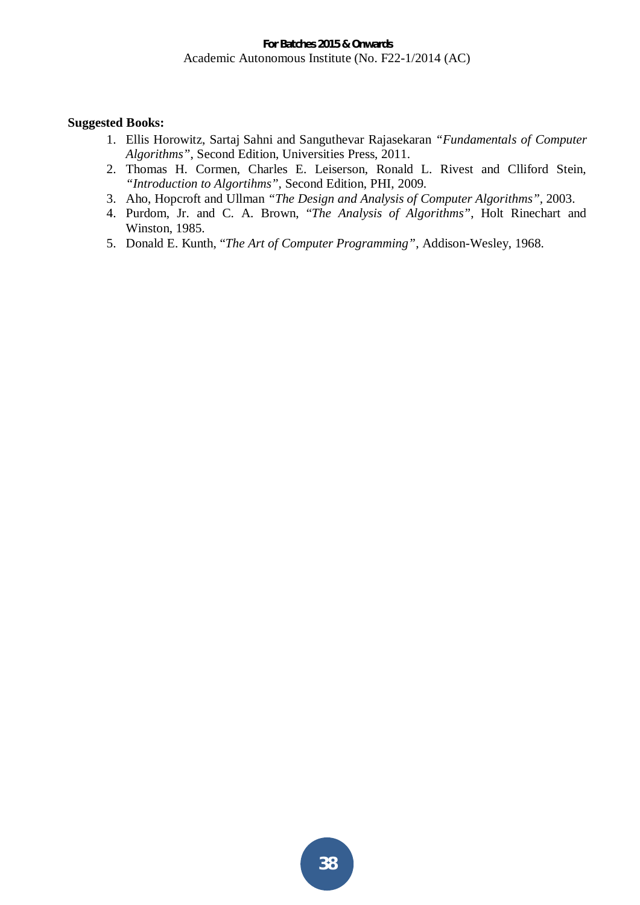**Suggested Books:**

1. Ellis Horowitz, Sartaj Sahni and Sanguthevar Rajasekaran *"Fundamentals of Computer Algorithms"*, Second Edition, Universities Press, 2011.
2. Thomas H. Cormen, Charles E. Leiserson, Ronald L. Rivest and Clliford Stein, *"Introduction to Algortihms"*, Second Edition, PHI, 2009.
3. Aho, Hopcroft and Ullman *"The Design and Analysis of Computer Algorithms"*, 2003.
4. Purdom, Jr. and C. A. Brown, "*The Analysis of Algorithms*", Holt Rinechart and Winston, 1985.
5. Donald E. Kunth, "*The Art of Computer Programming*", Addison-Wesley, 1968.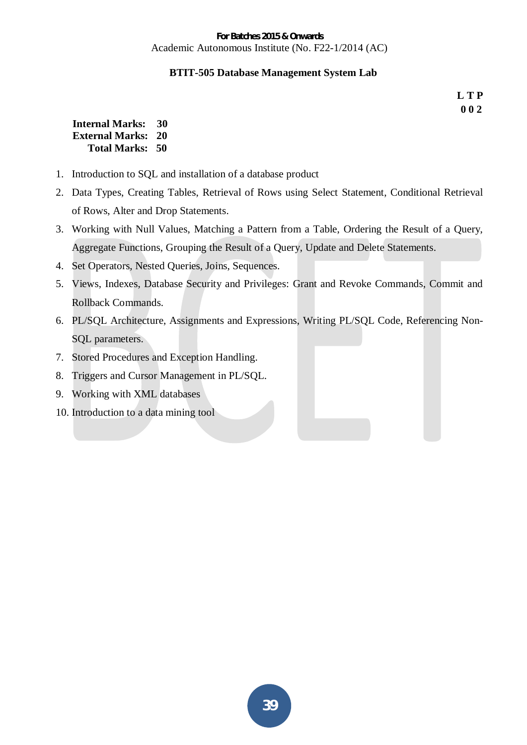## BTIT-505 Database Management System Lab

**L T P**
**0 0 2**

**Internal Marks: 30**
**External Marks: 20**
**Total Marks: 50**

1. Introduction to SQL and installation of a database product
2. Data Types, Creating Tables, Retrieval of Rows using Select Statement, Conditional Retrieval of Rows, Alter and Drop Statements.
3. Working with Null Values, Matching a Pattern from a Table, Ordering the Result of a Query, Aggregate Functions, Grouping the Result of a Query, Update and Delete Statements.
4. Set Operators, Nested Queries, Joins, Sequences.
5. Views, Indexes, Database Security and Privileges: Grant and Revoke Commands, Commit and Rollback Commands.
6. PL/SQL Architecture, Assignments and Expressions, Writing PL/SQL Code, Referencing Non-SQL parameters.
7. Stored Procedures and Exception Handling.
8. Triggers and Cursor Management in PL/SQL.
9. Working with XML databases
10. Introduction to a data mining tool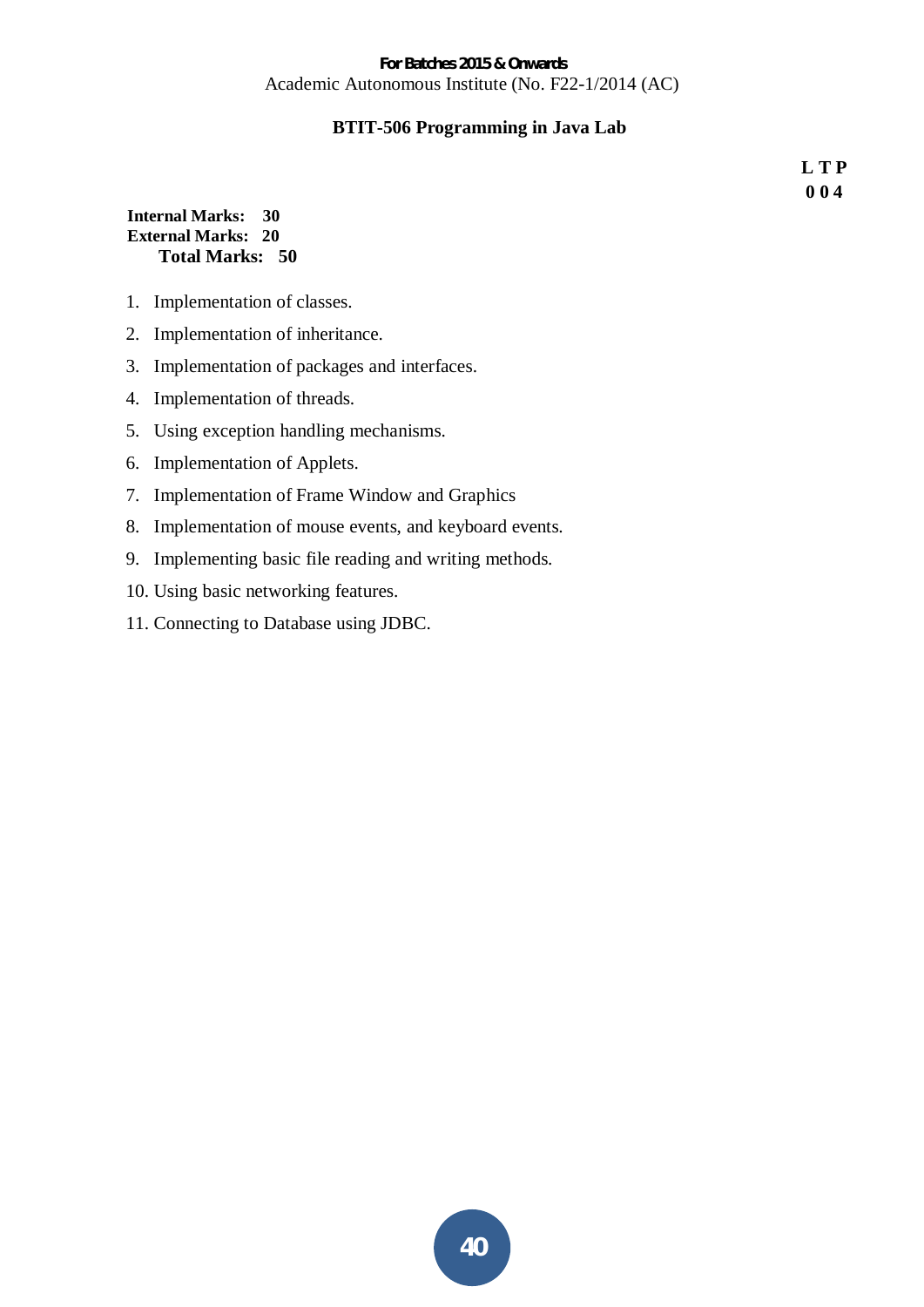## BTIT-506 Programming in Java Lab

**L T P**
**0 0 4**

**Internal Marks: 30**
**External Marks: 20**
**Total Marks: 50**

1. Implementation of classes.
2. Implementation of inheritance.
3. Implementation of packages and interfaces.
4. Implementation of threads.
5. Using exception handling mechanisms.
6. Implementation of Applets.
7. Implementation of Frame Window and Graphics
8. Implementation of mouse events, and keyboard events.
9. Implementing basic file reading and writing methods.
10. Using basic networking features.
11. Connecting to Database using JDBC.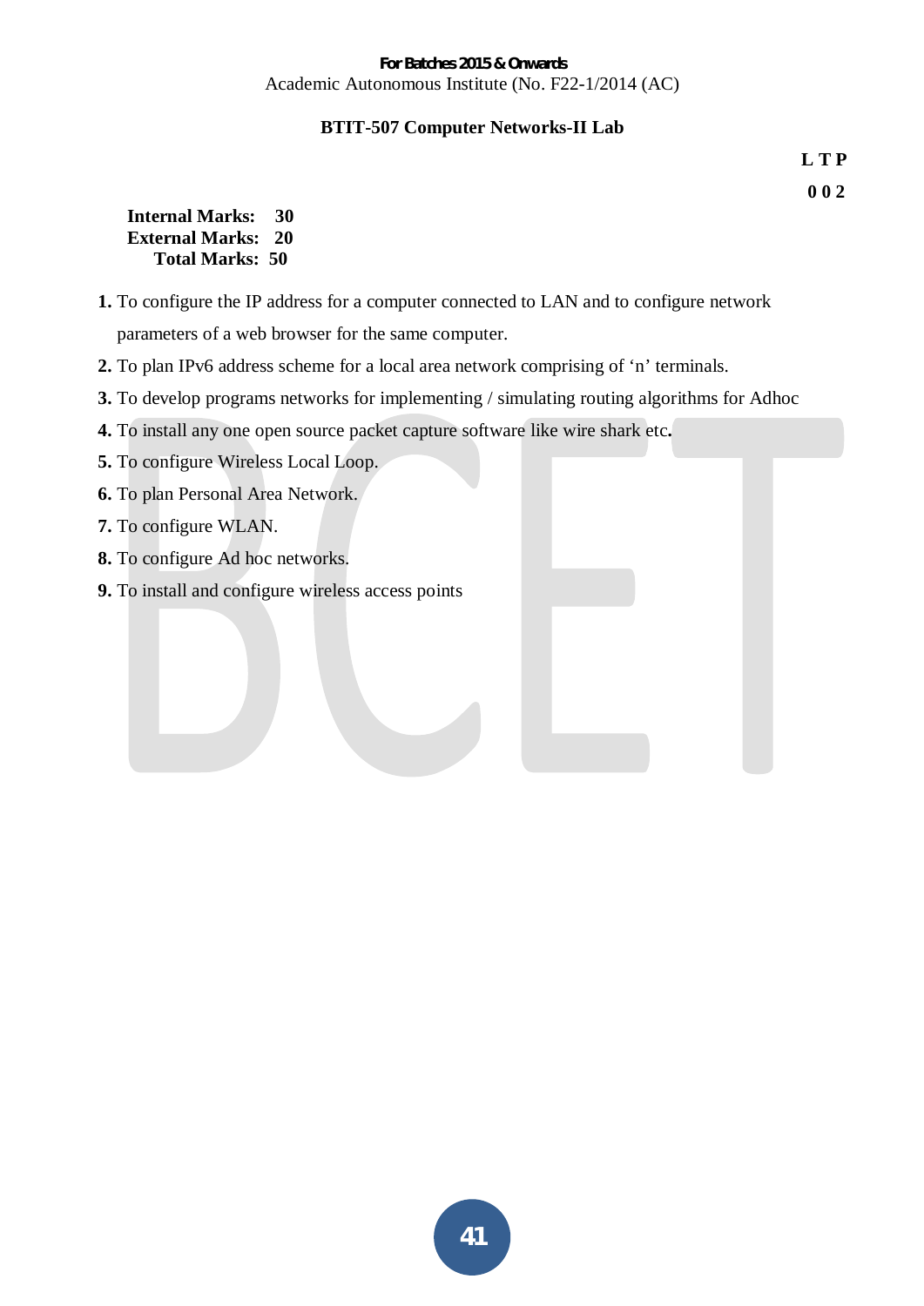## BTIT-507 Computer Networks-II Lab

**L T P**

**0 0 2**

**Internal Marks: 30**
**External Marks: 20**
**Total Marks: 50**

1. To configure the IP address for a computer connected to LAN and to configure network parameters of a web browser for the same computer.
2. To plan IPv6 address scheme for a local area network comprising of 'n' terminals.
3. To develop programs networks for implementing / simulating routing algorithms for Adhoc
4. To install any one open source packet capture software like wire shark etc**.**
5. To configure Wireless Local Loop.
6. To plan Personal Area Network.
7. To configure WLAN.
8. To configure Ad hoc networks.
9. To install and configure wireless access points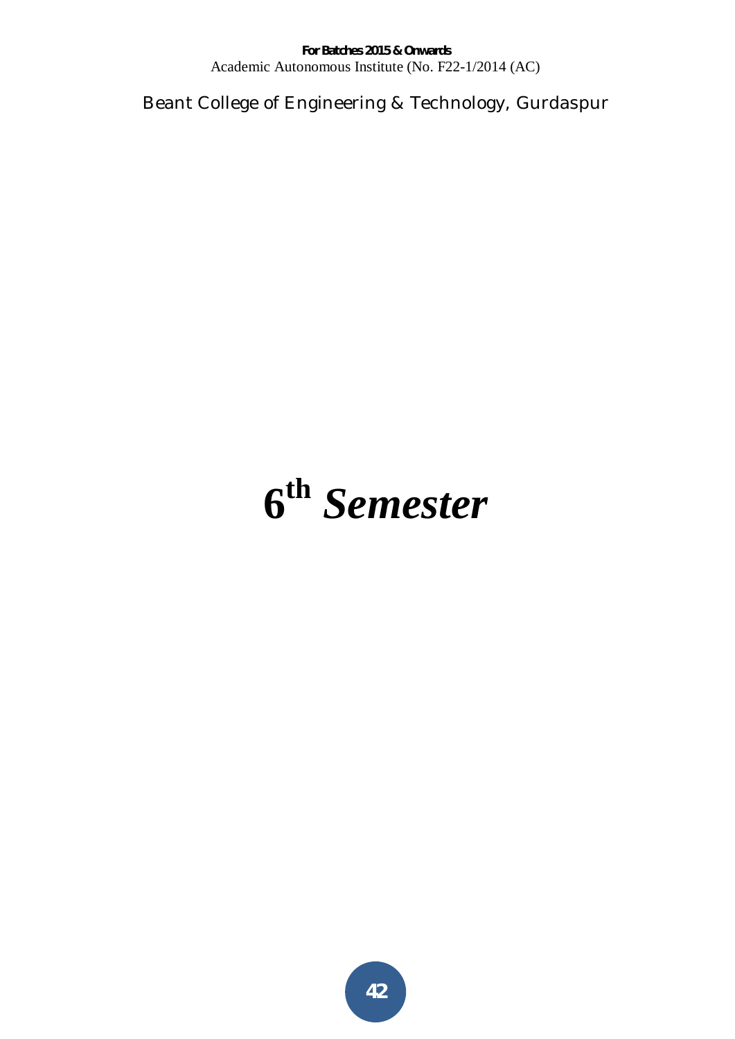# 6th *Semester*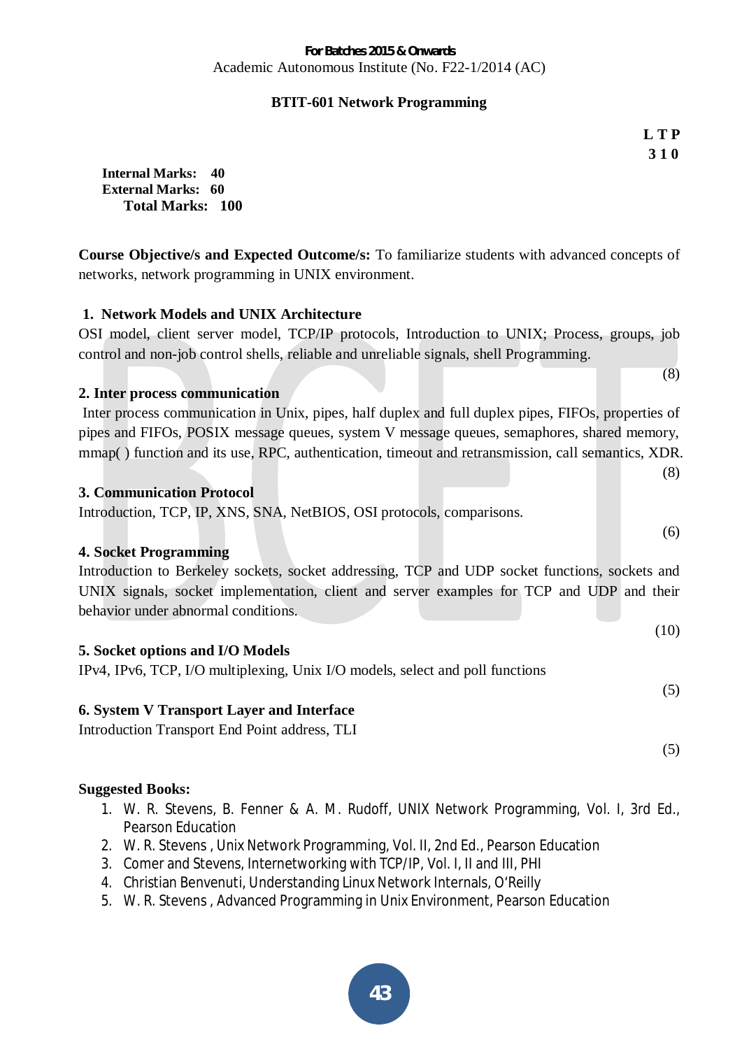**For Batches 2015 & Onwards**
Academic Autonomous Institute (No. F22-1/2014 (AC)

## BTIT-601 Network Programming

**L T P**
**3 1 0**

**Internal Marks: 40**
**External Marks: 60**
**Total Marks: 100**

**Course Objective/s and Expected Outcome/s:** To familiarize students with advanced concepts of networks, network programming in UNIX environment.

### 1. Network Models and UNIX Architecture

OSI model, client server model, TCP/IP protocols, Introduction to UNIX; Process, groups, job control and non-job control shells, reliable and unreliable signals, shell Programming.

(8)

### 2. Inter process communication

Inter process communication in Unix, pipes, half duplex and full duplex pipes, FIFOs, properties of pipes and FIFOs, POSIX message queues, system V message queues, semaphores, shared memory, mmap( ) function and its use, RPC, authentication, timeout and retransmission, call semantics, XDR.

(8)

### 3. Communication Protocol

Introduction, TCP, IP, XNS, SNA, NetBIOS, OSI protocols, comparisons.

(6)

### 4. Socket Programming

Introduction to Berkeley sockets, socket addressing, TCP and UDP socket functions, sockets and UNIX signals, socket implementation, client and server examples for TCP and UDP and their behavior under abnormal conditions.

(10)

### 5. Socket options and I/O Models

IPv4, IPv6, TCP, I/O multiplexing, Unix I/O models, select and poll functions

(5)

### 6. System V Transport Layer and Interface

Introduction Transport End Point address, TLI

(5)

**Suggested Books:**

1. W. R. Stevens, B. Fenner & A. M. Rudoff, UNIX Network Programming, Vol. I, 3rd Ed., Pearson Education
2. W. R. Stevens , Unix Network Programming, Vol. II, 2nd Ed., Pearson Education
3. Comer and Stevens, Internetworking with TCP/IP, Vol. I, II and III, PHI
4. Christian Benvenuti, Understanding Linux Network Internals, O'Reilly
5. W. R. Stevens , Advanced Programming in Unix Environment, Pearson Education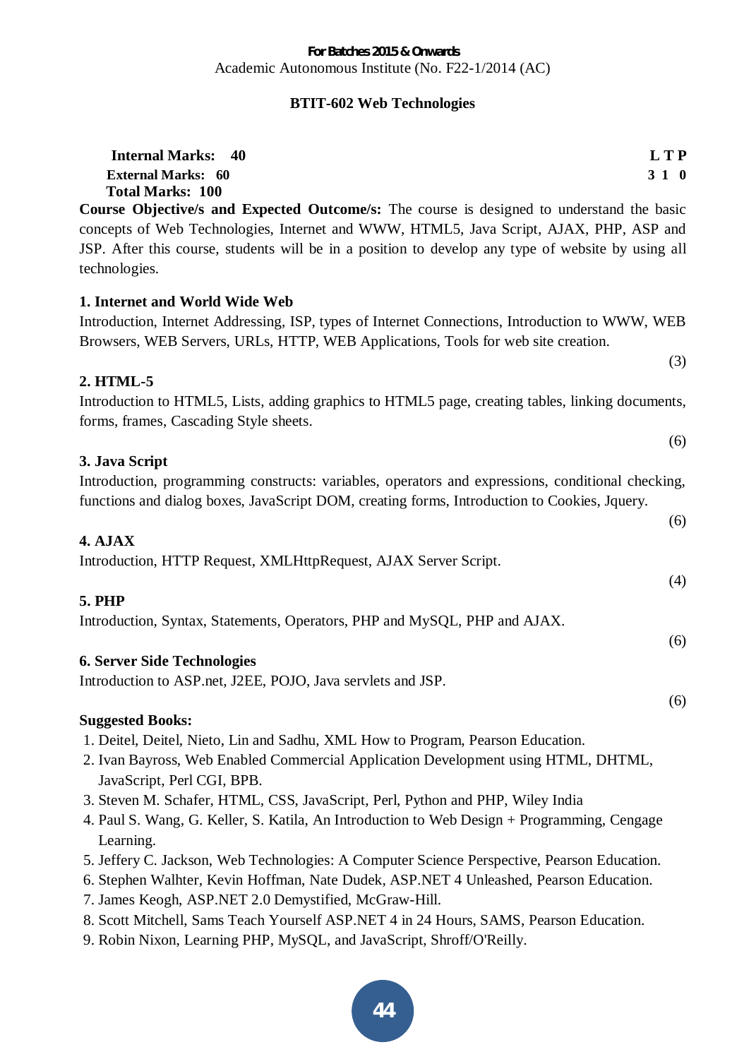For Batches 2015 & Onwards

Academic Autonomous Institute (No. F22-1/2014 (AC)

## BTIT-602 Web Technologies

**Internal Marks: 40**
**External Marks: 60**
**Total Marks: 100**

**L T P**
**3 1 0**

**Course Objective/s and Expected Outcome/s:** The course is designed to understand the basic concepts of Web Technologies, Internet and WWW, HTML5, Java Script, AJAX, PHP, ASP and JSP. After this course, students will be in a position to develop any type of website by using all technologies.

### 1. Internet and World Wide Web

Introduction, Internet Addressing, ISP, types of Internet Connections, Introduction to WWW, WEB Browsers, WEB Servers, URLs, HTTP, WEB Applications, Tools for web site creation.

(3)

### 2. HTML-5

Introduction to HTML5, Lists, adding graphics to HTML5 page, creating tables, linking documents, forms, frames, Cascading Style sheets.

(6)

### 3. Java Script

Introduction, programming constructs: variables, operators and expressions, conditional checking, functions and dialog boxes, JavaScript DOM, creating forms, Introduction to Cookies, Jquery.

(6)

### 4. AJAX

Introduction, HTTP Request, XMLHttpRequest, AJAX Server Script.

(4)

### 5. PHP

Introduction, Syntax, Statements, Operators, PHP and MySQL, PHP and AJAX.

(6)

### 6. Server Side Technologies

Introduction to ASP.net, J2EE, POJO, Java servlets and JSP.

(6)

**Suggested Books:**

1. Deitel, Deitel, Nieto, Lin and Sadhu, XML How to Program, Pearson Education.
2. Ivan Bayross, Web Enabled Commercial Application Development using HTML, DHTML, JavaScript, Perl CGI, BPB.
3. Steven M. Schafer, HTML, CSS, JavaScript, Perl, Python and PHP, Wiley India
4. Paul S. Wang, G. Keller, S. Katila, An Introduction to Web Design + Programming, Cengage Learning.
5. Jeffery C. Jackson, Web Technologies: A Computer Science Perspective, Pearson Education.
6. Stephen Walhter, Kevin Hoffman, Nate Dudek, ASP.NET 4 Unleashed, Pearson Education.
7. James Keogh, ASP.NET 2.0 Demystified, McGraw-Hill.
8. Scott Mitchell, Sams Teach Yourself ASP.NET 4 in 24 Hours, SAMS, Pearson Education.
9. Robin Nixon, Learning PHP, MySQL, and JavaScript, Shroff/O'Reilly.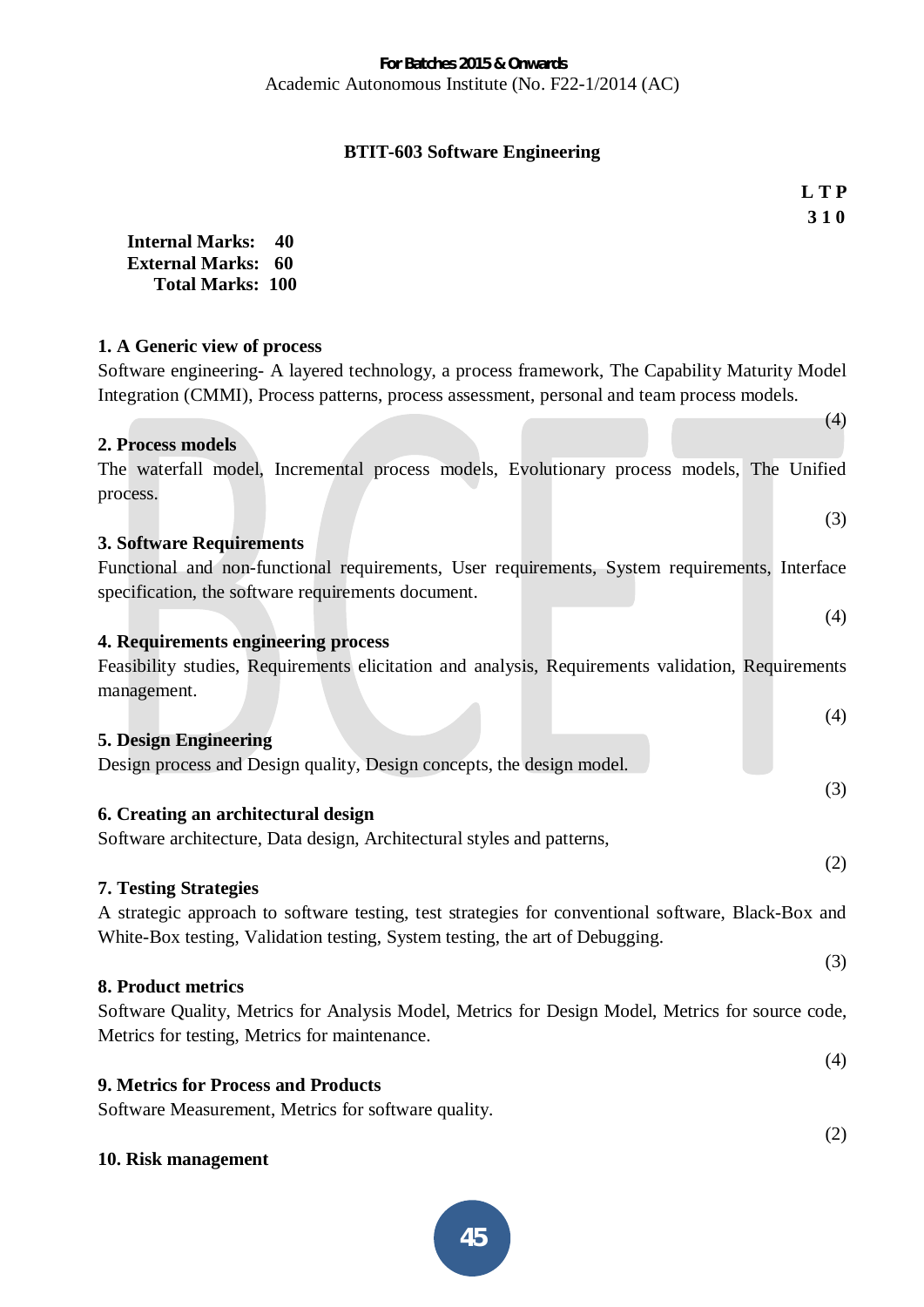## BTIT-603 Software Engineering

**L T P**
**3 1 0**

**Internal Marks: 40**
**External Marks: 60**
**Total Marks: 100**

**1. A Generic view of process**

Software engineering- A layered technology, a process framework, The Capability Maturity Model Integration (CMMI), Process patterns, process assessment, personal and team process models.

(4)

**2. Process models**

The waterfall model, Incremental process models, Evolutionary process models, The Unified process.

(3)

**3. Software Requirements**

Functional and non-functional requirements, User requirements, System requirements, Interface specification, the software requirements document.

(4)

**4. Requirements engineering process**

Feasibility studies, Requirements elicitation and analysis, Requirements validation, Requirements management.

(4)

**5. Design Engineering**

Design process and Design quality, Design concepts, the design model.

(3)

**6. Creating an architectural design**

Software architecture, Data design, Architectural styles and patterns,

(2)

**7. Testing Strategies**

A strategic approach to software testing, test strategies for conventional software, Black-Box and White-Box testing, Validation testing, System testing, the art of Debugging.

(3)

**8. Product metrics**

Software Quality, Metrics for Analysis Model, Metrics for Design Model, Metrics for source code, Metrics for testing, Metrics for maintenance.

(4)

**9. Metrics for Process and Products**

Software Measurement, Metrics for software quality.

(2)

**10. Risk management**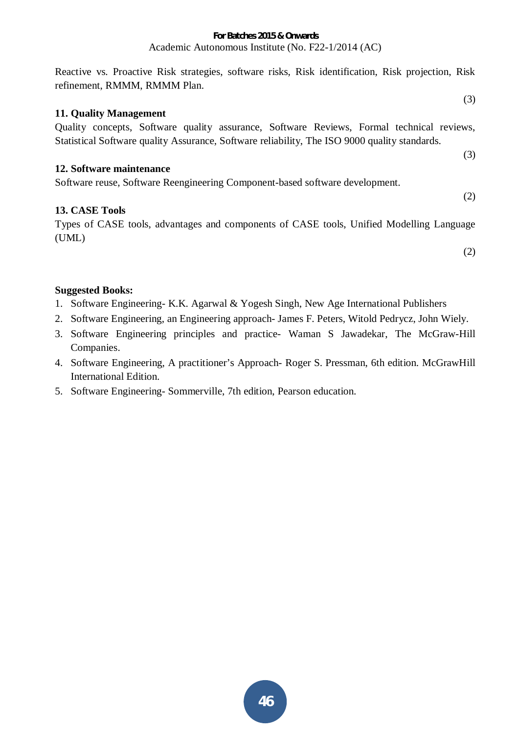Reactive vs. Proactive Risk strategies, software risks, Risk identification, Risk projection, Risk refinement, RMMM, RMMM Plan.

(3)

**11. Quality Management**

Quality concepts, Software quality assurance, Software Reviews, Formal technical reviews, Statistical Software quality Assurance, Software reliability, The ISO 9000 quality standards.

(3)

**12. Software maintenance**

Software reuse, Software Reengineering Component-based software development.

(2)

**13. CASE Tools**

Types of CASE tools, advantages and components of CASE tools, Unified Modelling Language (UML)

(2)

**Suggested Books:**

1. Software Engineering- K.K. Agarwal & Yogesh Singh, New Age International Publishers
2. Software Engineering, an Engineering approach- James F. Peters, Witold Pedrycz, John Wiely.
3. Software Engineering principles and practice- Waman S Jawadekar, The McGraw-Hill Companies.
4. Software Engineering, A practitioner's Approach- Roger S. Pressman, 6th edition. McGrawHill International Edition.
5. Software Engineering- Sommerville, 7th edition, Pearson education.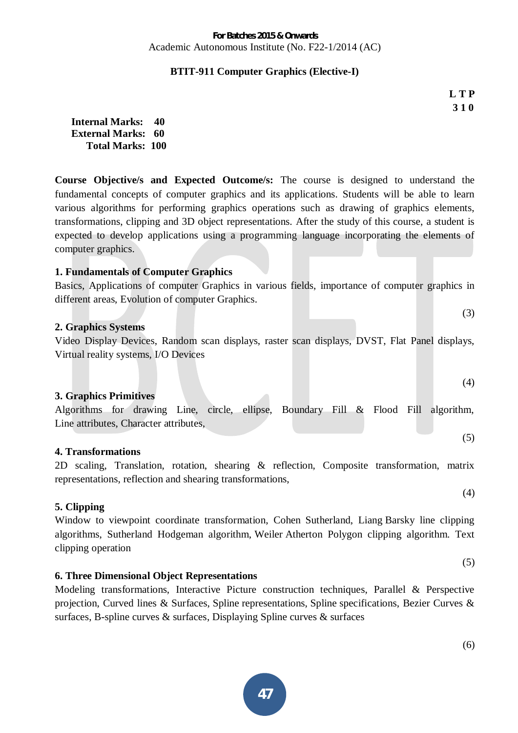**For Batches 2015 & Onwards**

Academic Autonomous Institute (No. F22-1/2014 (AC)

## BTIT-911 Computer Graphics (Elective-I)

**L T P**
**3 1 0**

**Internal Marks: 40**
**External Marks: 60**
**Total Marks: 100**

**Course Objective/s and Expected Outcome/s:** The course is designed to understand the fundamental concepts of computer graphics and its applications. Students will be able to learn various algorithms for performing graphics operations such as drawing of graphics elements, transformations, clipping and 3D object representations. After the study of this course, a student is expected to develop applications using a programming language incorporating the elements of computer graphics.

### 1. Fundamentals of Computer Graphics

Basics, Applications of computer Graphics in various fields, importance of computer graphics in different areas, Evolution of computer Graphics.

(3)

### 2. Graphics Systems

Video Display Devices, Random scan displays, raster scan displays, DVST, Flat Panel displays, Virtual reality systems, I/O Devices

(4)

### 3. Graphics Primitives

Algorithms for drawing Line, circle, ellipse, Boundary Fill & Flood Fill algorithm, Line attributes, Character attributes,

(5)

### 4. Transformations

2D scaling, Translation, rotation, shearing & reflection, Composite transformation, matrix representations, reflection and shearing transformations,

(4)

### 5. Clipping

Window to viewpoint coordinate transformation, Cohen Sutherland, Liang Barsky line clipping algorithms, Sutherland Hodgeman algorithm, Weiler Atherton Polygon clipping algorithm. Text clipping operation

(5)

### 6. Three Dimensional Object Representations

Modeling transformations, Interactive Picture construction techniques, Parallel & Perspective projection, Curved lines & Surfaces, Spline representations, Spline specifications, Bezier Curves & surfaces, B-spline curves & surfaces, Displaying Spline curves & surfaces

(6)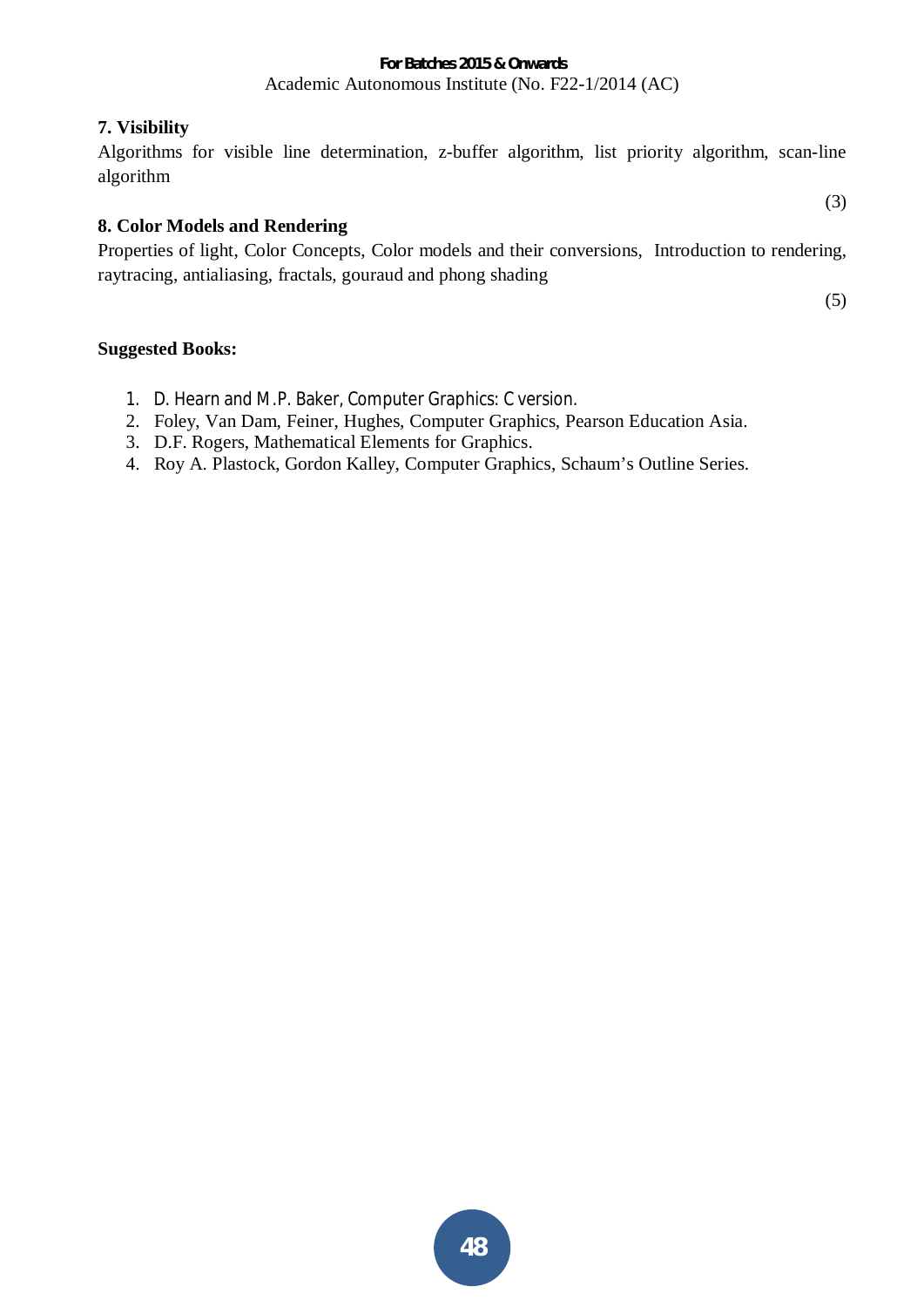### 7. Visibility

Algorithms for visible line determination, z-buffer algorithm, list priority algorithm, scan-line algorithm

(3)

### 8. Color Models and Rendering

Properties of light, Color Concepts, Color models and their conversions, Introduction to rendering, raytracing, antialiasing, fractals, gouraud and phong shading

(5)

**Suggested Books:**

1. D. Hearn and M.P. Baker, Computer Graphics: C version.
2. Foley, Van Dam, Feiner, Hughes, Computer Graphics, Pearson Education Asia.
3. D.F. Rogers, Mathematical Elements for Graphics.
4. Roy A. Plastock, Gordon Kalley, Computer Graphics, Schaum's Outline Series.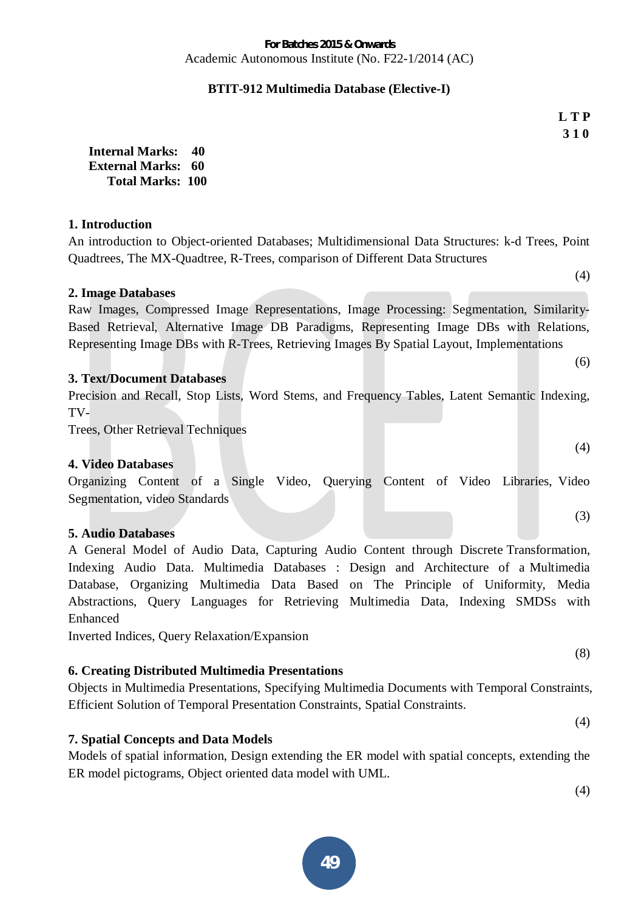For Batches 2015 & Onwards

Academic Autonomous Institute (No. F22-1/2014 (AC)

## BTIT-912 Multimedia Database (Elective-I)

**L T P**
**3 1 0**

**Internal Marks: 40**
**External Marks: 60**
**Total Marks: 100**

### 1. Introduction

An introduction to Object-oriented Databases; Multidimensional Data Structures: k-d Trees, Point Quadtrees, The MX-Quadtree, R-Trees, comparison of Different Data Structures

(4)

### 2. Image Databases

Raw Images, Compressed Image Representations, Image Processing: Segmentation, Similarity-Based Retrieval, Alternative Image DB Paradigms, Representing Image DBs with Relations, Representing Image DBs with R-Trees, Retrieving Images By Spatial Layout, Implementations

(6)

### 3. Text/Document Databases

Precision and Recall, Stop Lists, Word Stems, and Frequency Tables, Latent Semantic Indexing, TV-
Trees, Other Retrieval Techniques

(4)

### 4. Video Databases

Organizing Content of a Single Video, Querying Content of Video Libraries, Video Segmentation, video Standards

(3)

### 5. Audio Databases

A General Model of Audio Data, Capturing Audio Content through Discrete Transformation, Indexing Audio Data. Multimedia Databases : Design and Architecture of a Multimedia Database, Organizing Multimedia Data Based on The Principle of Uniformity, Media Abstractions, Query Languages for Retrieving Multimedia Data, Indexing SMDSs with Enhanced
Inverted Indices, Query Relaxation/Expansion

(8)

### 6. Creating Distributed Multimedia Presentations

Objects in Multimedia Presentations, Specifying Multimedia Documents with Temporal Constraints, Efficient Solution of Temporal Presentation Constraints, Spatial Constraints.

(4)

### 7. Spatial Concepts and Data Models

Models of spatial information, Design extending the ER model with spatial concepts, extending the ER model pictograms, Object oriented data model with UML.

(4)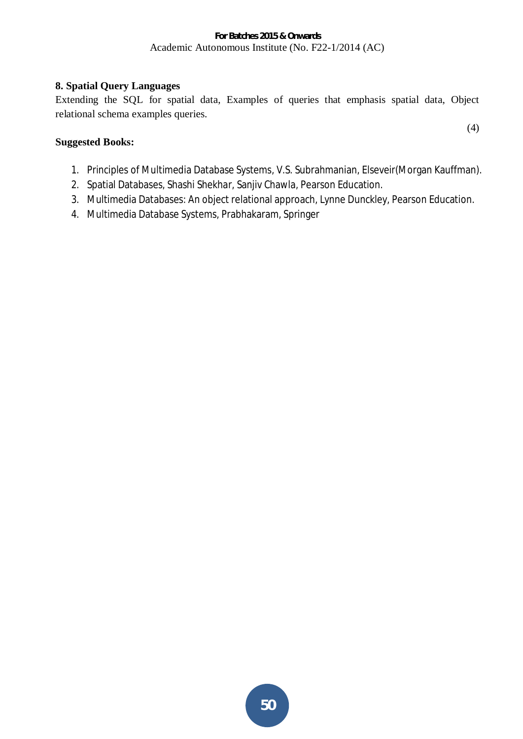**8. Spatial Query Languages**

Extending the SQL for spatial data, Examples of queries that emphasis spatial data, Object relational schema examples queries.

(4)

**Suggested Books:**

1. Principles of Multimedia Database Systems, V.S. Subrahmanian, Elseveir(Morgan Kauffman).
2. Spatial Databases, Shashi Shekhar, Sanjiv Chawla, Pearson Education.
3. Multimedia Databases: An object relational approach, Lynne Dunckley, Pearson Education.
4. Multimedia Database Systems, Prabhakaram, Springer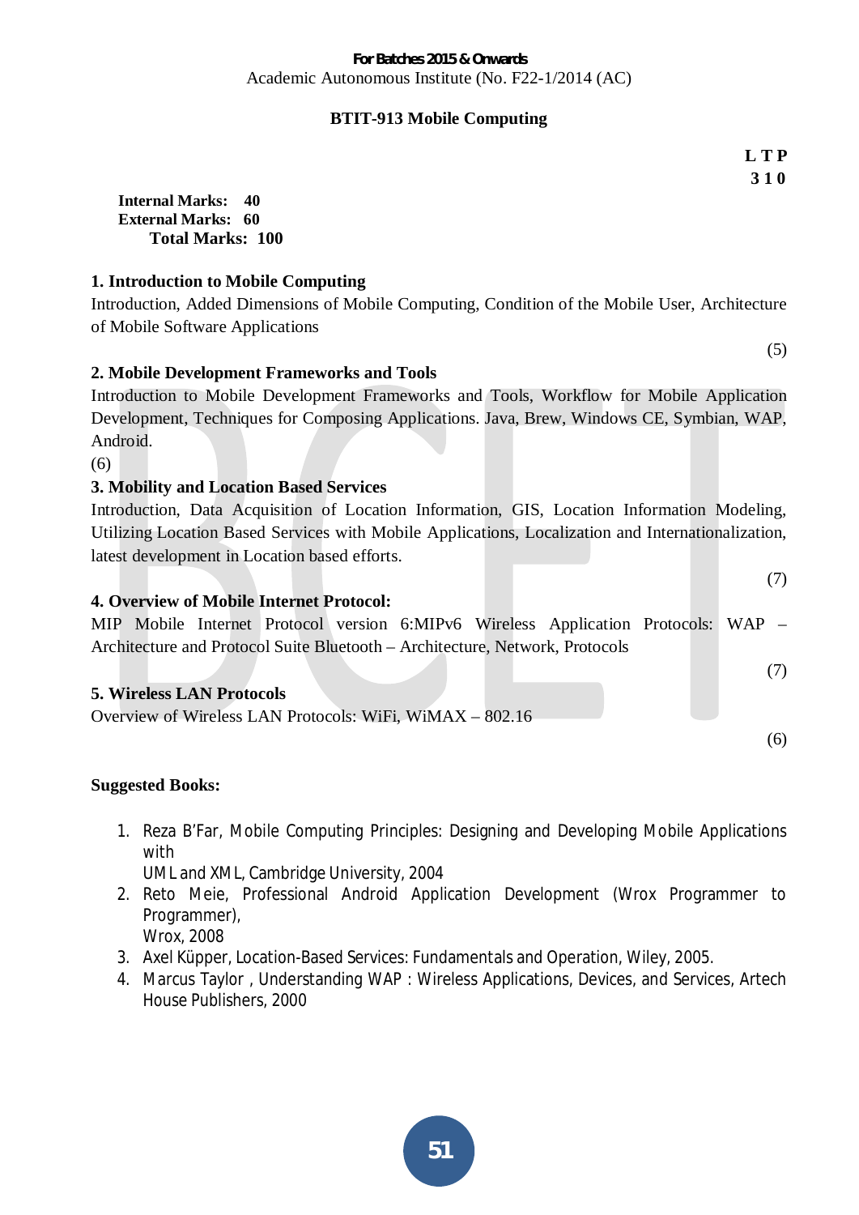For Batches 2015 & Onwards
Academic Autonomous Institute (No. F22-1/2014 (AC)

## BTIT-913 Mobile Computing

**L T P**
**3 1 0**

**Internal Marks: 40**
**External Marks: 60**
**Total Marks: 100**

### 1. Introduction to Mobile Computing

Introduction, Added Dimensions of Mobile Computing, Condition of the Mobile User, Architecture of Mobile Software Applications

(5)

### 2. Mobile Development Frameworks and Tools

Introduction to Mobile Development Frameworks and Tools, Workflow for Mobile Application Development, Techniques for Composing Applications. Java, Brew, Windows CE, Symbian, WAP, Android.

(6)

### 3. Mobility and Location Based Services

Introduction, Data Acquisition of Location Information, GIS, Location Information Modeling, Utilizing Location Based Services with Mobile Applications, Localization and Internationalization, latest development in Location based efforts.

(7)

### 4. Overview of Mobile Internet Protocol:

MIP Mobile Internet Protocol version 6:MIPv6 Wireless Application Protocols: WAP – Architecture and Protocol Suite Bluetooth – Architecture, Network, Protocols

(7)

### 5. Wireless LAN Protocols

Overview of Wireless LAN Protocols: WiFi, WiMAX – 802.16

(6)

**Suggested Books:**

1. Reza B'Far, Mobile Computing Principles: Designing and Developing Mobile Applications with
   UML and XML, Cambridge University, 2004
2. Reto Meie, Professional Android Application Development (Wrox Programmer to Programmer),
   Wrox, 2008
3. Axel Küpper, Location-Based Services: Fundamentals and Operation, Wiley, 2005.
4. Marcus Taylor , Understanding WAP : Wireless Applications, Devices, and Services, Artech House Publishers, 2000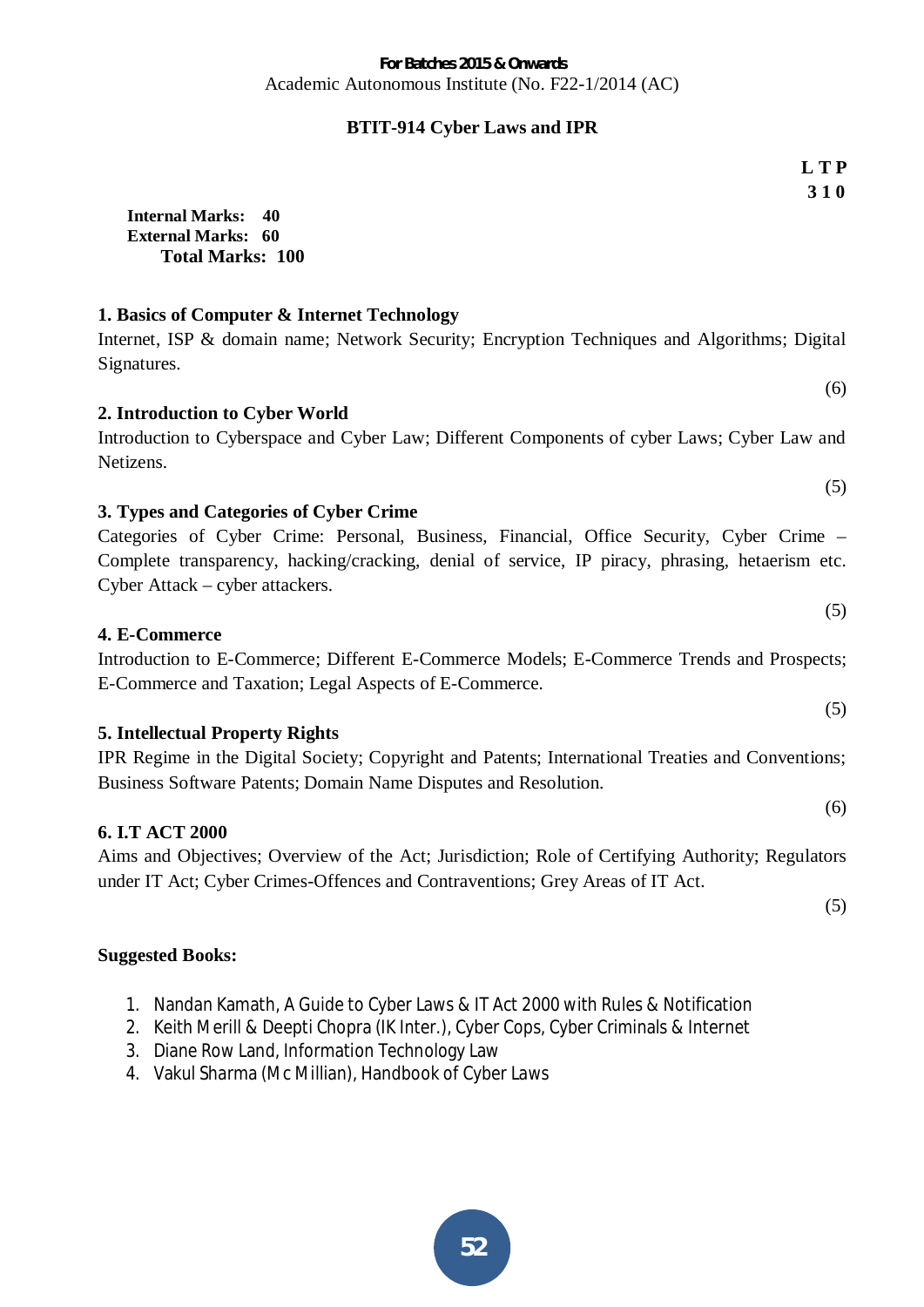**For Batches 2015 & Onwards**

Academic Autonomous Institute (No. F22-1/2014 (AC)

## BTIT-914 Cyber Laws and IPR

**L T P**
**3 1 0**

**Internal Marks: 40**
**External Marks: 60**
**Total Marks: 100**

### 1. Basics of Computer & Internet Technology

Internet, ISP & domain name; Network Security; Encryption Techniques and Algorithms; Digital Signatures.

(6)

### 2. Introduction to Cyber World

Introduction to Cyberspace and Cyber Law; Different Components of cyber Laws; Cyber Law and Netizens.

(5)

### 3. Types and Categories of Cyber Crime

Categories of Cyber Crime: Personal, Business, Financial, Office Security, Cyber Crime – Complete transparency, hacking/cracking, denial of service, IP piracy, phrasing, hetaerism etc. Cyber Attack – cyber attackers.

(5)

### 4. E-Commerce

Introduction to E-Commerce; Different E-Commerce Models; E-Commerce Trends and Prospects; E-Commerce and Taxation; Legal Aspects of E-Commerce.

(5)

### 5. Intellectual Property Rights

IPR Regime in the Digital Society; Copyright and Patents; International Treaties and Conventions; Business Software Patents; Domain Name Disputes and Resolution.

(6)

### 6. I.T ACT 2000

Aims and Objectives; Overview of the Act; Jurisdiction; Role of Certifying Authority; Regulators under IT Act; Cyber Crimes-Offences and Contraventions; Grey Areas of IT Act.

(5)

**Suggested Books:**

1. Nandan Kamath, A Guide to Cyber Laws & IT Act 2000 with Rules & Notification
2. Keith Merill & Deepti Chopra (IK Inter.), Cyber Cops, Cyber Criminals & Internet
3. Diane Row Land, Information Technology Law
4. Vakul Sharma (Mc Millian), Handbook of Cyber Laws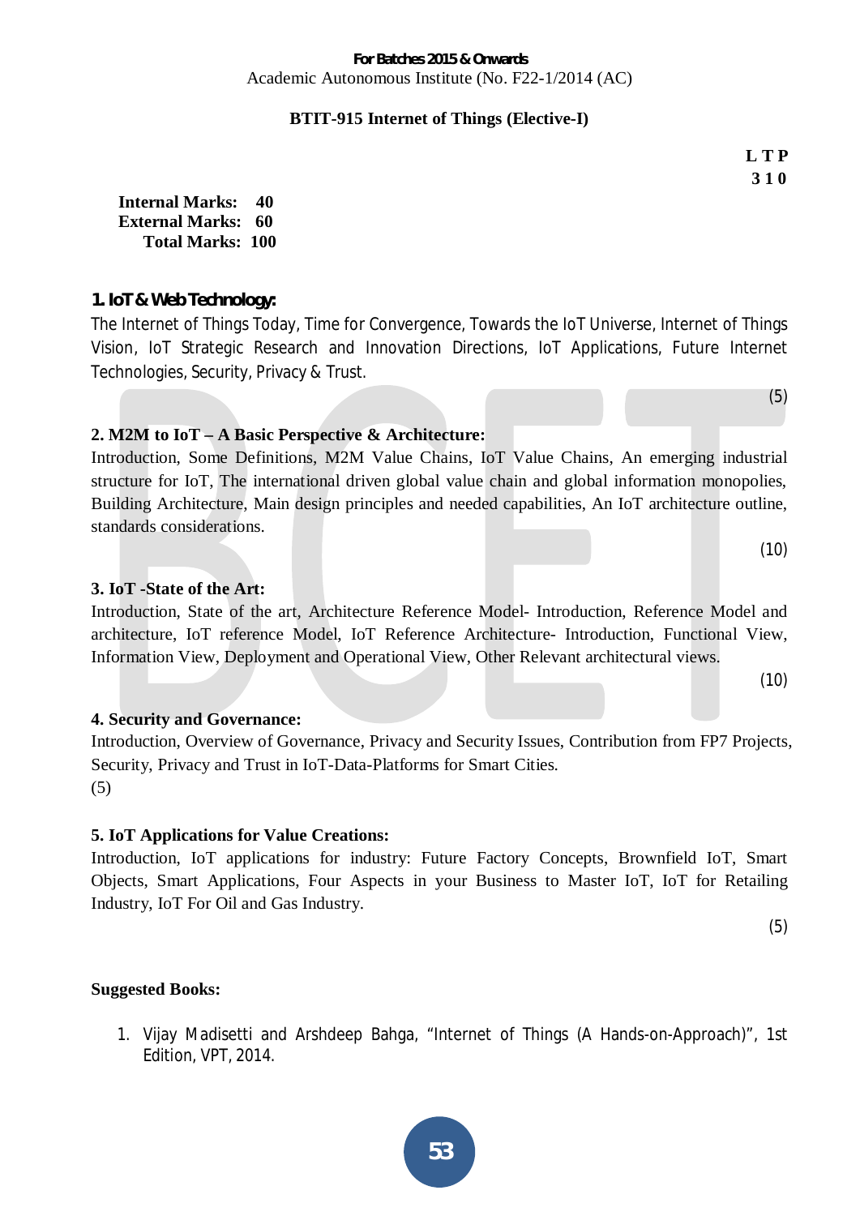**For Batches 2015 & Onwards**
Academic Autonomous Institute (No. F22-1/2014 (AC)

**BTIT-915 Internet of Things (Elective-I)**

**L T P**
**3 1 0**

**Internal Marks: 40**
**External Marks: 60**
**Total Marks: 100**

**1. IoT & Web Technology:**
The Internet of Things Today, Time for Convergence, Towards the IoT Universe, Internet of Things Vision, IoT Strategic Research and Innovation Directions, IoT Applications, Future Internet Technologies, Security, Privacy & Trust.

(5)

**2. M2M to IoT – A Basic Perspective & Architecture:**
Introduction, Some Definitions, M2M Value Chains, IoT Value Chains, An emerging industrial structure for IoT, The international driven global value chain and global information monopolies, Building Architecture, Main design principles and needed capabilities, An IoT architecture outline, standards considerations.

(10)

**3. IoT -State of the Art:**
Introduction, State of the art, Architecture Reference Model- Introduction, Reference Model and architecture, IoT reference Model, IoT Reference Architecture- Introduction, Functional View, Information View, Deployment and Operational View, Other Relevant architectural views.

(10)

**4. Security and Governance:**
Introduction, Overview of Governance, Privacy and Security Issues, Contribution from FP7 Projects, Security, Privacy and Trust in IoT-Data-Platforms for Smart Cities.
(5)

**5. IoT Applications for Value Creations:**
Introduction, IoT applications for industry: Future Factory Concepts, Brownfield IoT, Smart Objects, Smart Applications, Four Aspects in your Business to Master IoT, IoT for Retailing Industry, IoT For Oil and Gas Industry.

(5)

**Suggested Books:**

1. Vijay Madisetti and Arshdeep Bahga, "Internet of Things (A Hands-on-Approach)", 1st Edition, VPT, 2014.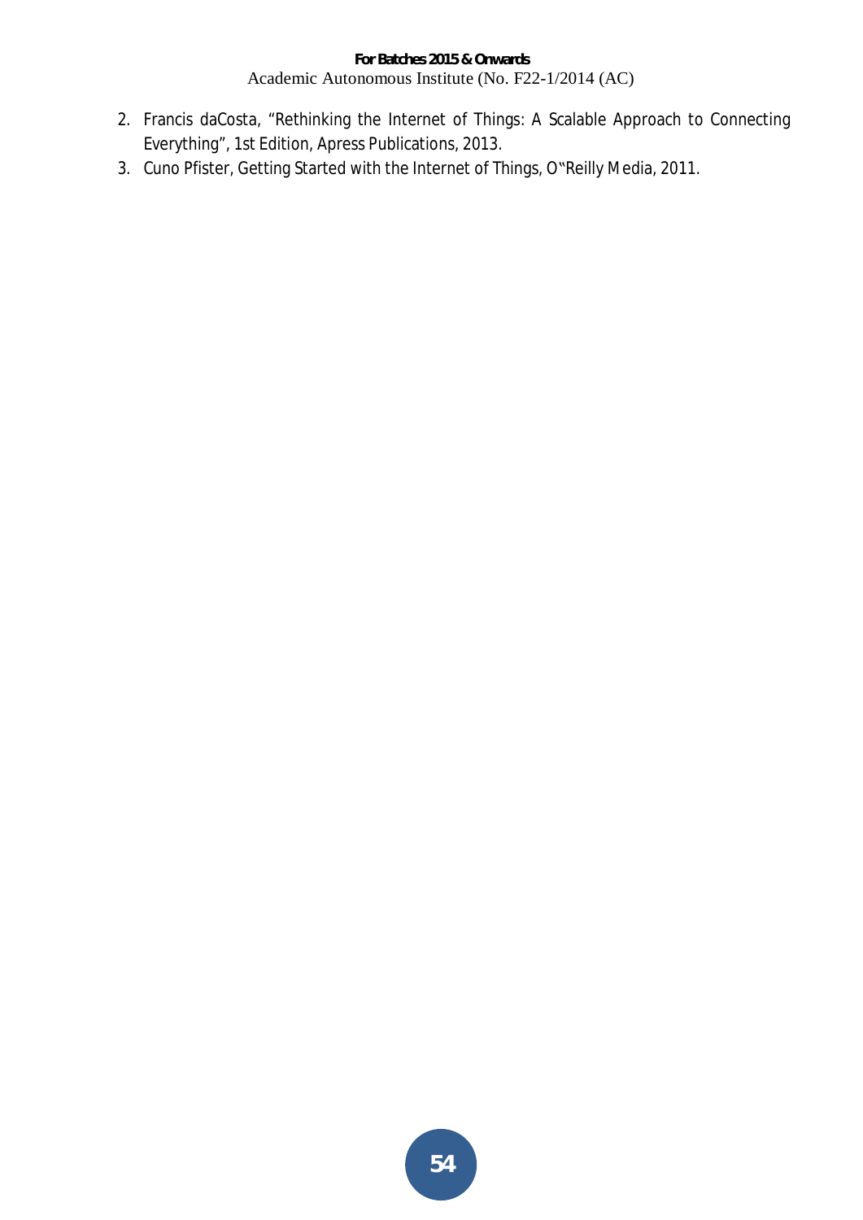2. Francis daCosta, "Rethinking the Internet of Things: A Scalable Approach to Connecting Everything", 1st Edition, Apress Publications, 2013.
3. Cuno Pfister, Getting Started with the Internet of Things, O"Reilly Media, 2011.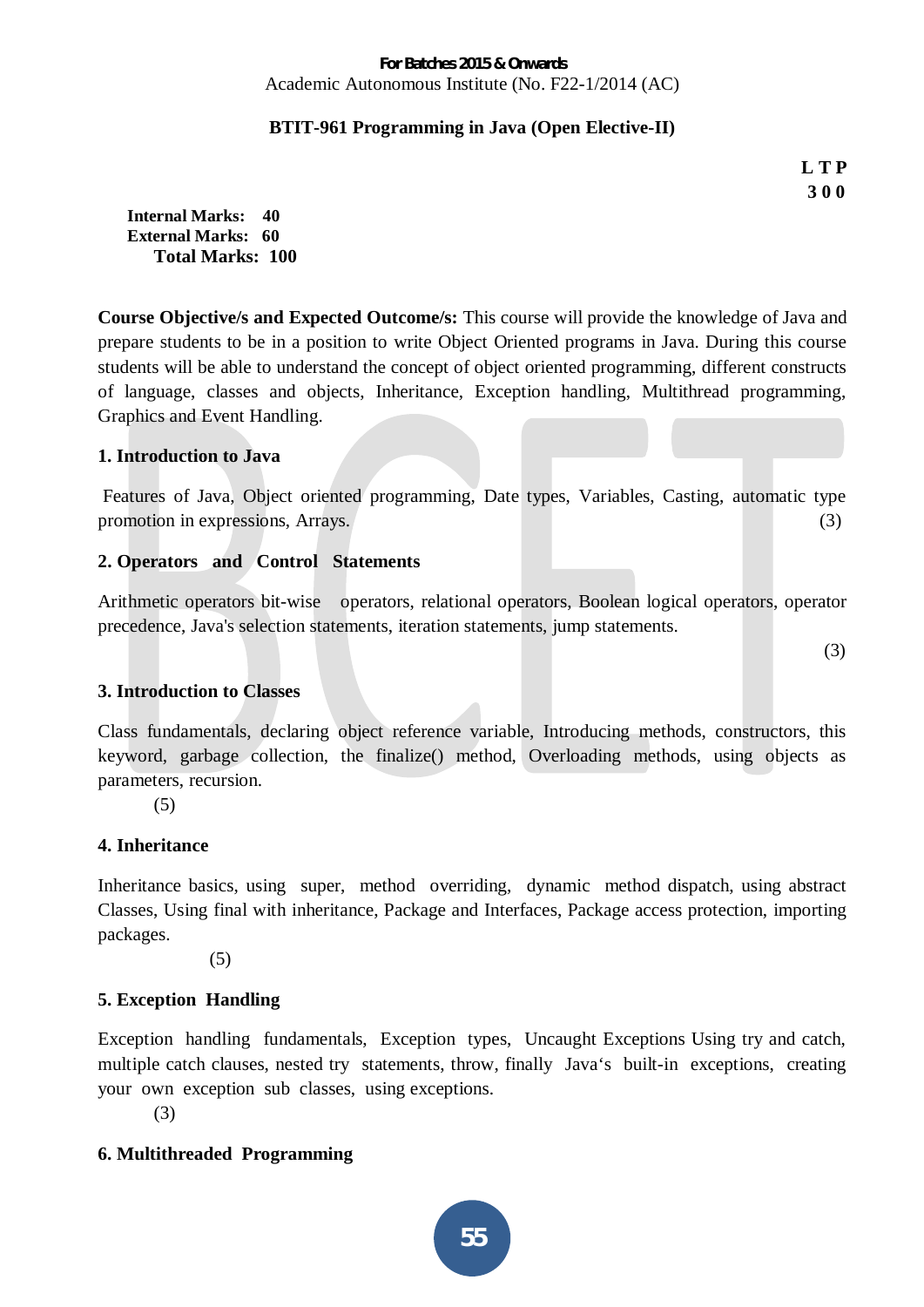**For Batches 2015 & Onwards**
Academic Autonomous Institute (No. F22-1/2014 (AC)

## BTIT-961 Programming in Java (Open Elective-II)

**L T P**
**3 0 0**

**Internal Marks: 40**
**External Marks: 60**
**Total Marks: 100**

**Course Objective/s and Expected Outcome/s:** This course will provide the knowledge of Java and prepare students to be in a position to write Object Oriented programs in Java. During this course students will be able to understand the concept of object oriented programming, different constructs of language, classes and objects, Inheritance, Exception handling, Multithread programming, Graphics and Event Handling.

### 1. Introduction to Java

Features of Java, Object oriented programming, Date types, Variables, Casting, automatic type promotion in expressions, Arrays. (3)

### 2. Operators and Control Statements

Arithmetic operators bit-wise operators, relational operators, Boolean logical operators, operator precedence, Java's selection statements, iteration statements, jump statements. (3)

### 3. Introduction to Classes

Class fundamentals, declaring object reference variable, Introducing methods, constructors, this keyword, garbage collection, the finalize() method, Overloading methods, using objects as parameters, recursion. (5)

### 4. Inheritance

Inheritance basics, using super, method overriding, dynamic method dispatch, using abstract Classes, Using final with inheritance, Package and Interfaces, Package access protection, importing packages. (5)

### 5. Exception Handling

Exception handling fundamentals, Exception types, Uncaught Exceptions Using try and catch, multiple catch clauses, nested try statements, throw, finally Java's built-in exceptions, creating your own exception sub classes, using exceptions. (3)

### 6. Multithreaded Programming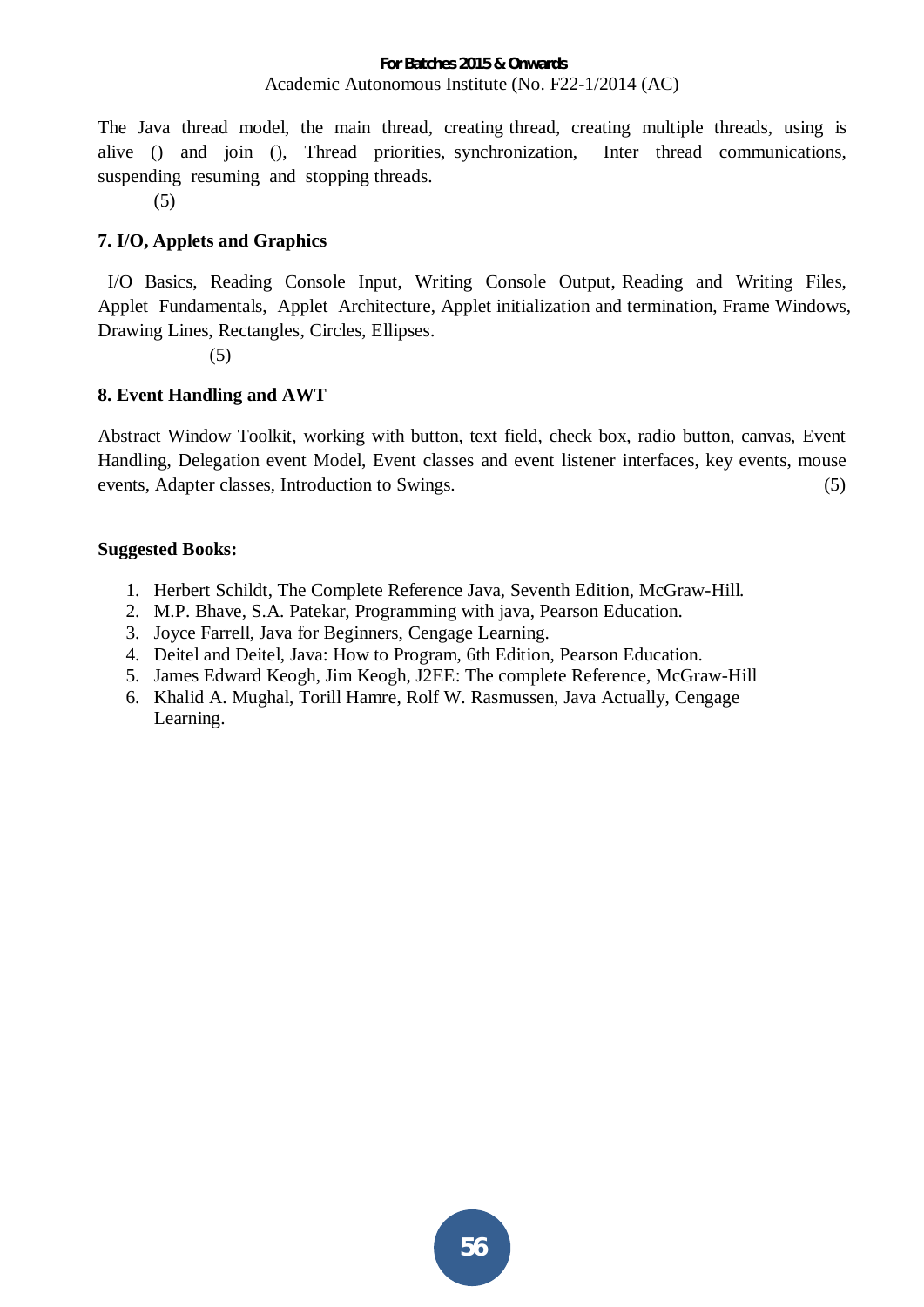The Java thread model, the main thread, creating thread, creating multiple threads, using is alive () and join (), Thread priorities, synchronization, Inter thread communications, suspending resuming and stopping threads.

(5)

**7. I/O, Applets and Graphics**

I/O Basics, Reading Console Input, Writing Console Output, Reading and Writing Files, Applet Fundamentals, Applet Architecture, Applet initialization and termination, Frame Windows, Drawing Lines, Rectangles, Circles, Ellipses.

(5)

**8. Event Handling and AWT**

Abstract Window Toolkit, working with button, text field, check box, radio button, canvas, Event Handling, Delegation event Model, Event classes and event listener interfaces, key events, mouse events, Adapter classes, Introduction to Swings. (5)

**Suggested Books:**

1. Herbert Schildt, The Complete Reference Java, Seventh Edition, McGraw-Hill.
2. M.P. Bhave, S.A. Patekar, Programming with java, Pearson Education.
3. Joyce Farrell, Java for Beginners, Cengage Learning.
4. Deitel and Deitel, Java: How to Program, 6th Edition, Pearson Education.
5. James Edward Keogh, Jim Keogh, J2EE: The complete Reference, McGraw-Hill
6. Khalid A. Mughal, Torill Hamre, Rolf W. Rasmussen, Java Actually, Cengage Learning.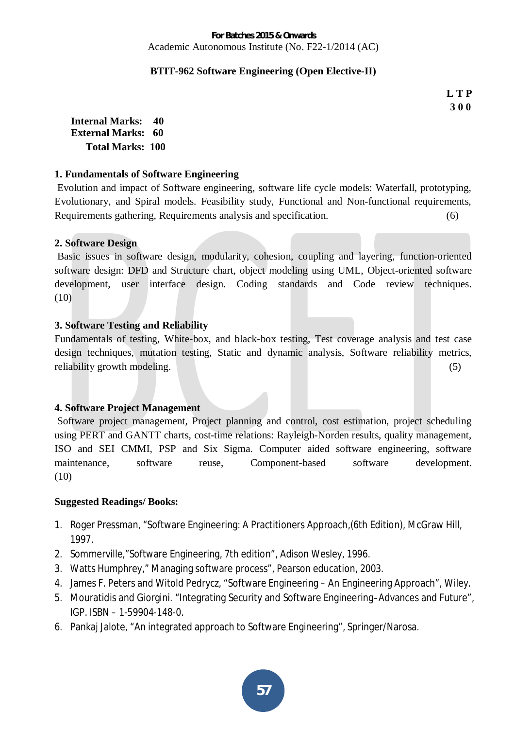**For Batches 2015 & Onwards**
Academic Autonomous Institute (No. F22-1/2014 (AC)

## BTIT-962 Software Engineering (Open Elective-II)

**L T P**
**3 0 0**

**Internal Marks: 40**
**External Marks: 60**
**Total Marks: 100**

### 1. Fundamentals of Software Engineering

Evolution and impact of Software engineering, software life cycle models: Waterfall, prototyping, Evolutionary, and Spiral models. Feasibility study, Functional and Non-functional requirements, Requirements gathering, Requirements analysis and specification. (6)

### 2. Software Design

Basic issues in software design, modularity, cohesion, coupling and layering, function-oriented software design: DFD and Structure chart, object modeling using UML, Object-oriented software development, user interface design. Coding standards and Code review techniques. (10)

### 3. Software Testing and Reliability

Fundamentals of testing, White-box, and black-box testing, Test coverage analysis and test case design techniques, mutation testing, Static and dynamic analysis, Software reliability metrics, reliability growth modeling. (5)

### 4. Software Project Management

Software project management, Project planning and control, cost estimation, project scheduling using PERT and GANTT charts, cost-time relations: Rayleigh-Norden results, quality management, ISO and SEI CMMI, PSP and Six Sigma. Computer aided software engineering, software maintenance, software reuse, Component-based software development. (10)

### Suggested Readings/ Books:

1. Roger Pressman, "Software Engineering: A Practitioners Approach,(6th Edition), McGraw Hill, 1997.
2. Sommerville,"Software Engineering, 7th edition", Adison Wesley, 1996.
3. Watts Humphrey," Managing software process", Pearson education, 2003.
4. James F. Peters and Witold Pedrycz, "Software Engineering – An Engineering Approach", Wiley.
5. Mouratidis and Giorgini. "Integrating Security and Software Engineering–Advances and Future", IGP. ISBN – 1-59904-148-0.
6. Pankaj Jalote, "An integrated approach to Software Engineering", Springer/Narosa.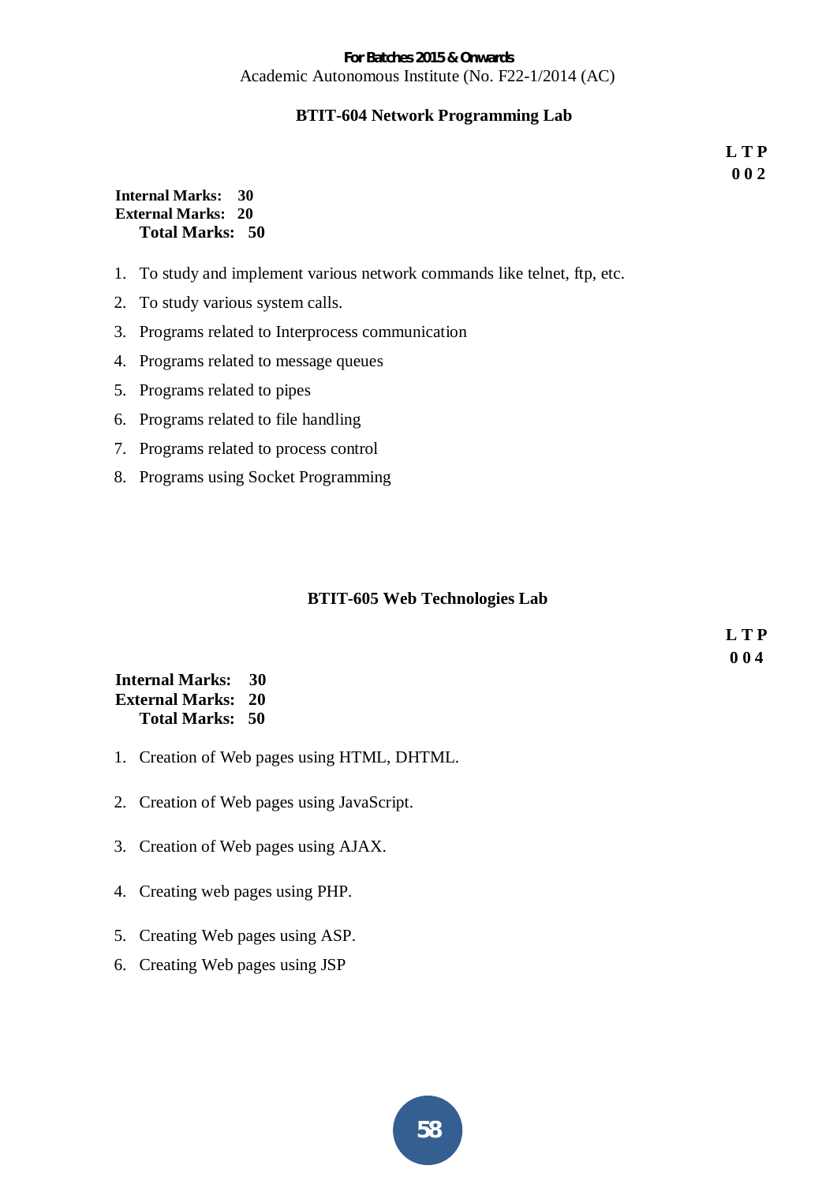## BTIT-604 Network Programming Lab

**L T P**
**0 0 2**

**Internal Marks: 30**
**External Marks: 20**
**Total Marks: 50**

1. To study and implement various network commands like telnet, ftp, etc.
2. To study various system calls.
3. Programs related to Interprocess communication
4. Programs related to message queues
5. Programs related to pipes
6. Programs related to file handling
7. Programs related to process control
8. Programs using Socket Programming

## BTIT-605 Web Technologies Lab

**L T P**
**0 0 4**

**Internal Marks: 30**
**External Marks: 20**
**Total Marks: 50**

1. Creation of Web pages using HTML, DHTML.
2. Creation of Web pages using JavaScript.
3. Creation of Web pages using AJAX.
4. Creating web pages using PHP.
5. Creating Web pages using ASP.
6. Creating Web pages using JSP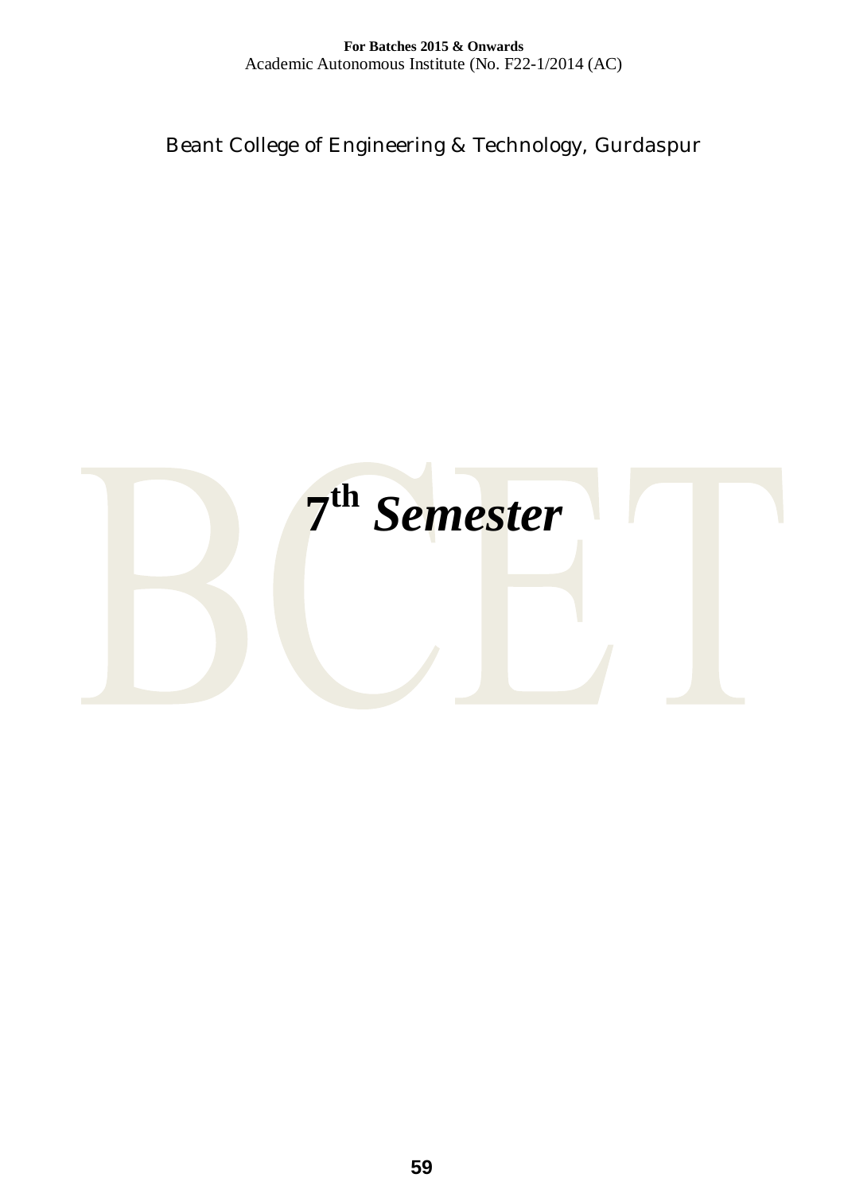# 7th *Semester*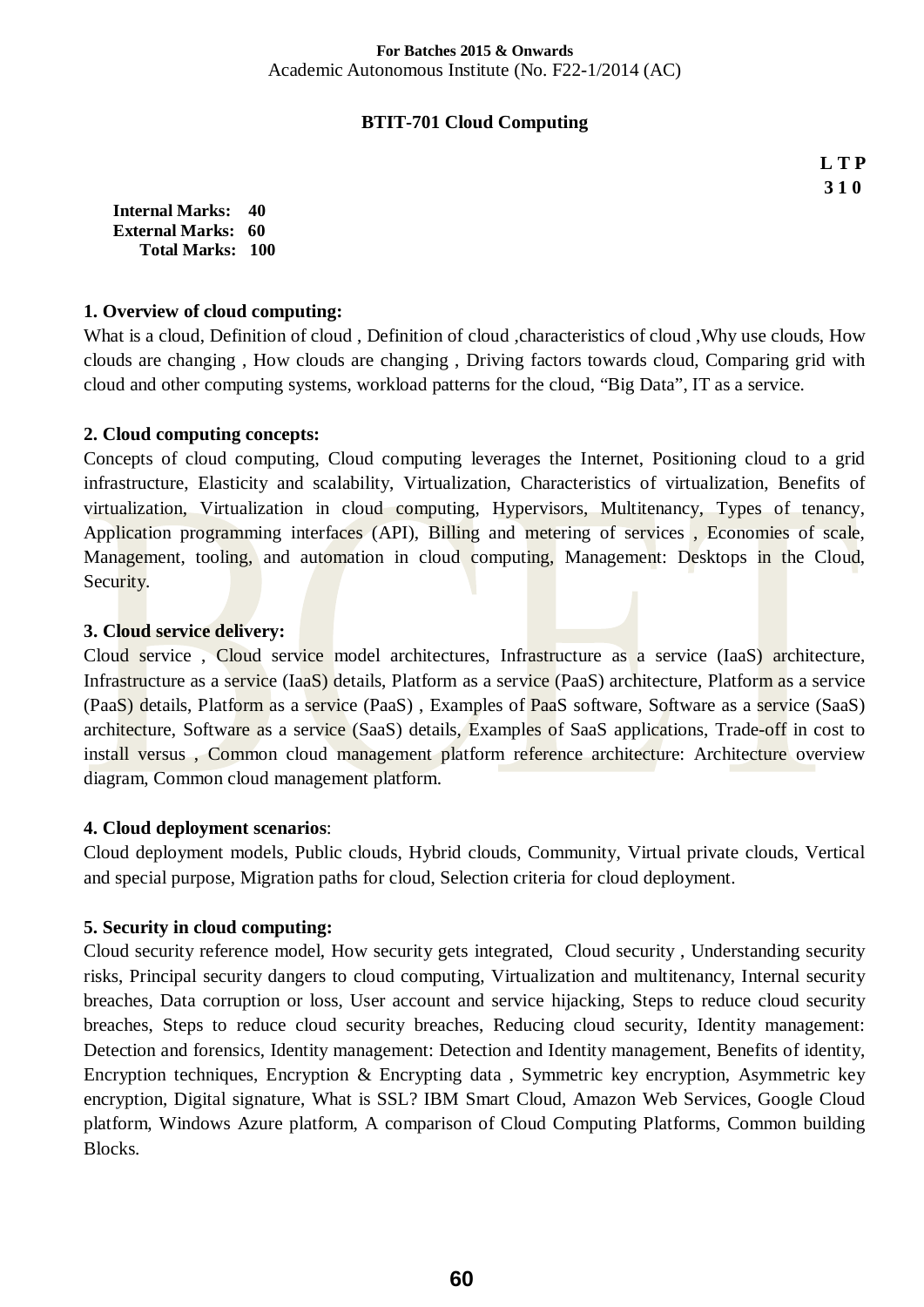**For Batches 2015 & Onwards**
Academic Autonomous Institute (No. F22-1/2014 (AC)

## BTIT-701 Cloud Computing

**L T P**
**3 1 0**

**Internal Marks: 40**
**External Marks: 60**
**Total Marks: 100**

**1. Overview of cloud computing:**
What is a cloud, Definition of cloud , Definition of cloud ,characteristics of cloud ,Why use clouds, How clouds are changing , How clouds are changing , Driving factors towards cloud, Comparing grid with cloud and other computing systems, workload patterns for the cloud, "Big Data", IT as a service.

**2. Cloud computing concepts:**
Concepts of cloud computing, Cloud computing leverages the Internet, Positioning cloud to a grid infrastructure, Elasticity and scalability, Virtualization, Characteristics of virtualization, Benefits of virtualization, Virtualization in cloud computing, Hypervisors, Multitenancy, Types of tenancy, Application programming interfaces (API), Billing and metering of services , Economies of scale, Management, tooling, and automation in cloud computing, Management: Desktops in the Cloud, Security.

**3. Cloud service delivery:**
Cloud service , Cloud service model architectures, Infrastructure as a service (IaaS) architecture, Infrastructure as a service (IaaS) details, Platform as a service (PaaS) architecture, Platform as a service (PaaS) details, Platform as a service (PaaS) , Examples of PaaS software, Software as a service (SaaS) architecture, Software as a service (SaaS) details, Examples of SaaS applications, Trade-off in cost to install versus , Common cloud management platform reference architecture: Architecture overview diagram, Common cloud management platform.

**4. Cloud deployment scenarios**:
Cloud deployment models, Public clouds, Hybrid clouds, Community, Virtual private clouds, Vertical and special purpose, Migration paths for cloud, Selection criteria for cloud deployment.

**5. Security in cloud computing:**
Cloud security reference model, How security gets integrated, Cloud security , Understanding security risks, Principal security dangers to cloud computing, Virtualization and multitenancy, Internal security breaches, Data corruption or loss, User account and service hijacking, Steps to reduce cloud security breaches, Steps to reduce cloud security breaches, Reducing cloud security, Identity management: Detection and forensics, Identity management: Detection and Identity management, Benefits of identity, Encryption techniques, Encryption & Encrypting data , Symmetric key encryption, Asymmetric key encryption, Digital signature, What is SSL? IBM Smart Cloud, Amazon Web Services, Google Cloud platform, Windows Azure platform, A comparison of Cloud Computing Platforms, Common building Blocks.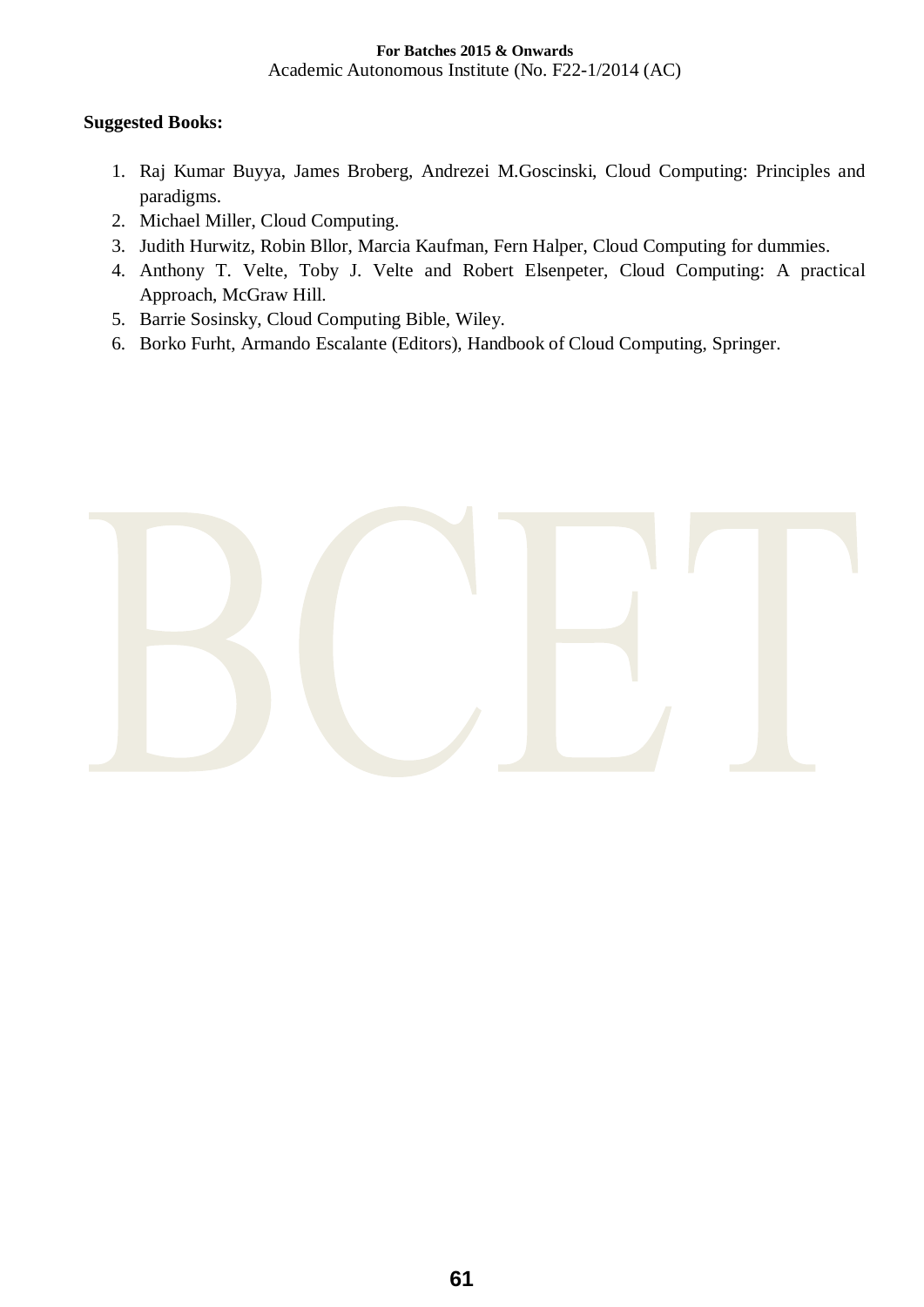**Suggested Books:**

1. Raj Kumar Buyya, James Broberg, Andrezei M.Goscinski, Cloud Computing: Principles and paradigms.
2. Michael Miller, Cloud Computing.
3. Judith Hurwitz, Robin Bllor, Marcia Kaufman, Fern Halper, Cloud Computing for dummies.
4. Anthony T. Velte, Toby J. Velte and Robert Elsenpeter, Cloud Computing: A practical Approach, McGraw Hill.
5. Barrie Sosinsky, Cloud Computing Bible, Wiley.
6. Borko Furht, Armando Escalante (Editors), Handbook of Cloud Computing, Springer.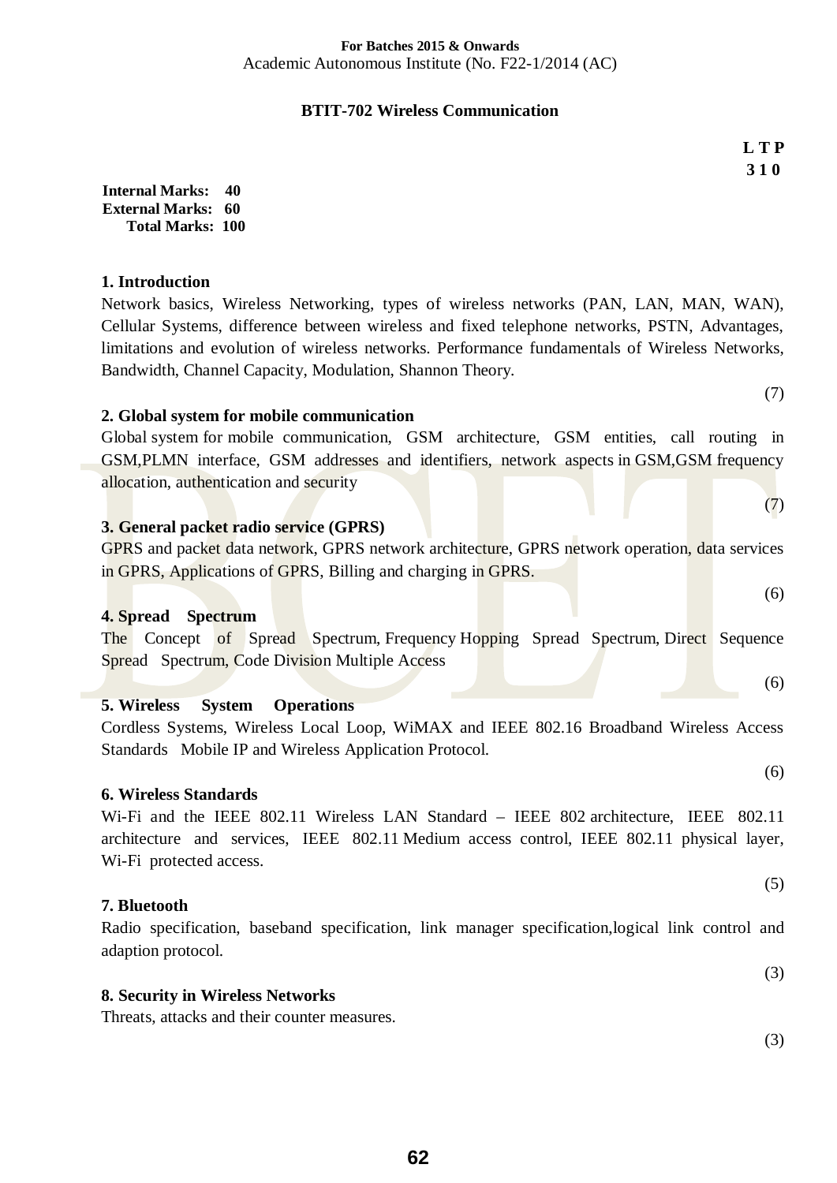**For Batches 2015 & Onwards**
Academic Autonomous Institute (No. F22-1/2014 (AC)

## BTIT-702 Wireless Communication

**L T P**
**3 1 0**

**Internal Marks: 40**
**External Marks: 60**
**Total Marks: 100**

### 1. Introduction

Network basics, Wireless Networking, types of wireless networks (PAN, LAN, MAN, WAN), Cellular Systems, difference between wireless and fixed telephone networks, PSTN, Advantages, limitations and evolution of wireless networks. Performance fundamentals of Wireless Networks, Bandwidth, Channel Capacity, Modulation, Shannon Theory.

(7)

### 2. Global system for mobile communication

Global system for mobile communication, GSM architecture, GSM entities, call routing in GSM,PLMN interface, GSM addresses and identifiers, network aspects in GSM,GSM frequency allocation, authentication and security

(7)

### 3. General packet radio service (GPRS)

GPRS and packet data network, GPRS network architecture, GPRS network operation, data services in GPRS, Applications of GPRS, Billing and charging in GPRS.

(6)

### 4. Spread Spectrum

The Concept of Spread Spectrum, Frequency Hopping Spread Spectrum, Direct Sequence Spread Spectrum, Code Division Multiple Access

(6)

### 5. Wireless System Operations

Cordless Systems, Wireless Local Loop, WiMAX and IEEE 802.16 Broadband Wireless Access Standards Mobile IP and Wireless Application Protocol.

(6)

### 6. Wireless Standards

Wi-Fi and the IEEE 802.11 Wireless LAN Standard – IEEE 802 architecture, IEEE 802.11 architecture and services, IEEE 802.11 Medium access control, IEEE 802.11 physical layer, Wi-Fi protected access.

(5)

### 7. Bluetooth

Radio specification, baseband specification, link manager specification,logical link control and adaption protocol.

(3)

### 8. Security in Wireless Networks

Threats, attacks and their counter measures.

(3)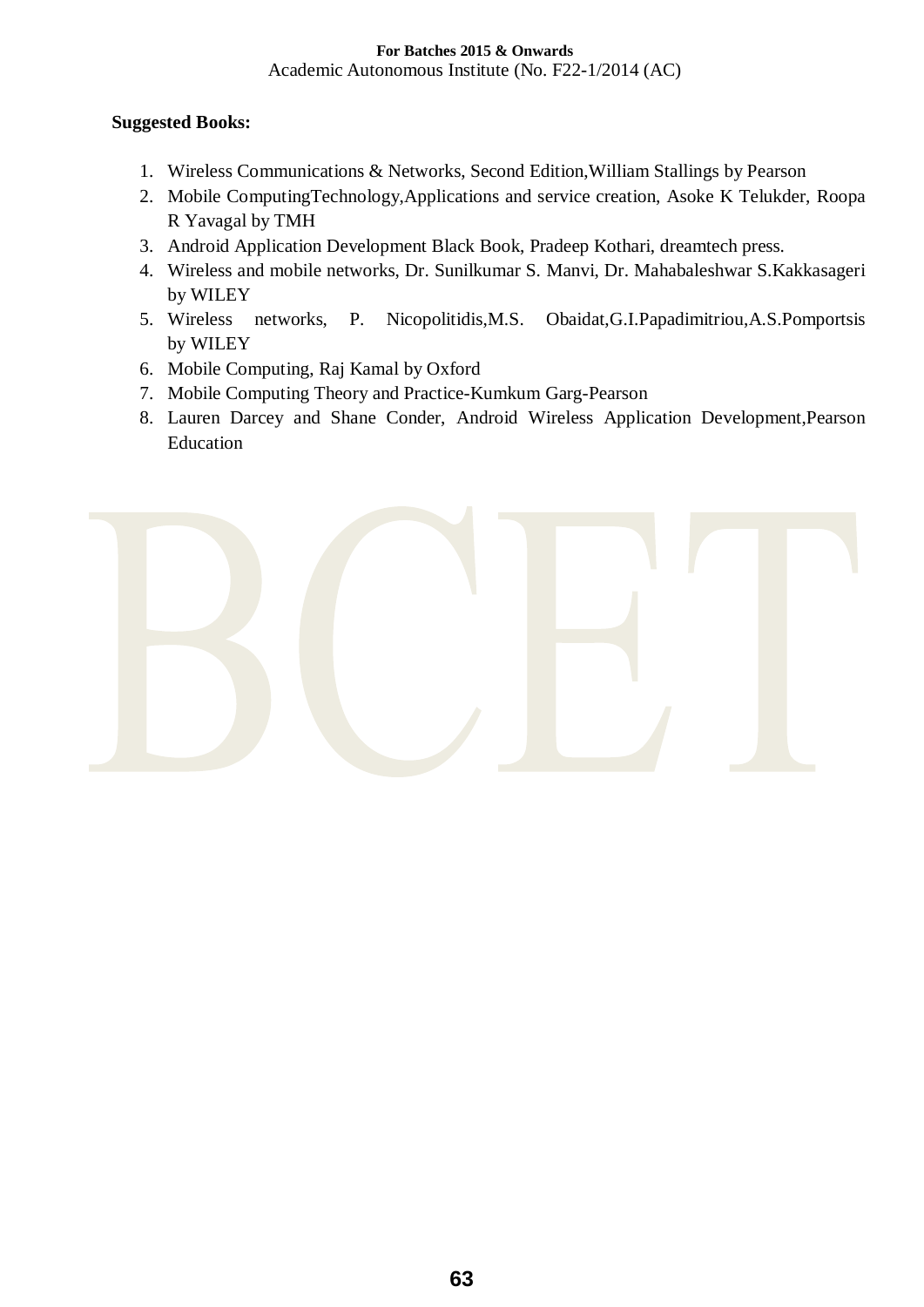**Suggested Books:**

1. Wireless Communications & Networks, Second Edition,William Stallings by Pearson
2. Mobile ComputingTechnology,Applications and service creation, Asoke K Telukder, Roopa R Yavagal by TMH
3. Android Application Development Black Book, Pradeep Kothari, dreamtech press.
4. Wireless and mobile networks, Dr. Sunilkumar S. Manvi, Dr. Mahabaleshwar S.Kakkasageri by WILEY
5. Wireless networks, P. Nicopolitidis,M.S. Obaidat,G.I.Papadimitriou,A.S.Pomportsis by WILEY
6. Mobile Computing, Raj Kamal by Oxford
7. Mobile Computing Theory and Practice-Kumkum Garg-Pearson
8. Lauren Darcey and Shane Conder, Android Wireless Application Development,Pearson Education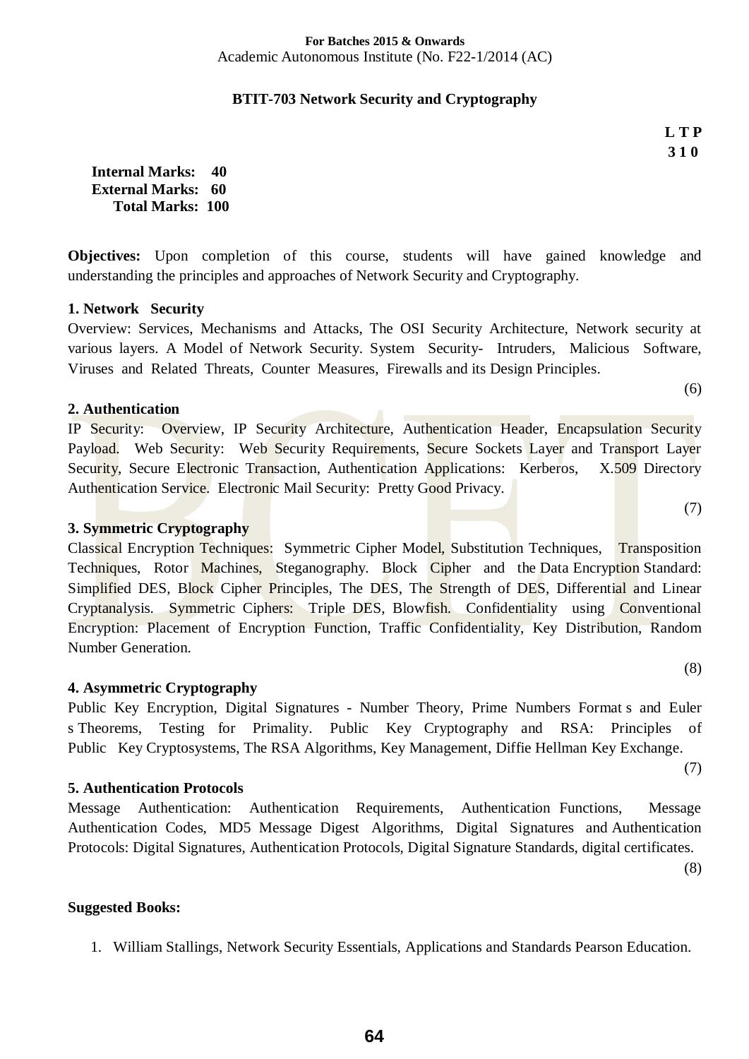**For Batches 2015 & Onwards**
Academic Autonomous Institute (No. F22-1/2014 (AC)

## BTIT-703 Network Security and Cryptography

**L T P**
**3 1 0**

**Internal Marks: 40**
**External Marks: 60**
**Total Marks: 100**

**Objectives:** Upon completion of this course, students will have gained knowledge and understanding the principles and approaches of Network Security and Cryptography.

### 1. Network Security

Overview: Services, Mechanisms and Attacks, The OSI Security Architecture, Network security at various layers. A Model of Network Security. System Security- Intruders, Malicious Software, Viruses and Related Threats, Counter Measures, Firewalls and its Design Principles.

(6)

### 2. Authentication

IP Security: Overview, IP Security Architecture, Authentication Header, Encapsulation Security Payload. Web Security: Web Security Requirements, Secure Sockets Layer and Transport Layer Security, Secure Electronic Transaction, Authentication Applications: Kerberos, X.509 Directory Authentication Service. Electronic Mail Security: Pretty Good Privacy.

(7)

### 3. Symmetric Cryptography

Classical Encryption Techniques: Symmetric Cipher Model, Substitution Techniques, Transposition Techniques, Rotor Machines, Steganography. Block Cipher and the Data Encryption Standard: Simplified DES, Block Cipher Principles, The DES, The Strength of DES, Differential and Linear Cryptanalysis. Symmetric Ciphers: Triple DES, Blowfish. Confidentiality using Conventional Encryption: Placement of Encryption Function, Traffic Confidentiality, Key Distribution, Random Number Generation.

(8)

### 4. Asymmetric Cryptography

Public Key Encryption, Digital Signatures - Number Theory, Prime Numbers Format s and Euler s Theorems, Testing for Primality. Public Key Cryptography and RSA: Principles of Public Key Cryptosystems, The RSA Algorithms, Key Management, Diffie Hellman Key Exchange.

(7)

### 5. Authentication Protocols

Message Authentication: Authentication Requirements, Authentication Functions, Message Authentication Codes, MD5 Message Digest Algorithms, Digital Signatures and Authentication Protocols: Digital Signatures, Authentication Protocols, Digital Signature Standards, digital certificates.

(8)

**Suggested Books:**

1. William Stallings, Network Security Essentials, Applications and Standards Pearson Education.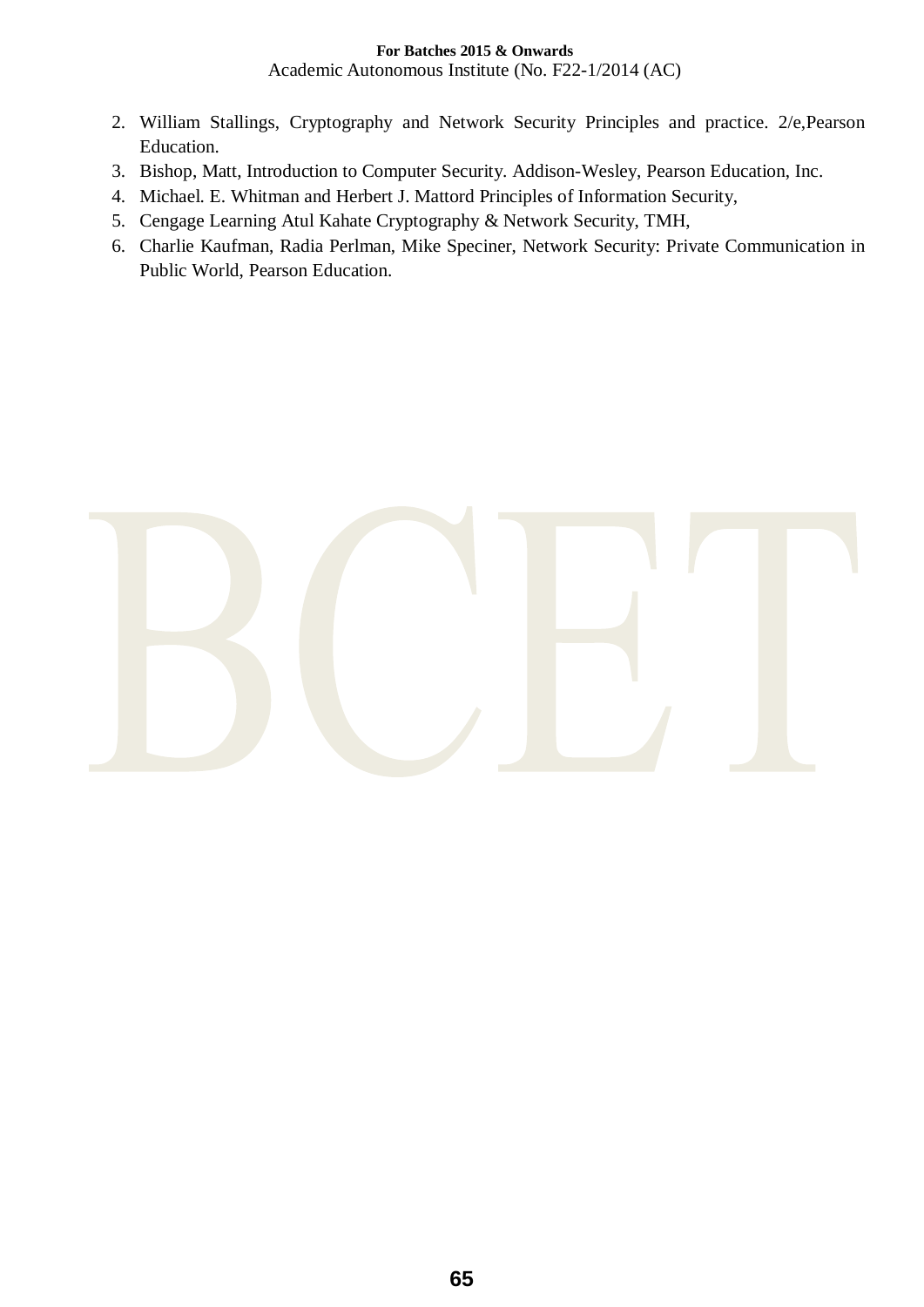2. William Stallings, Cryptography and Network Security Principles and practice. 2/e,Pearson Education.
3. Bishop, Matt, Introduction to Computer Security. Addison-Wesley, Pearson Education, Inc.
4. Michael. E. Whitman and Herbert J. Mattord Principles of Information Security,
5. Cengage Learning Atul Kahate Cryptography & Network Security, TMH,
6. Charlie Kaufman, Radia Perlman, Mike Speciner, Network Security: Private Communication in Public World, Pearson Education.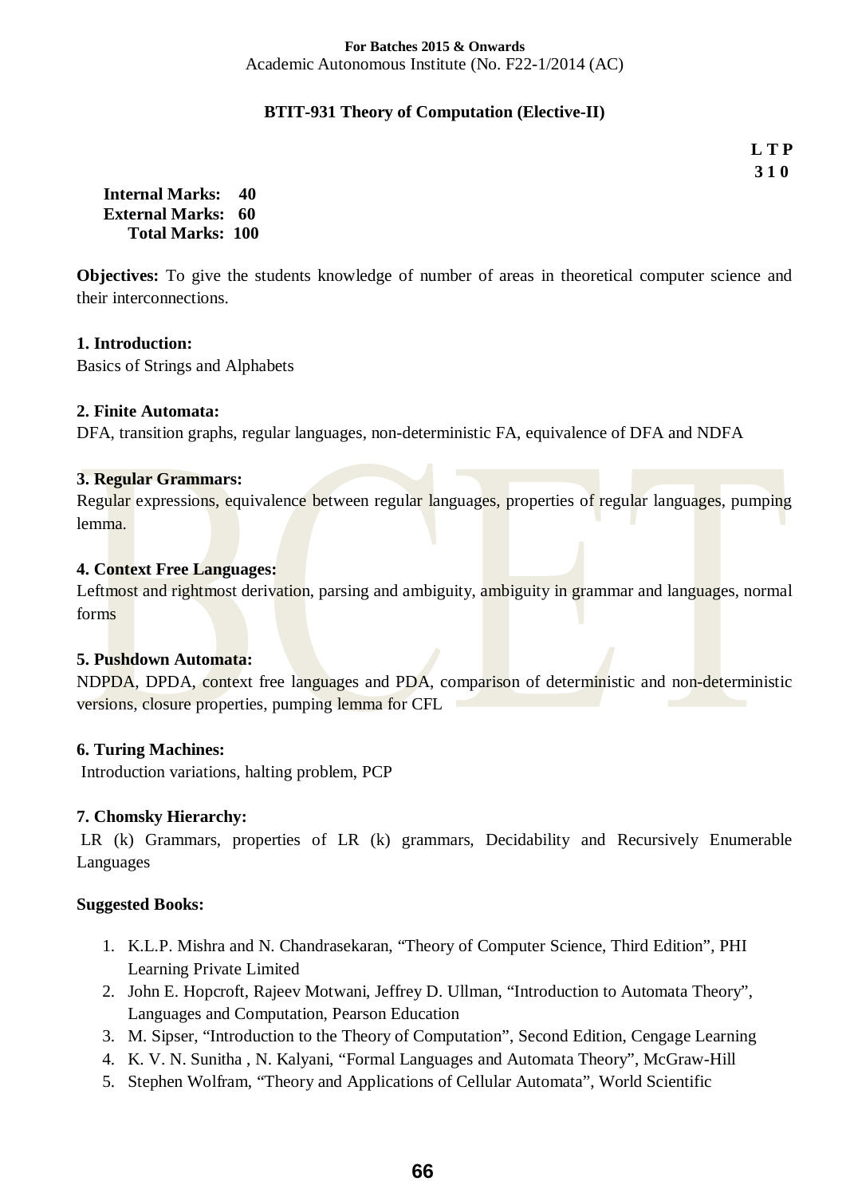**For Batches 2015 & Onwards**
Academic Autonomous Institute (No. F22-1/2014 (AC)

## BTIT-931 Theory of Computation (Elective-II)

**L T P**
**3 1 0**

**Internal Marks: 40**
**External Marks: 60**
**Total Marks: 100**

**Objectives:** To give the students knowledge of number of areas in theoretical computer science and their interconnections.

### 1. Introduction:

Basics of Strings and Alphabets

### 2. Finite Automata:

DFA, transition graphs, regular languages, non-deterministic FA, equivalence of DFA and NDFA

### 3. Regular Grammars:

Regular expressions, equivalence between regular languages, properties of regular languages, pumping lemma.

### 4. Context Free Languages:

Leftmost and rightmost derivation, parsing and ambiguity, ambiguity in grammar and languages, normal forms

### 5. Pushdown Automata:

NDPDA, DPDA, context free languages and PDA, comparison of deterministic and non-deterministic versions, closure properties, pumping lemma for CFL

### 6. Turing Machines:

Introduction variations, halting problem, PCP

### 7. Chomsky Hierarchy:

LR (k) Grammars, properties of LR (k) grammars, Decidability and Recursively Enumerable Languages

### Suggested Books:

1. K.L.P. Mishra and N. Chandrasekaran, "Theory of Computer Science, Third Edition", PHI Learning Private Limited
2. John E. Hopcroft, Rajeev Motwani, Jeffrey D. Ullman, "Introduction to Automata Theory", Languages and Computation, Pearson Education
3. M. Sipser, "Introduction to the Theory of Computation", Second Edition, Cengage Learning
4. K. V. N. Sunitha , N. Kalyani, "Formal Languages and Automata Theory", McGraw-Hill
5. Stephen Wolfram, "Theory and Applications of Cellular Automata", World Scientific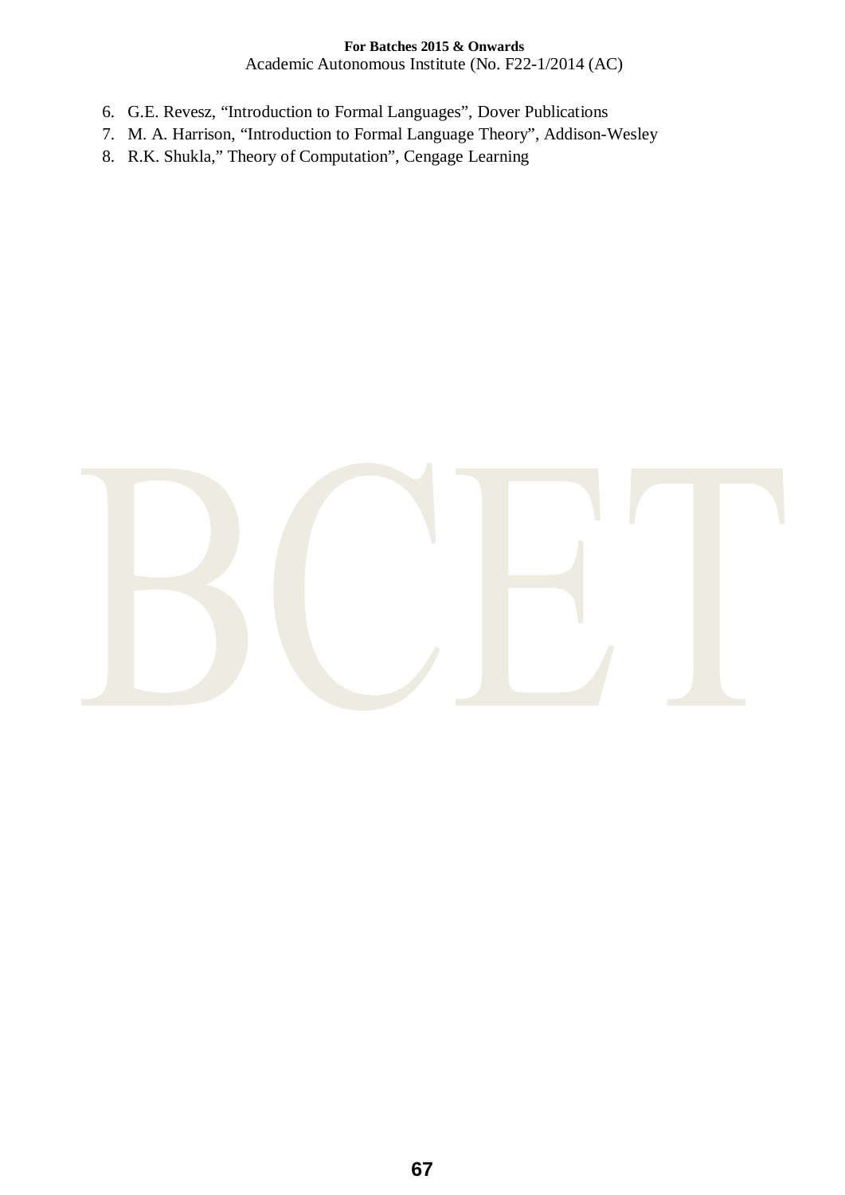6. G.E. Revesz, “Introduction to Formal Languages”, Dover Publications
7. M. A. Harrison, “Introduction to Formal Language Theory”, Addison-Wesley
8. R.K. Shukla,” Theory of Computation”, Cengage Learning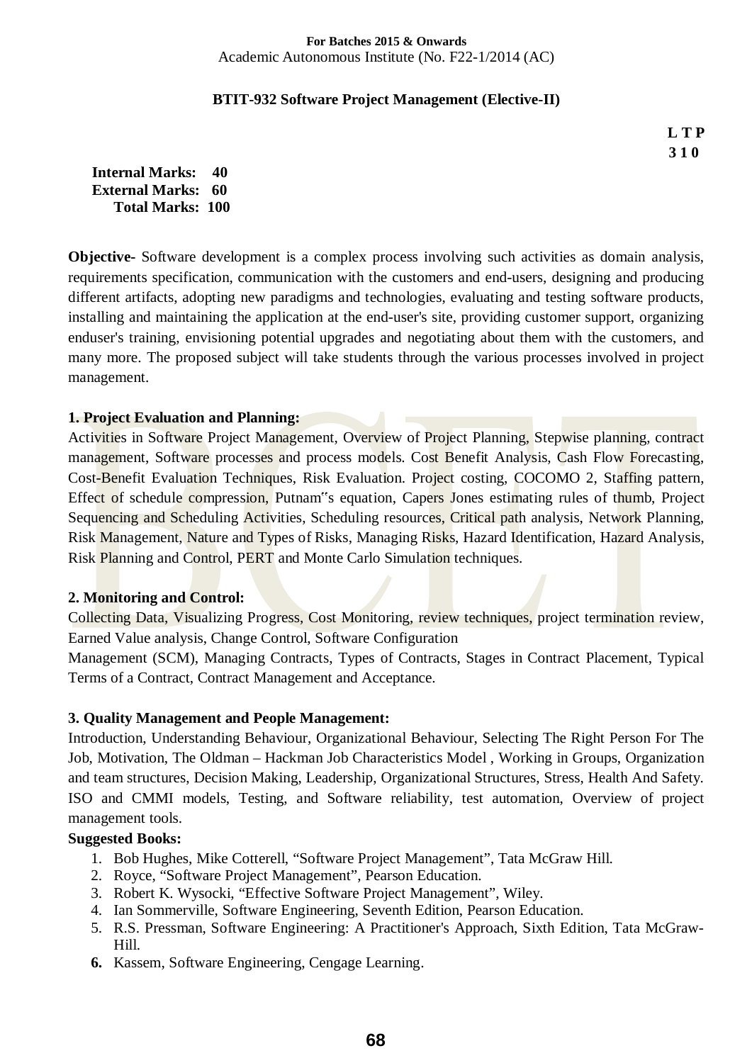**For Batches 2015 & Onwards**
Academic Autonomous Institute (No. F22-1/2014 (AC)

## BTIT-932 Software Project Management (Elective-II)

| L | T | P |
|---|---|---|
| 3 | 1 | 0 |

**Internal Marks: 40**
**External Marks: 60**
**Total Marks: 100**

**Objective-** Software development is a complex process involving such activities as domain analysis, requirements specification, communication with the customers and end-users, designing and producing different artifacts, adopting new paradigms and technologies, evaluating and testing software products, installing and maintaining the application at the end-user's site, providing customer support, organizing enduser's training, envisioning potential upgrades and negotiating about them with the customers, and many more. The proposed subject will take students through the various processes involved in project management.

### 1. Project Evaluation and Planning:

Activities in Software Project Management, Overview of Project Planning, Stepwise planning, contract management, Software processes and process models. Cost Benefit Analysis, Cash Flow Forecasting, Cost-Benefit Evaluation Techniques, Risk Evaluation. Project costing, COCOMO 2, Staffing pattern, Effect of schedule compression, Putnam‟s equation, Capers Jones estimating rules of thumb, Project Sequencing and Scheduling Activities, Scheduling resources, Critical path analysis, Network Planning, Risk Management, Nature and Types of Risks, Managing Risks, Hazard Identification, Hazard Analysis, Risk Planning and Control, PERT and Monte Carlo Simulation techniques.

### 2. Monitoring and Control:

Collecting Data, Visualizing Progress, Cost Monitoring, review techniques, project termination review, Earned Value analysis, Change Control, Software Configuration Management (SCM), Managing Contracts, Types of Contracts, Stages in Contract Placement, Typical Terms of a Contract, Contract Management and Acceptance.

### 3. Quality Management and People Management:

Introduction, Understanding Behaviour, Organizational Behaviour, Selecting The Right Person For The Job, Motivation, The Oldman – Hackman Job Characteristics Model , Working in Groups, Organization and team structures, Decision Making, Leadership, Organizational Structures, Stress, Health And Safety. ISO and CMMI models, Testing, and Software reliability, test automation, Overview of project management tools.

**Suggested Books:**

1. Bob Hughes, Mike Cotterell, "Software Project Management", Tata McGraw Hill.
2. Royce, "Software Project Management", Pearson Education.
3. Robert K. Wysocki, "Effective Software Project Management", Wiley.
4. Ian Sommerville, Software Engineering, Seventh Edition, Pearson Education.
5. R.S. Pressman, Software Engineering: A Practitioner's Approach, Sixth Edition, Tata McGraw-Hill.
6. Kassem, Software Engineering, Cengage Learning.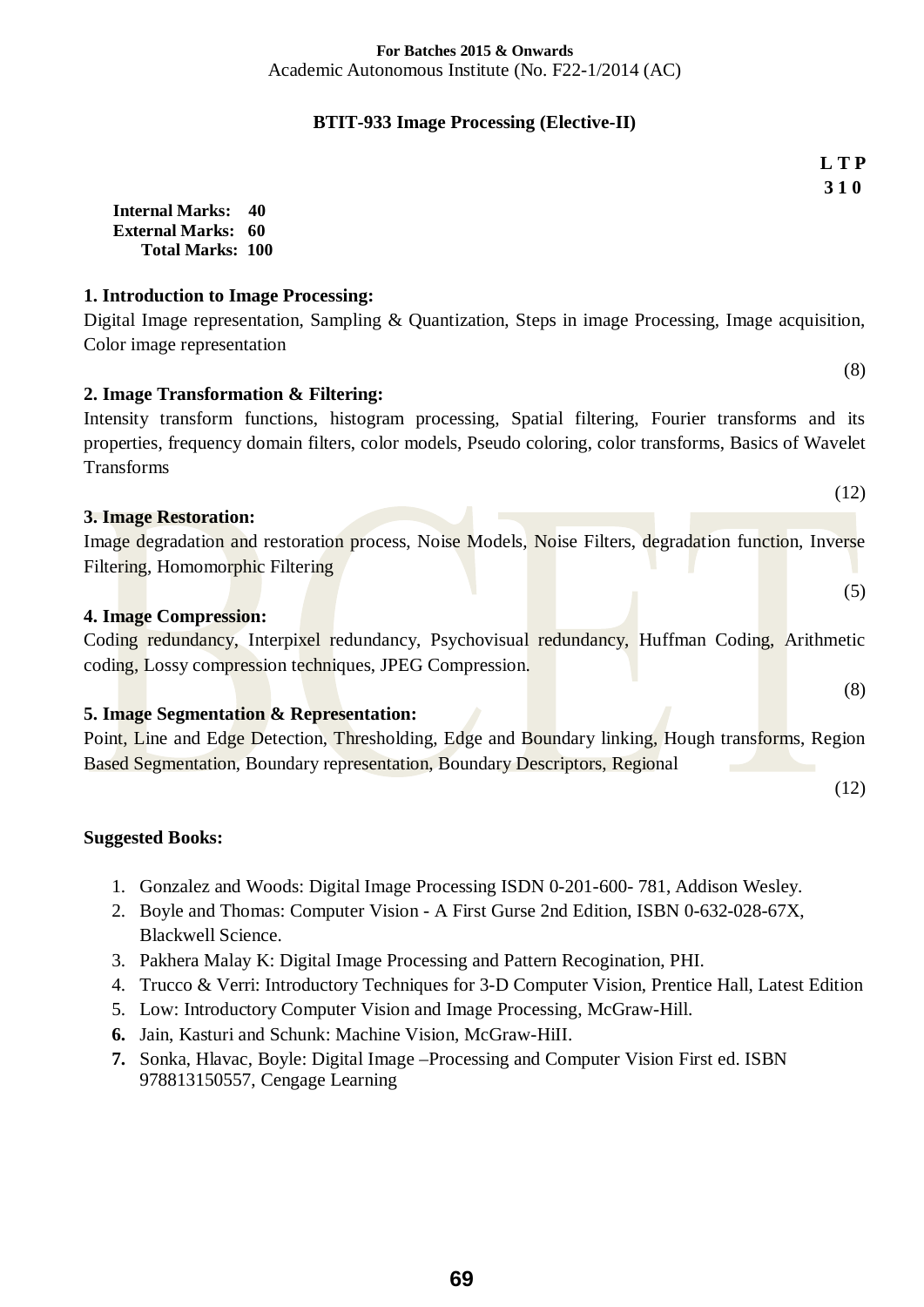**For Batches 2015 & Onwards**
Academic Autonomous Institute (No. F22-1/2014 (AC)

## BTIT-933 Image Processing (Elective-II)

**L T P**
**3 1 0**

**Internal Marks: 40**
**External Marks: 60**
**Total Marks: 100**

**1. Introduction to Image Processing:**
Digital Image representation, Sampling & Quantization, Steps in image Processing, Image acquisition, Color image representation

(8)

**2. Image Transformation & Filtering:**
Intensity transform functions, histogram processing, Spatial filtering, Fourier transforms and its properties, frequency domain filters, color models, Pseudo coloring, color transforms, Basics of Wavelet Transforms

(12)

**3. Image Restoration:**
Image degradation and restoration process, Noise Models, Noise Filters, degradation function, Inverse Filtering, Homomorphic Filtering

(5)

**4. Image Compression:**
Coding redundancy, Interpixel redundancy, Psychovisual redundancy, Huffman Coding, Arithmetic coding, Lossy compression techniques, JPEG Compression.

(8)

**5. Image Segmentation & Representation:**
Point, Line and Edge Detection, Thresholding, Edge and Boundary linking, Hough transforms, Region Based Segmentation, Boundary representation, Boundary Descriptors, Regional

(12)

**Suggested Books:**

1. Gonzalez and Woods: Digital Image Processing ISDN 0-201-600- 781, Addison Wesley.
2. Boyle and Thomas: Computer Vision - A First Gurse 2nd Edition, ISBN 0-632-028-67X, Blackwell Science.
3. Pakhera Malay K: Digital Image Processing and Pattern Recogination, PHI.
4. Trucco & Verri: Introductory Techniques for 3-D Computer Vision, Prentice Hall, Latest Edition
5. Low: Introductory Computer Vision and Image Processing, McGraw-Hill.
6. Jain, Kasturi and Schunk: Machine Vision, McGraw-HiII.
7. Sonka, Hlavac, Boyle: Digital Image –Processing and Computer Vision First ed. ISBN 978813150557, Cengage Learning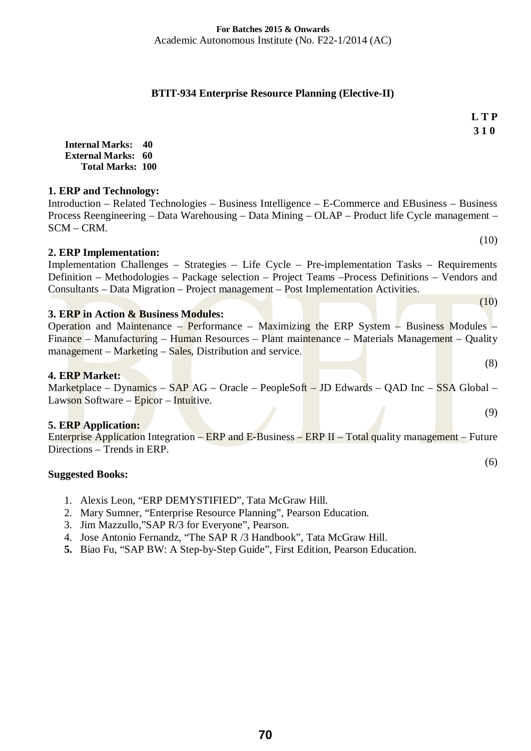**For Batches 2015 & Onwards**
Academic Autonomous Institute (No. F22-1/2014 (AC)

## BTIT-934 Enterprise Resource Planning (Elective-II)

**L T P**
**3 1 0**

**Internal Marks: 40**
**External Marks: 60**
**Total Marks: 100**

**1. ERP and Technology:**
Introduction – Related Technologies – Business Intelligence – E-Commerce and EBusiness – Business Process Reengineering – Data Warehousing – Data Mining – OLAP – Product life Cycle management – SCM – CRM.

(10)

**2. ERP Implementation:**
Implementation Challenges – Strategies – Life Cycle – Pre-implementation Tasks – Requirements Definition – Methodologies – Package selection – Project Teams –Process Definitions – Vendors and Consultants – Data Migration – Project management – Post Implementation Activities.

(10)

**3. ERP in Action & Business Modules:**
Operation and Maintenance – Performance – Maximizing the ERP System – Business Modules – Finance – Manufacturing – Human Resources – Plant maintenance – Materials Management – Quality management – Marketing – Sales, Distribution and service.

(8)

**4. ERP Market:**
Marketplace – Dynamics – SAP AG – Oracle – PeopleSoft – JD Edwards – QAD Inc – SSA Global – Lawson Software – Epicor – Intuitive.

(9)

**5. ERP Application:**
Enterprise Application Integration – ERP and E-Business – ERP II – Total quality management – Future Directions – Trends in ERP.

(6)

**Suggested Books:**

1. Alexis Leon, “ERP DEMYSTIFIED”, Tata McGraw Hill.
2. Mary Sumner, “Enterprise Resource Planning”, Pearson Education.
3. Jim Mazzullo,”SAP R/3 for Everyone”, Pearson.
4. Jose Antonio Fernandz, “The SAP R /3 Handbook”, Tata McGraw Hill.
5. Biao Fu, “SAP BW: A Step-by-Step Guide”, First Edition, Pearson Education.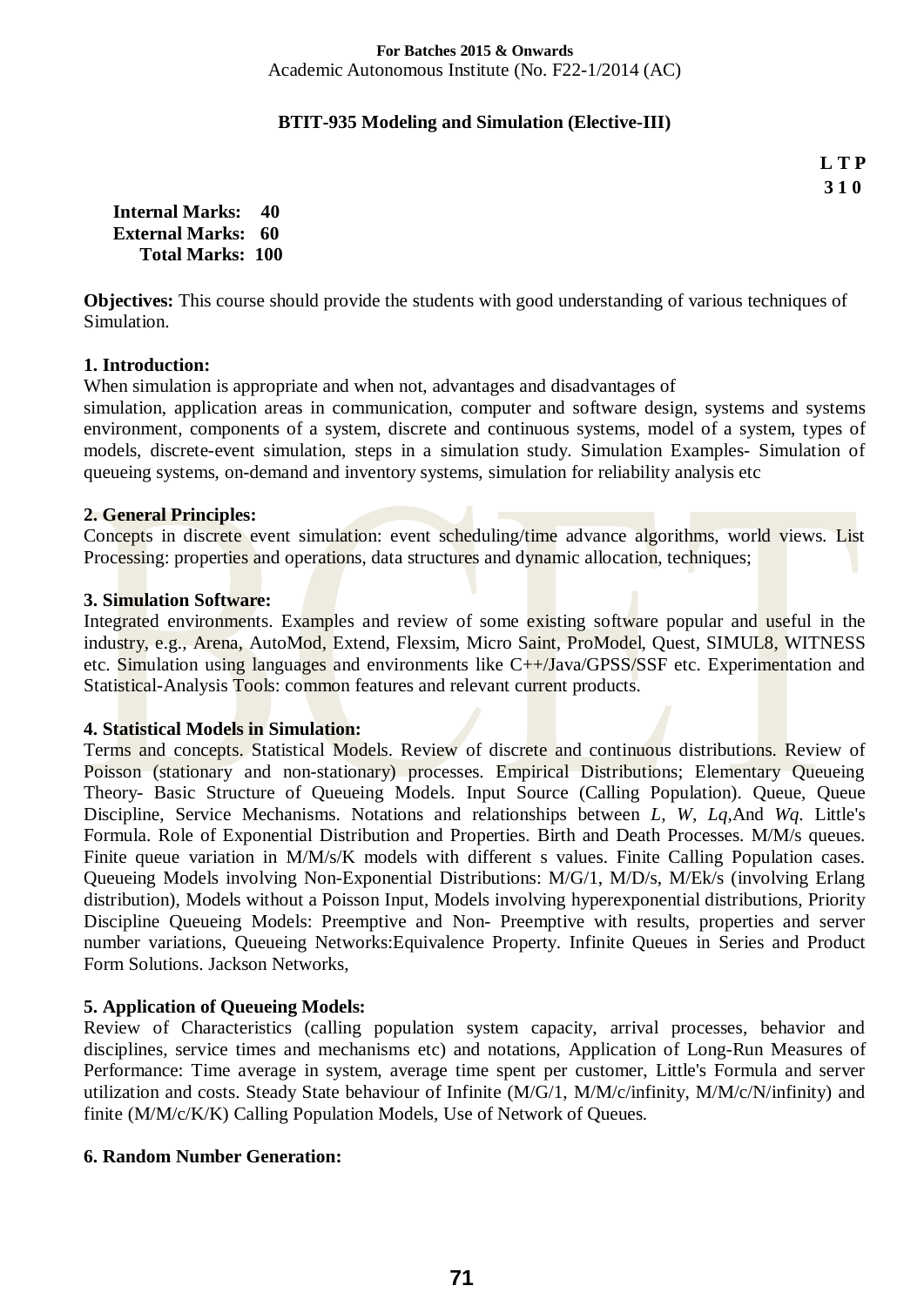**For Batches 2015 & Onwards**
Academic Autonomous Institute (No. F22-1/2014 (AC)

## BTIT-935 Modeling and Simulation (Elective-III)

**L T P**
**3 1 0**

**Internal Marks: 40**
**External Marks: 60**
**Total Marks: 100**

**Objectives:** This course should provide the students with good understanding of various techniques of Simulation.

**1. Introduction:**
When simulation is appropriate and when not, advantages and disadvantages of simulation, application areas in communication, computer and software design, systems and systems environment, components of a system, discrete and continuous systems, model of a system, types of models, discrete-event simulation, steps in a simulation study. Simulation Examples- Simulation of queueing systems, on-demand and inventory systems, simulation for reliability analysis etc

**2. General Principles:**
Concepts in discrete event simulation: event scheduling/time advance algorithms, world views. List Processing: properties and operations, data structures and dynamic allocation, techniques;

**3. Simulation Software:**
Integrated environments. Examples and review of some existing software popular and useful in the industry, e.g., Arena, AutoMod, Extend, Flexsim, Micro Saint, ProModel, Quest, SIMUL8, WITNESS etc. Simulation using languages and environments like C++/Java/GPSS/SSF etc. Experimentation and Statistical-Analysis Tools: common features and relevant current products.

**4. Statistical Models in Simulation:**
Terms and concepts. Statistical Models. Review of discrete and continuous distributions. Review of Poisson (stationary and non-stationary) processes. Empirical Distributions; Elementary Queueing Theory- Basic Structure of Queueing Models. Input Source (Calling Population). Queue, Queue Discipline, Service Mechanisms. Notations and relationships between $L$, $W$, $Lq$,And $Wq$. Little's Formula. Role of Exponential Distribution and Properties. Birth and Death Processes. M/M/s queues. Finite queue variation in M/M/s/K models with different s values. Finite Calling Population cases. Queueing Models involving Non-Exponential Distributions: M/G/1, M/D/s, M/Ek/s (involving Erlang distribution), Models without a Poisson Input, Models involving hyperexponential distributions, Priority Discipline Queueing Models: Preemptive and Non- Preemptive with results, properties and server number variations, Queueing Networks:Equivalence Property. Infinite Queues in Series and Product Form Solutions. Jackson Networks,

**5. Application of Queueing Models:**
Review of Characteristics (calling population system capacity, arrival processes, behavior and disciplines, service times and mechanisms etc) and notations, Application of Long-Run Measures of Performance: Time average in system, average time spent per customer, Little's Formula and server utilization and costs. Steady State behaviour of Infinite (M/G/1, M/M/c/infinity, M/M/c/N/infinity) and finite (M/M/c/K/K) Calling Population Models, Use of Network of Queues.

**6. Random Number Generation:**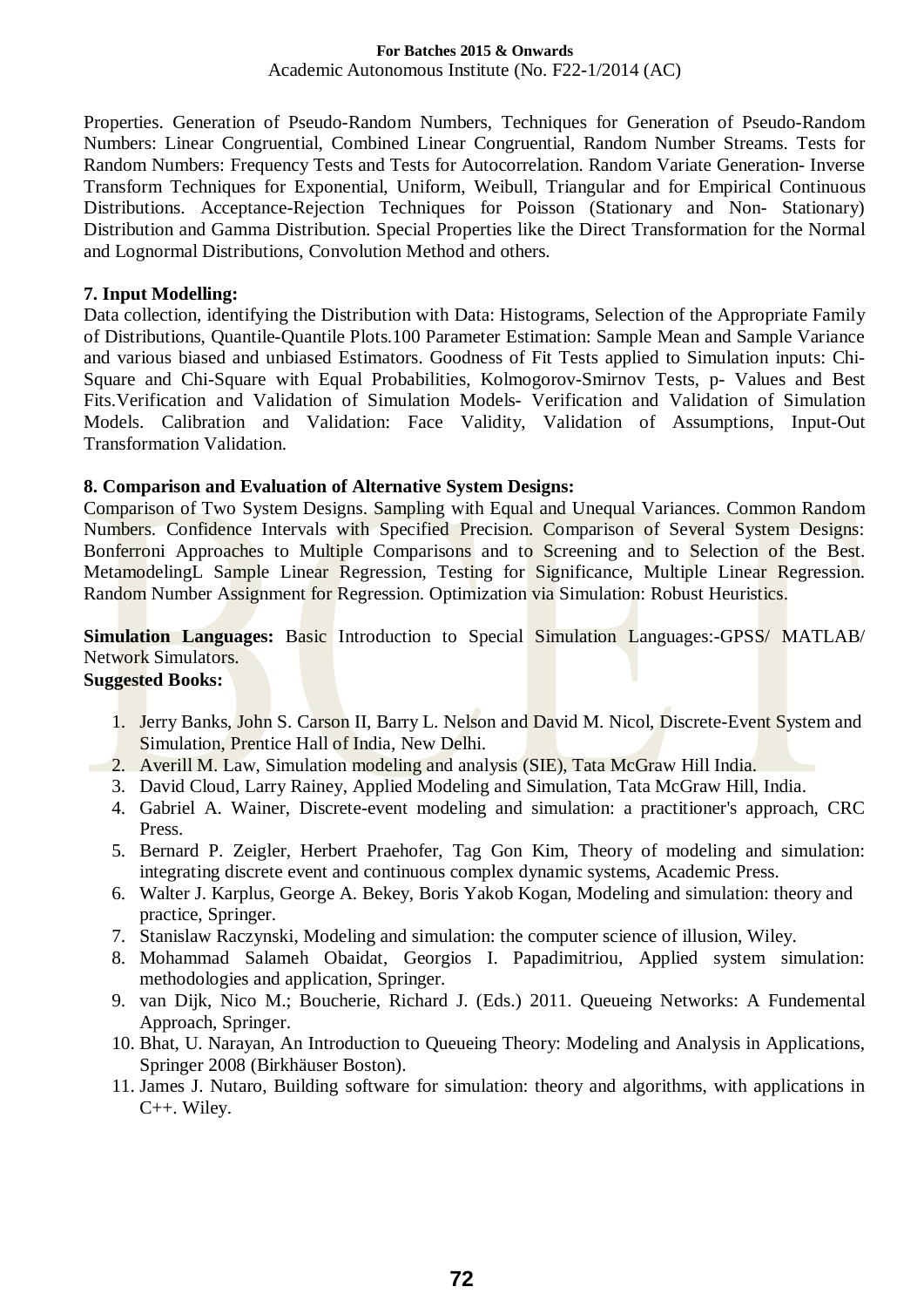Properties. Generation of Pseudo-Random Numbers, Techniques for Generation of Pseudo-Random Numbers: Linear Congruential, Combined Linear Congruential, Random Number Streams. Tests for Random Numbers: Frequency Tests and Tests for Autocorrelation. Random Variate Generation- Inverse Transform Techniques for Exponential, Uniform, Weibull, Triangular and for Empirical Continuous Distributions. Acceptance-Rejection Techniques for Poisson (Stationary and Non- Stationary) Distribution and Gamma Distribution. Special Properties like the Direct Transformation for the Normal and Lognormal Distributions, Convolution Method and others.

**7. Input Modelling:**

Data collection, identifying the Distribution with Data: Histograms, Selection of the Appropriate Family of Distributions, Quantile-Quantile Plots.100 Parameter Estimation: Sample Mean and Sample Variance and various biased and unbiased Estimators. Goodness of Fit Tests applied to Simulation inputs: Chi-Square and Chi-Square with Equal Probabilities, Kolmogorov-Smirnov Tests, p- Values and Best Fits.Verification and Validation of Simulation Models- Verification and Validation of Simulation Models. Calibration and Validation: Face Validity, Validation of Assumptions, Input-Out Transformation Validation.

**8. Comparison and Evaluation of Alternative System Designs:**

Comparison of Two System Designs. Sampling with Equal and Unequal Variances. Common Random Numbers. Confidence Intervals with Specified Precision. Comparison of Several System Designs: Bonferroni Approaches to Multiple Comparisons and to Screening and to Selection of the Best. MetamodelingL Sample Linear Regression, Testing for Significance, Multiple Linear Regression. Random Number Assignment for Regression. Optimization via Simulation: Robust Heuristics.

**Simulation Languages:** Basic Introduction to Special Simulation Languages:-GPSS/ MATLAB/ Network Simulators.

**Suggested Books:**

1. Jerry Banks, John S. Carson II, Barry L. Nelson and David M. Nicol, Discrete-Event System and Simulation, Prentice Hall of India, New Delhi.
2. Averill M. Law, Simulation modeling and analysis (SIE), Tata McGraw Hill India.
3. David Cloud, Larry Rainey, Applied Modeling and Simulation, Tata McGraw Hill, India.
4. Gabriel A. Wainer, Discrete-event modeling and simulation: a practitioner's approach, CRC Press.
5. Bernard P. Zeigler, Herbert Praehofer, Tag Gon Kim, Theory of modeling and simulation: integrating discrete event and continuous complex dynamic systems, Academic Press.
6. Walter J. Karplus, George A. Bekey, Boris Yakob Kogan, Modeling and simulation: theory and practice, Springer.
7. Stanislaw Raczynski, Modeling and simulation: the computer science of illusion, Wiley.
8. Mohammad Salameh Obaidat, Georgios I. Papadimitriou, Applied system simulation: methodologies and application, Springer.
9. van Dijk, Nico M.; Boucherie, Richard J. (Eds.) 2011. Queueing Networks: A Fundemental Approach, Springer.
10. Bhat, U. Narayan, An Introduction to Queueing Theory: Modeling and Analysis in Applications, Springer 2008 (Birkhäuser Boston).
11. James J. Nutaro, Building software for simulation: theory and algorithms, with applications in C++. Wiley.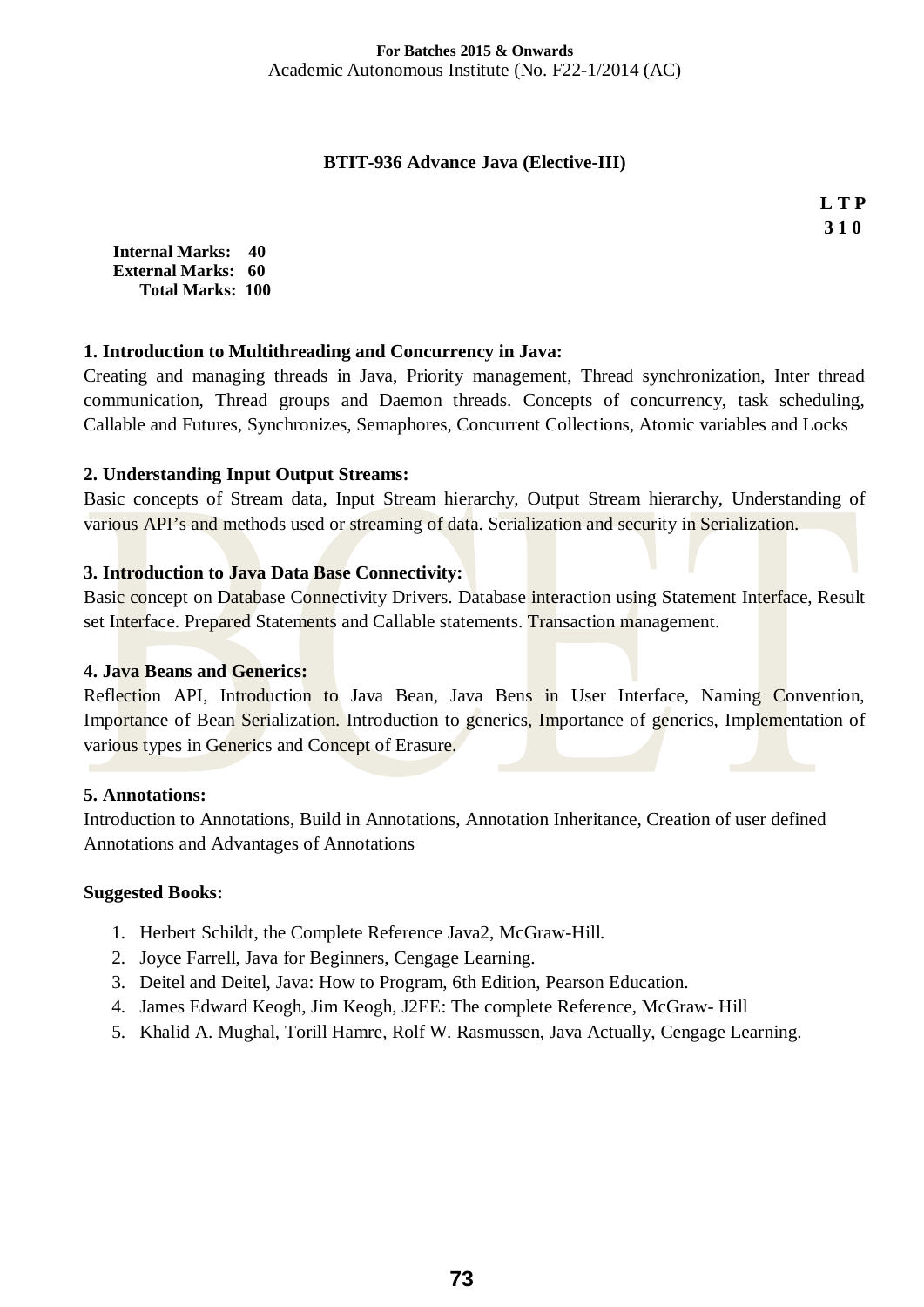**For Batches 2015 & Onwards**
Academic Autonomous Institute (No. F22-1/2014 (AC)

## BTIT-936 Advance Java (Elective-III)

**L T P**
**3 1 0**

**Internal Marks: 40**
**External Marks: 60**
**Total Marks: 100**

### 1. Introduction to Multithreading and Concurrency in Java:

Creating and managing threads in Java, Priority management, Thread synchronization, Inter thread communication, Thread groups and Daemon threads. Concepts of concurrency, task scheduling, Callable and Futures, Synchronizes, Semaphores, Concurrent Collections, Atomic variables and Locks

### 2. Understanding Input Output Streams:

Basic concepts of Stream data, Input Stream hierarchy, Output Stream hierarchy, Understanding of various API's and methods used or streaming of data. Serialization and security in Serialization.

### 3. Introduction to Java Data Base Connectivity:

Basic concept on Database Connectivity Drivers. Database interaction using Statement Interface, Result set Interface. Prepared Statements and Callable statements. Transaction management.

### 4. Java Beans and Generics:

Reflection API, Introduction to Java Bean, Java Bens in User Interface, Naming Convention, Importance of Bean Serialization. Introduction to generics, Importance of generics, Implementation of various types in Generics and Concept of Erasure.

### 5. Annotations:

Introduction to Annotations, Build in Annotations, Annotation Inheritance, Creation of user defined Annotations and Advantages of Annotations

### Suggested Books:

1. Herbert Schildt, the Complete Reference Java2, McGraw-Hill.
2. Joyce Farrell, Java for Beginners, Cengage Learning.
3. Deitel and Deitel, Java: How to Program, 6th Edition, Pearson Education.
4. James Edward Keogh, Jim Keogh, J2EE: The complete Reference, McGraw- Hill
5. Khalid A. Mughal, Torill Hamre, Rolf W. Rasmussen, Java Actually, Cengage Learning.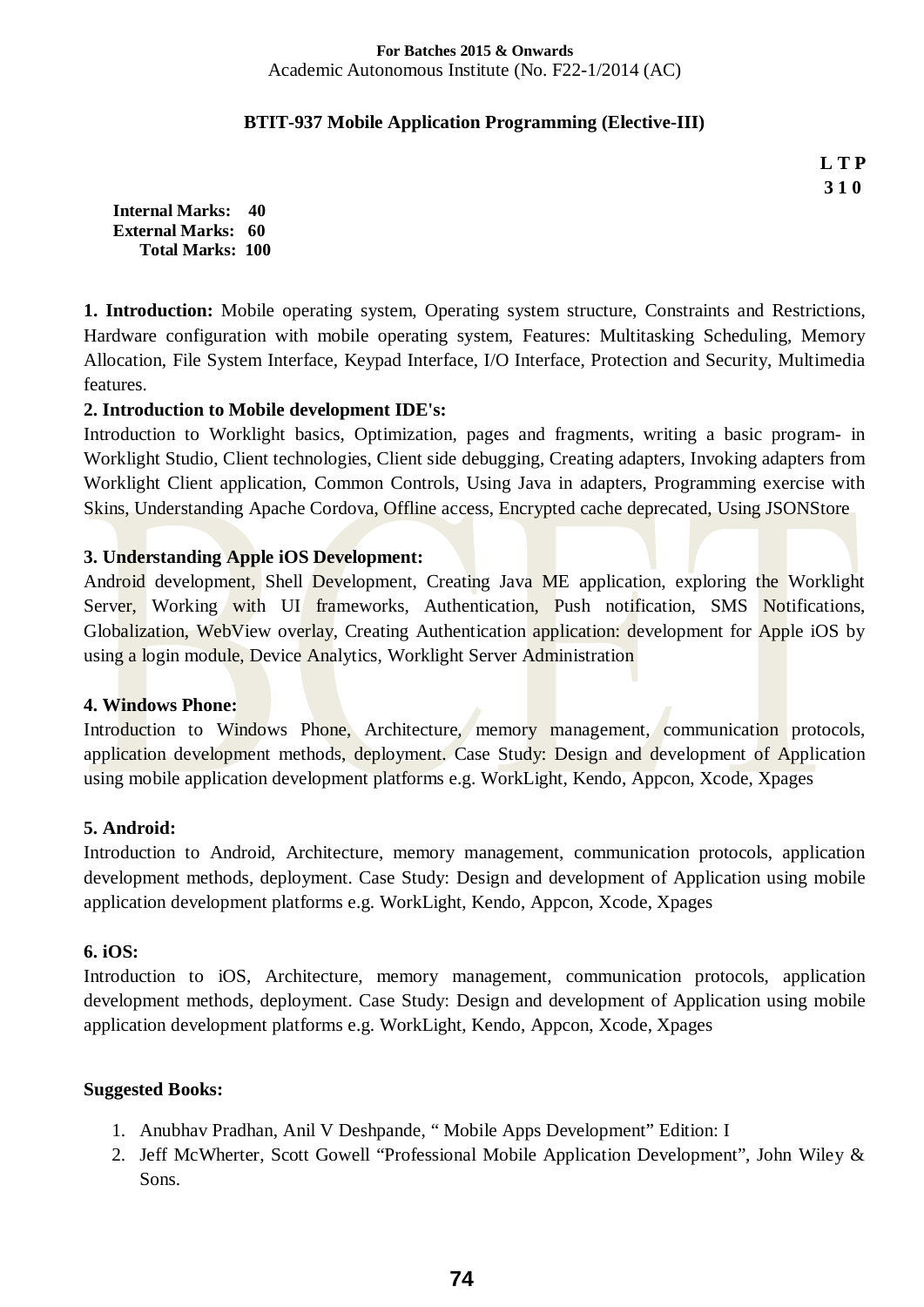**For Batches 2015 & Onwards**
Academic Autonomous Institute (No. F22-1/2014 (AC)

## BTIT-937 Mobile Application Programming (Elective-III)

**L T P**
**3 1 0**

**Internal Marks: 40**
**External Marks: 60**
**Total Marks: 100**

**1. Introduction:** Mobile operating system, Operating system structure, Constraints and Restrictions, Hardware configuration with mobile operating system, Features: Multitasking Scheduling, Memory Allocation, File System Interface, Keypad Interface, I/O Interface, Protection and Security, Multimedia features.

**2. Introduction to Mobile development IDE's:**
Introduction to Worklight basics, Optimization, pages and fragments, writing a basic program- in Worklight Studio, Client technologies, Client side debugging, Creating adapters, Invoking adapters from Worklight Client application, Common Controls, Using Java in adapters, Programming exercise with Skins, Understanding Apache Cordova, Offline access, Encrypted cache deprecated, Using JSONStore

**3. Understanding Apple iOS Development:**
Android development, Shell Development, Creating Java ME application, exploring the Worklight Server, Working with UI frameworks, Authentication, Push notification, SMS Notifications, Globalization, WebView overlay, Creating Authentication application: development for Apple iOS by using a login module, Device Analytics, Worklight Server Administration

**4. Windows Phone:**
Introduction to Windows Phone, Architecture, memory management, communication protocols, application development methods, deployment. Case Study: Design and development of Application using mobile application development platforms e.g. WorkLight, Kendo, Appcon, Xcode, Xpages

**5. Android:**
Introduction to Android, Architecture, memory management, communication protocols, application development methods, deployment. Case Study: Design and development of Application using mobile application development platforms e.g. WorkLight, Kendo, Appcon, Xcode, Xpages

**6. iOS:**
Introduction to iOS, Architecture, memory management, communication protocols, application development methods, deployment. Case Study: Design and development of Application using mobile application development platforms e.g. WorkLight, Kendo, Appcon, Xcode, Xpages

**Suggested Books:**

1. Anubhav Pradhan, Anil V Deshpande, " Mobile Apps Development" Edition: I
2. Jeff McWherter, Scott Gowell "Professional Mobile Application Development", John Wiley & Sons.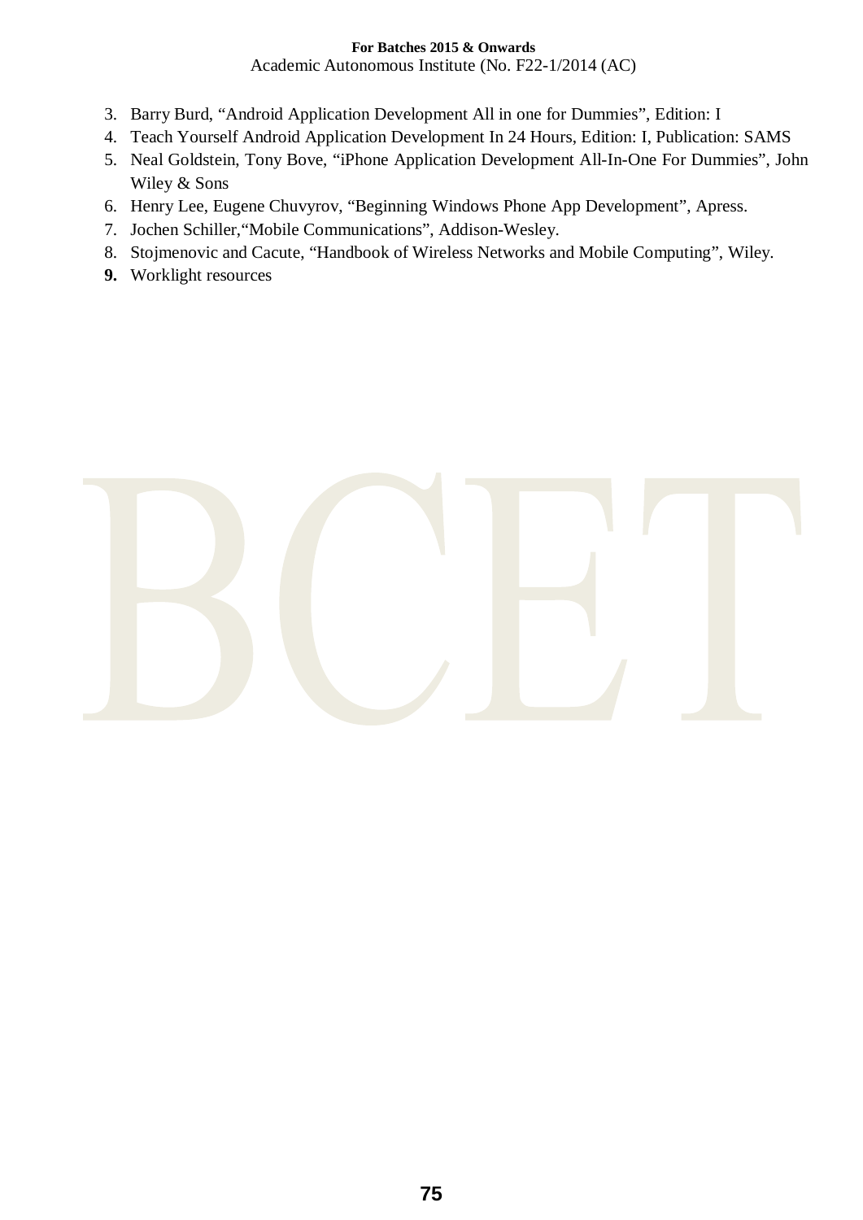3. Barry Burd, “Android Application Development All in one for Dummies”, Edition: I
4. Teach Yourself Android Application Development In 24 Hours, Edition: I, Publication: SAMS
5. Neal Goldstein, Tony Bove, “iPhone Application Development All-In-One For Dummies”, John Wiley & Sons
6. Henry Lee, Eugene Chuvyrov, “Beginning Windows Phone App Development”, Apress.
7. Jochen Schiller,“Mobile Communications”, Addison-Wesley.
8. Stojmenovic and Cacute, “Handbook of Wireless Networks and Mobile Computing”, Wiley.
9. Worklight resources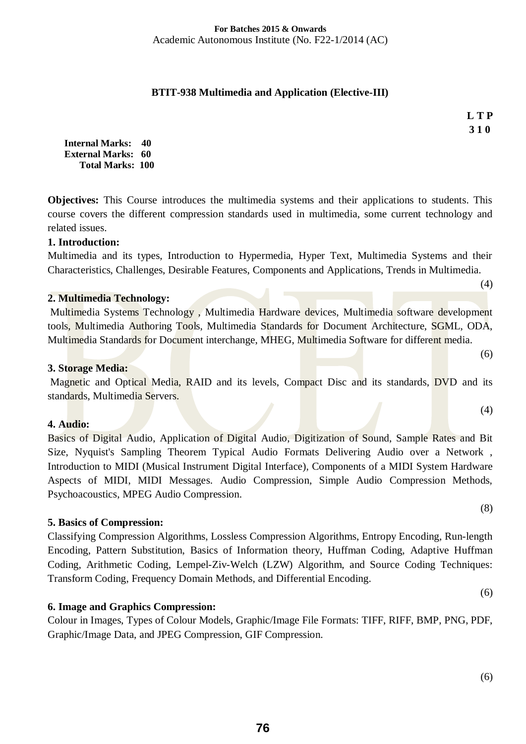**For Batches 2015 & Onwards**
Academic Autonomous Institute (No. F22-1/2014 (AC)

## BTIT-938 Multimedia and Application (Elective-III)

**L T P**
**3 1 0**

**Internal Marks: 40**
**External Marks: 60**
**Total Marks: 100**

**Objectives:** This Course introduces the multimedia systems and their applications to students. This course covers the different compression standards used in multimedia, some current technology and related issues.

### 1. Introduction:

Multimedia and its types, Introduction to Hypermedia, Hyper Text, Multimedia Systems and their Characteristics, Challenges, Desirable Features, Components and Applications, Trends in Multimedia.

(4)

### 2. Multimedia Technology:

Multimedia Systems Technology , Multimedia Hardware devices, Multimedia software development tools, Multimedia Authoring Tools, Multimedia Standards for Document Architecture, SGML, ODA, Multimedia Standards for Document interchange, MHEG, Multimedia Software for different media.

(6)

### 3. Storage Media:

Magnetic and Optical Media, RAID and its levels, Compact Disc and its standards, DVD and its standards, Multimedia Servers.

(4)

### 4. Audio:

Basics of Digital Audio, Application of Digital Audio, Digitization of Sound, Sample Rates and Bit Size, Nyquist's Sampling Theorem Typical Audio Formats Delivering Audio over a Network , Introduction to MIDI (Musical Instrument Digital Interface), Components of a MIDI System Hardware Aspects of MIDI, MIDI Messages. Audio Compression, Simple Audio Compression Methods, Psychoacoustics, MPEG Audio Compression.

(8)

### 5. Basics of Compression:

Classifying Compression Algorithms, Lossless Compression Algorithms, Entropy Encoding, Run-length Encoding, Pattern Substitution, Basics of Information theory, Huffman Coding, Adaptive Huffman Coding, Arithmetic Coding, Lempel-Ziv-Welch (LZW) Algorithm, and Source Coding Techniques: Transform Coding, Frequency Domain Methods, and Differential Encoding.

(6)

### 6. Image and Graphics Compression:

Colour in Images, Types of Colour Models, Graphic/Image File Formats: TIFF, RIFF, BMP, PNG, PDF, Graphic/Image Data, and JPEG Compression, GIF Compression.

(6)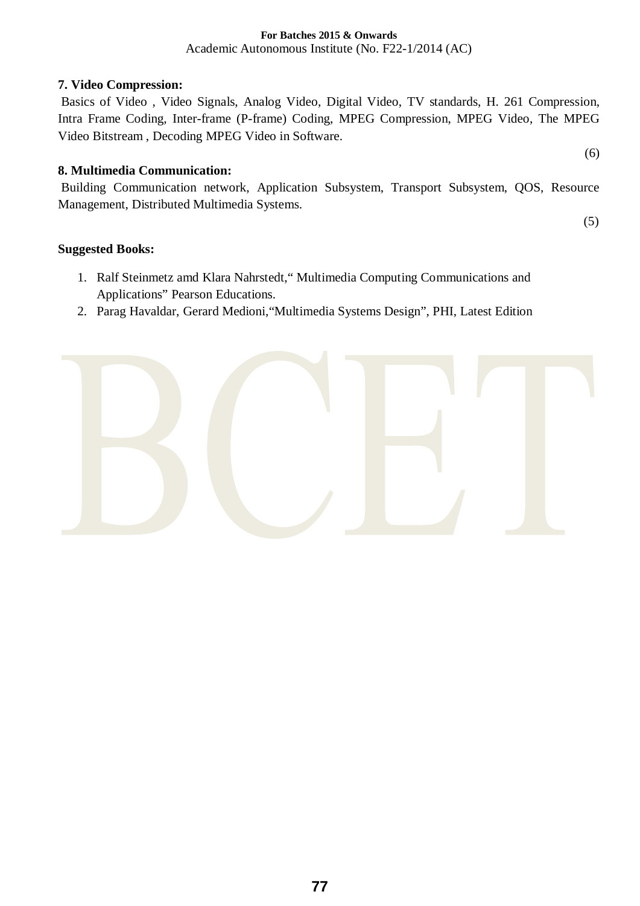**7. Video Compression:**

Basics of Video , Video Signals, Analog Video, Digital Video, TV standards, H. 261 Compression, Intra Frame Coding, Inter-frame (P-frame) Coding, MPEG Compression, MPEG Video, The MPEG Video Bitstream , Decoding MPEG Video in Software.

(6)

**8. Multimedia Communication:**

Building Communication network, Application Subsystem, Transport Subsystem, QOS, Resource Management, Distributed Multimedia Systems.

(5)

**Suggested Books:**

1. Ralf Steinmetz amd Klara Nahrstedt,“ Multimedia Computing Communications and Applications” Pearson Educations.
2. Parag Havaldar, Gerard Medioni,“Multimedia Systems Design”, PHI, Latest Edition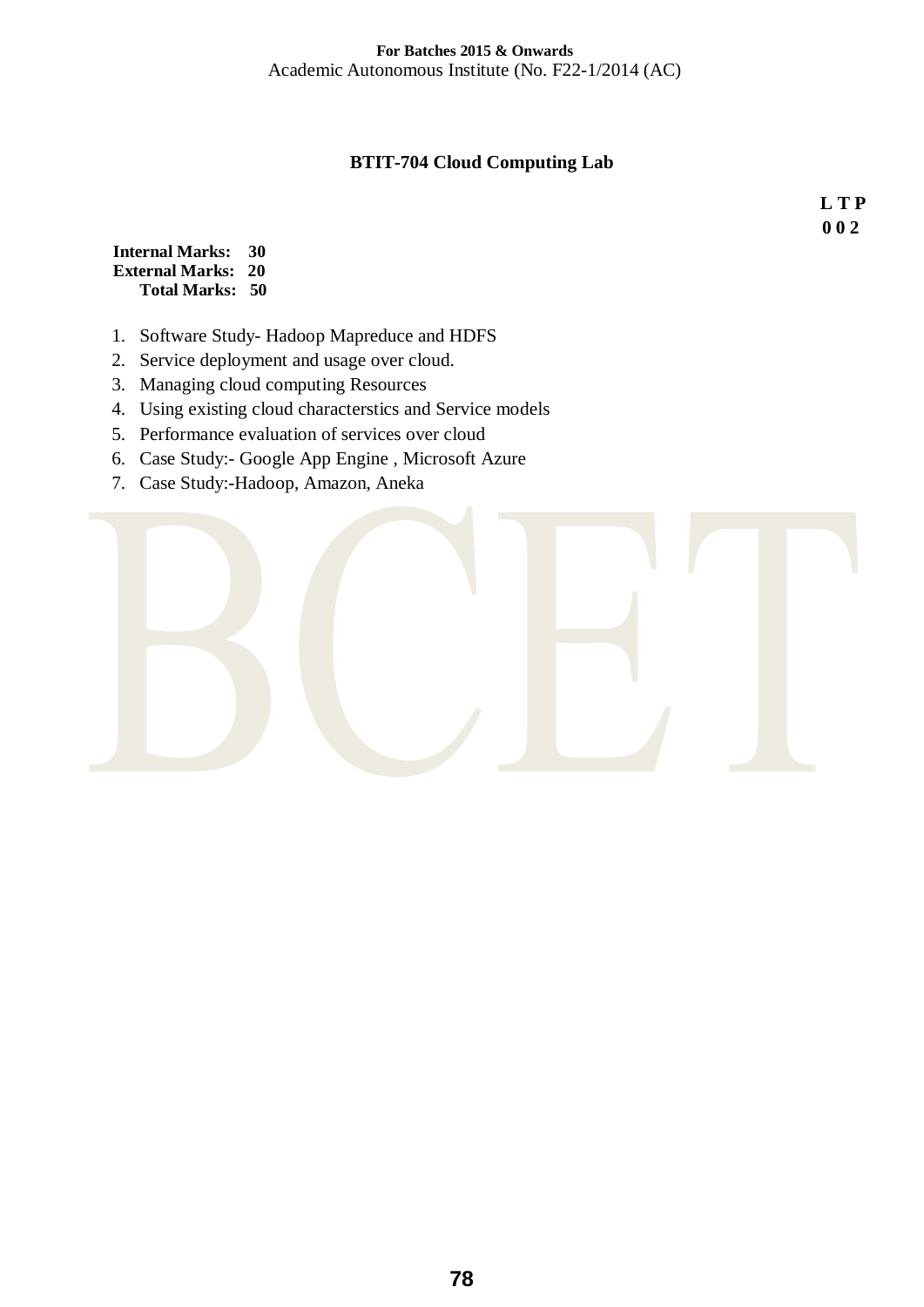**For Batches 2015 & Onwards**
Academic Autonomous Institute (No. F22-1/2014 (AC)

## BTIT-704 Cloud Computing Lab

**L T P**
**0 0 2**

**Internal Marks: 30**
**External Marks: 20**
**Total Marks: 50**

1. Software Study- Hadoop Mapreduce and HDFS
2. Service deployment and usage over cloud.
3. Managing cloud computing Resources
4. Using existing cloud characterstics and Service models
5. Performance evaluation of services over cloud
6. Case Study:- Google App Engine , Microsoft Azure
7. Case Study:-Hadoop, Amazon, Aneka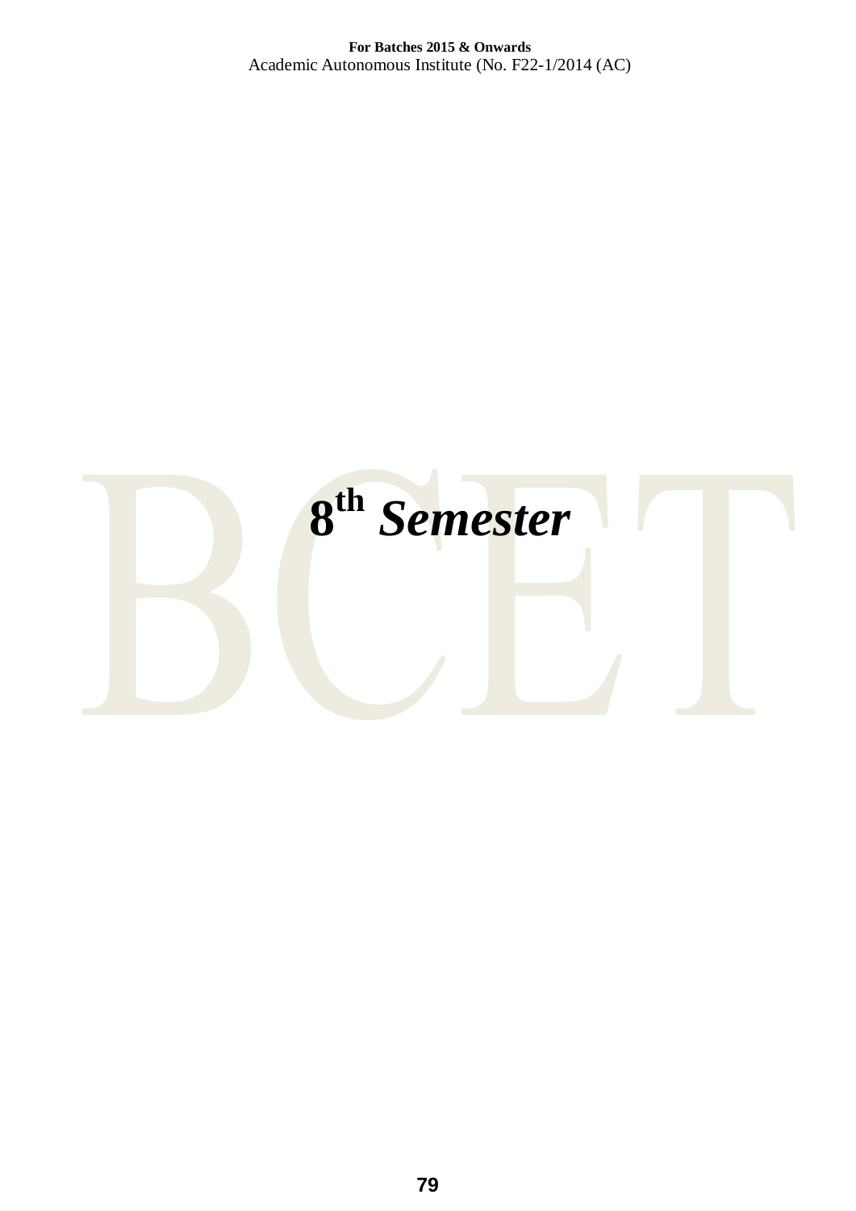# 8th *Semester*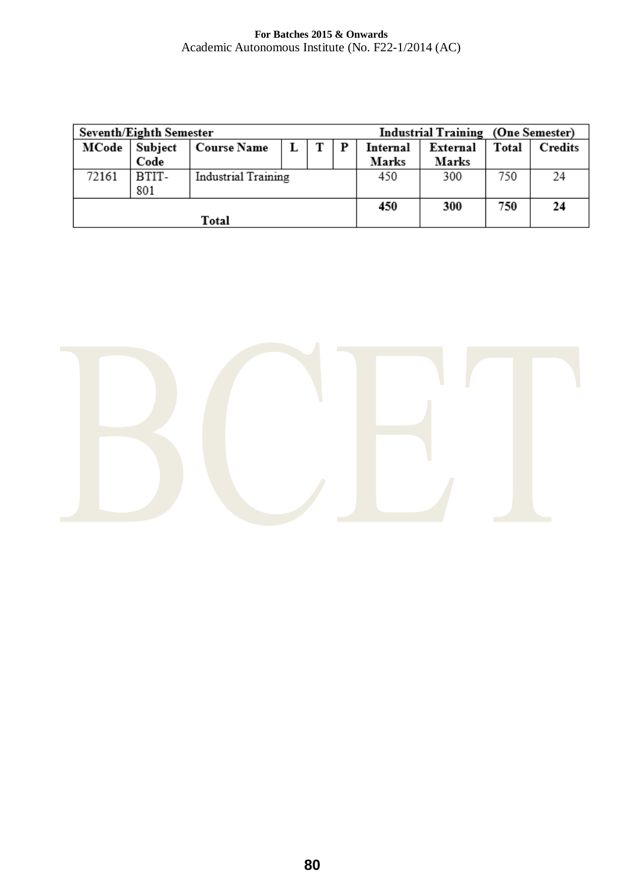| Seventh/Eighth Semester | | | | | | Industrial Training (One Semester) | | | |
|---|---|---|---|---|---|---|---|---|---|
| MCode | Subject Code | Course Name | L | T | P | Internal Marks | External Marks | Total | Credits |
| 72161 | BTIT-801 | Industrial Training | | | | 450 | 300 | 750 | 24 |
| Total | | | | | | **450** | **300** | **750** | **24** |